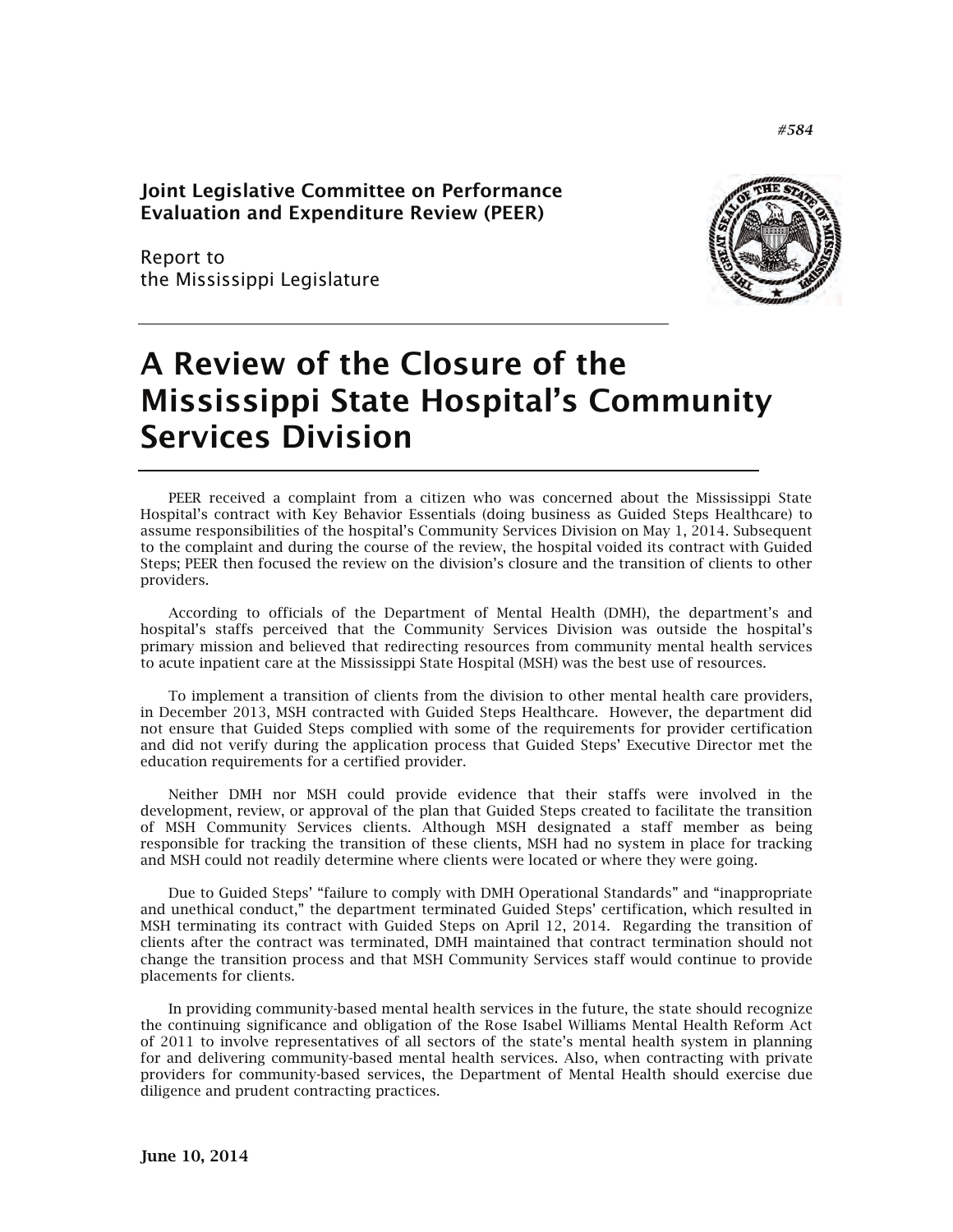*#584*

**Joint Legislative Committee on Performance Evaluation and Expenditure Review (PEER)**

Report to
the Mississippi Legislature

# A Review of the Closure of the Mississippi State Hospital's Community Services Division

PEER received a complaint from a citizen who was concerned about the Mississippi State Hospital's contract with Key Behavior Essentials (doing business as Guided Steps Healthcare) to assume responsibilities of the hospital's Community Services Division on May 1, 2014. Subsequent to the complaint and during the course of the review, the hospital voided its contract with Guided Steps; PEER then focused the review on the division's closure and the transition of clients to other providers.

According to officials of the Department of Mental Health (DMH), the department's and hospital's staffs perceived that the Community Services Division was outside the hospital's primary mission and believed that redirecting resources from community mental health services to acute inpatient care at the Mississippi State Hospital (MSH) was the best use of resources.

To implement a transition of clients from the division to other mental health care providers, in December 2013, MSH contracted with Guided Steps Healthcare. However, the department did not ensure that Guided Steps complied with some of the requirements for provider certification and did not verify during the application process that Guided Steps' Executive Director met the education requirements for a certified provider.

Neither DMH nor MSH could provide evidence that their staffs were involved in the development, review, or approval of the plan that Guided Steps created to facilitate the transition of MSH Community Services clients. Although MSH designated a staff member as being responsible for tracking the transition of these clients, MSH had no system in place for tracking and MSH could not readily determine where clients were located or where they were going.

Due to Guided Steps' "failure to comply with DMH Operational Standards" and "inappropriate and unethical conduct," the department terminated Guided Steps' certification, which resulted in MSH terminating its contract with Guided Steps on April 12, 2014. Regarding the transition of clients after the contract was terminated, DMH maintained that contract termination should not change the transition process and that MSH Community Services staff would continue to provide placements for clients.

In providing community-based mental health services in the future, the state should recognize the continuing significance and obligation of the Rose Isabel Williams Mental Health Reform Act of 2011 to involve representatives of all sectors of the state's mental health system in planning for and delivering community-based mental health services. Also, when contracting with private providers for community-based services, the Department of Mental Health should exercise due diligence and prudent contracting practices.

**June 10, 2014**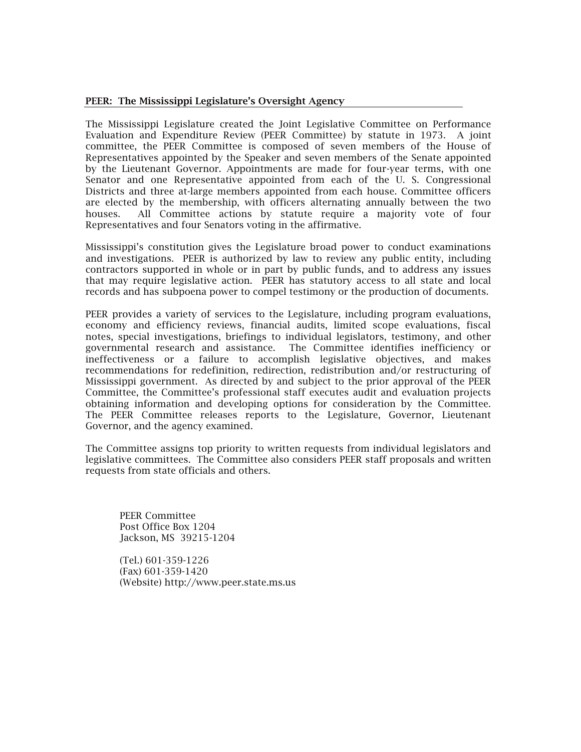## PEER: The Mississippi Legislature's Oversight Agency

The Mississippi Legislature created the Joint Legislative Committee on Performance Evaluation and Expenditure Review (PEER Committee) by statute in 1973. A joint committee, the PEER Committee is composed of seven members of the House of Representatives appointed by the Speaker and seven members of the Senate appointed by the Lieutenant Governor. Appointments are made for four-year terms, with one Senator and one Representative appointed from each of the U. S. Congressional Districts and three at-large members appointed from each house. Committee officers are elected by the membership, with officers alternating annually between the two houses. All Committee actions by statute require a majority vote of four Representatives and four Senators voting in the affirmative.

Mississippi's constitution gives the Legislature broad power to conduct examinations and investigations. PEER is authorized by law to review any public entity, including contractors supported in whole or in part by public funds, and to address any issues that may require legislative action. PEER has statutory access to all state and local records and has subpoena power to compel testimony or the production of documents.

PEER provides a variety of services to the Legislature, including program evaluations, economy and efficiency reviews, financial audits, limited scope evaluations, fiscal notes, special investigations, briefings to individual legislators, testimony, and other governmental research and assistance. The Committee identifies inefficiency or ineffectiveness or a failure to accomplish legislative objectives, and makes recommendations for redefinition, redirection, redistribution and/or restructuring of Mississippi government. As directed by and subject to the prior approval of the PEER Committee, the Committee's professional staff executes audit and evaluation projects obtaining information and developing options for consideration by the Committee. The PEER Committee releases reports to the Legislature, Governor, Lieutenant Governor, and the agency examined.

The Committee assigns top priority to written requests from individual legislators and legislative committees. The Committee also considers PEER staff proposals and written requests from state officials and others.

PEER Committee
Post Office Box 1204
Jackson, MS 39215-1204

(Tel.) 601-359-1226
(Fax) 601-359-1420
(Website) http://www.peer.state.ms.us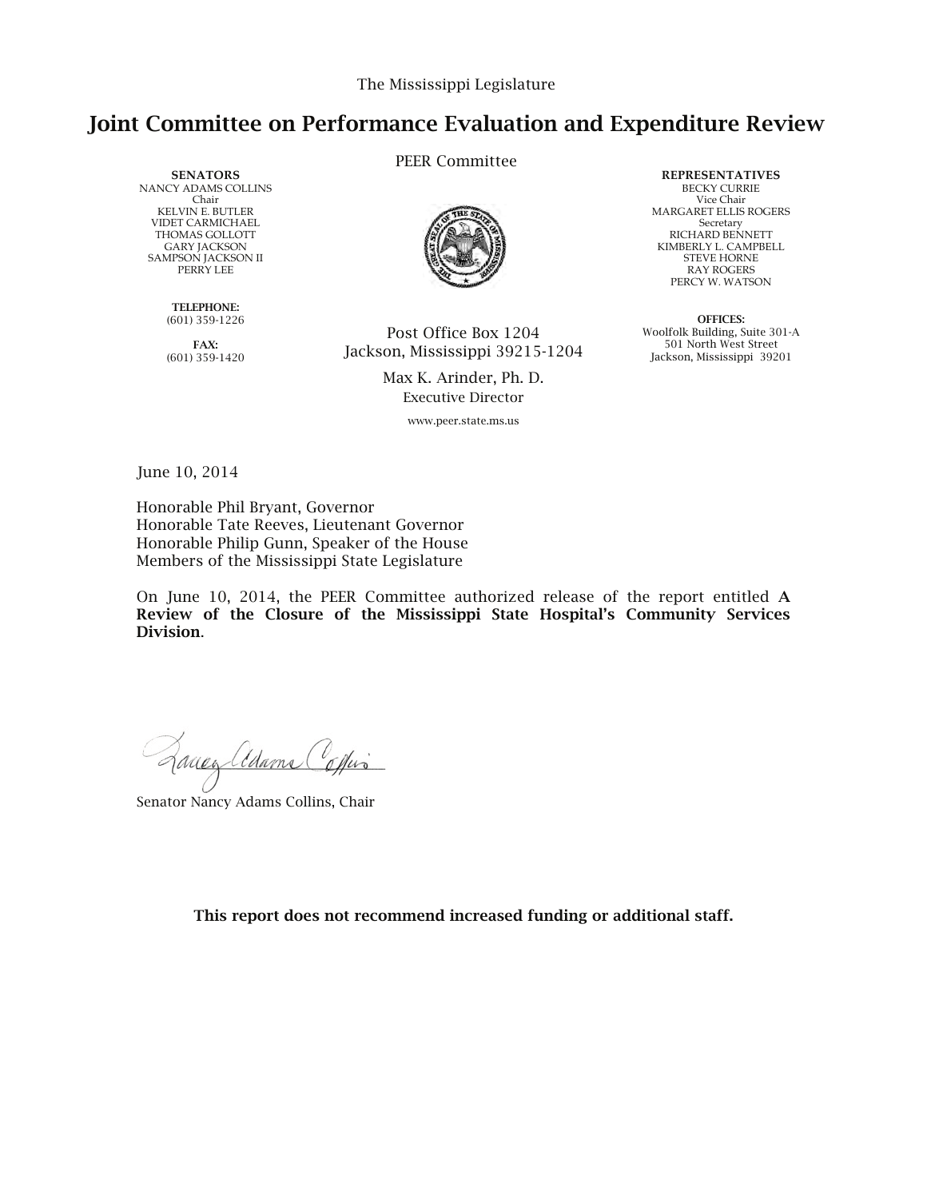The Mississippi Legislature

# Joint Committee on Performance Evaluation and Expenditure Review

PEER Committee

**SENATORS**
NANCY ADAMS COLLINS
Chair
KELVIN E. BUTLER
VIDET CARMICHAEL
THOMAS GOLLOTT
GARY JACKSON
SAMPSON JACKSON II
PERRY LEE

**TELEPHONE:**
(601) 359-1226

**FAX:**
(601) 359-1420

Post Office Box 1204
Jackson, Mississippi 39215-1204

Max K. Arinder, Ph. D.
Executive Director

www.peer.state.ms.us

**REPRESENTATIVES**
BECKY CURRIE
Vice Chair
MARGARET ELLIS ROGERS
Secretary
RICHARD BENNETT
KIMBERLY L. CAMPBELL
STEVE HORNE
RAY ROGERS
PERCY W. WATSON

**OFFICES:**
Woolfolk Building, Suite 301-A
501 North West Street
Jackson, Mississippi 39201

June 10, 2014

Honorable Phil Bryant, Governor
Honorable Tate Reeves, Lieutenant Governor
Honorable Philip Gunn, Speaker of the House
Members of the Mississippi State Legislature

On June 10, 2014, the PEER Committee authorized release of the report entitled **A Review of the Closure of the Mississippi State Hospital's Community Services Division**.

Senator Nancy Adams Collins, Chair

**This report does not recommend increased funding or additional staff.**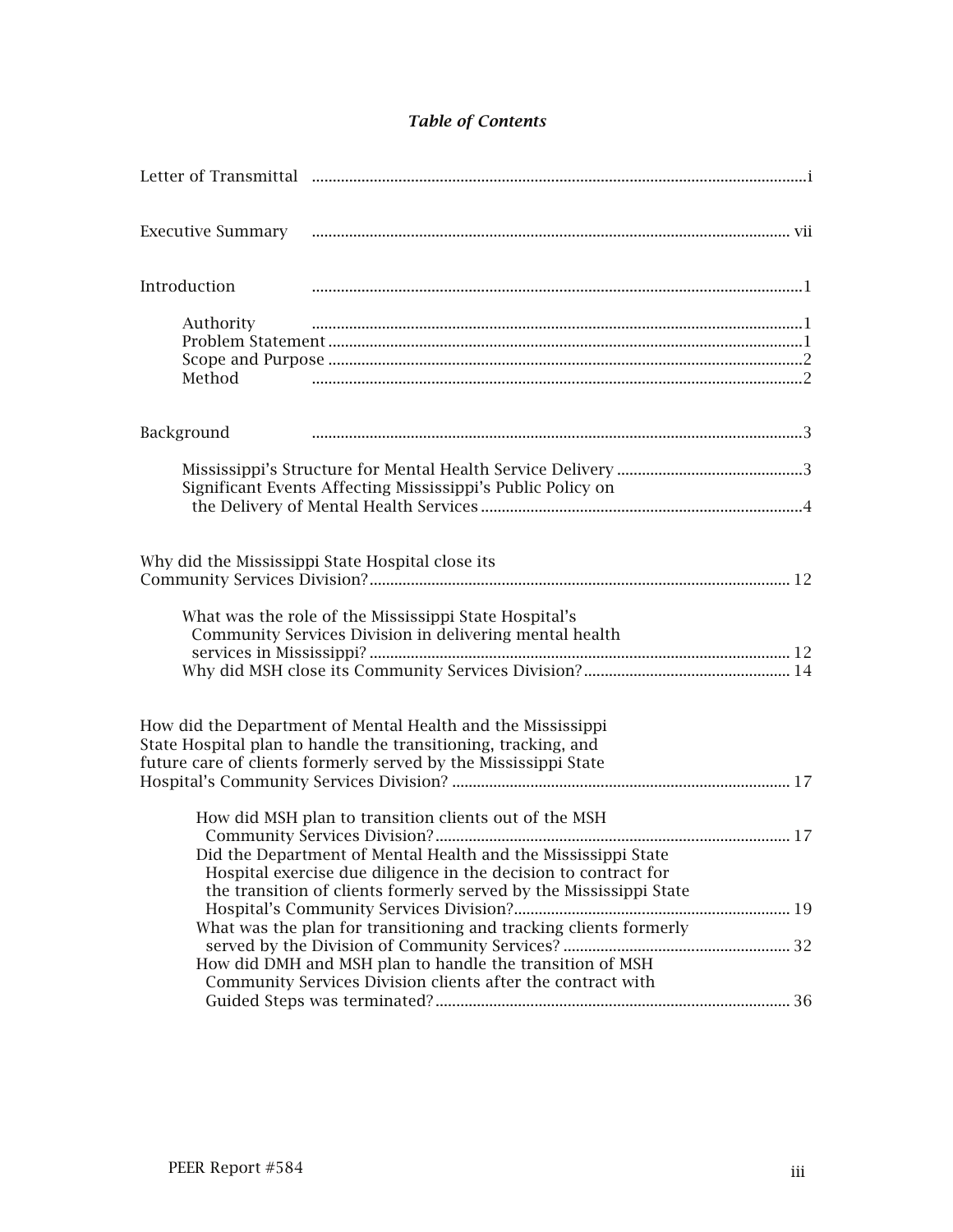## *Table of Contents*

Letter of Transmittal ....................................................................................................i

Executive Summary ................................................................................................... vii

Introduction .....................................................................................................1

- Authority .....................................................................................................1
- Problem Statement .................................................................................................1
- Scope and Purpose .................................................................................................2
- Method .....................................................................................................2

Background .....................................................................................................3

- Mississippi's Structure for Mental Health Service Delivery ............................................3
- Significant Events Affecting Mississippi's Public Policy on the Delivery of Mental Health Services .............................................................................4

Why did the Mississippi State Hospital close its Community Services Division?.................................................................................................... 12

- What was the role of the Mississippi State Hospital's Community Services Division in delivering mental health services in Mississippi?.................................................................................................... 12
- Why did MSH close its Community Services Division?................................................. 14

How did the Department of Mental Health and the Mississippi State Hospital plan to handle the transitioning, tracking, and future care of clients formerly served by the Mississippi State Hospital's Community Services Division? ................................................................................. 17

- How did MSH plan to transition clients out of the MSH Community Services Division?..................................................................................... 17
- Did the Department of Mental Health and the Mississippi State Hospital exercise due diligence in the decision to contract for the transition of clients formerly served by the Mississippi State Hospital's Community Services Division?................................................................. 19
- What was the plan for transitioning and tracking clients formerly served by the Division of Community Services? ...................................................... 32
- How did DMH and MSH plan to handle the transition of MSH Community Services Division clients after the contract with Guided Steps was terminated?.................................................................................... 36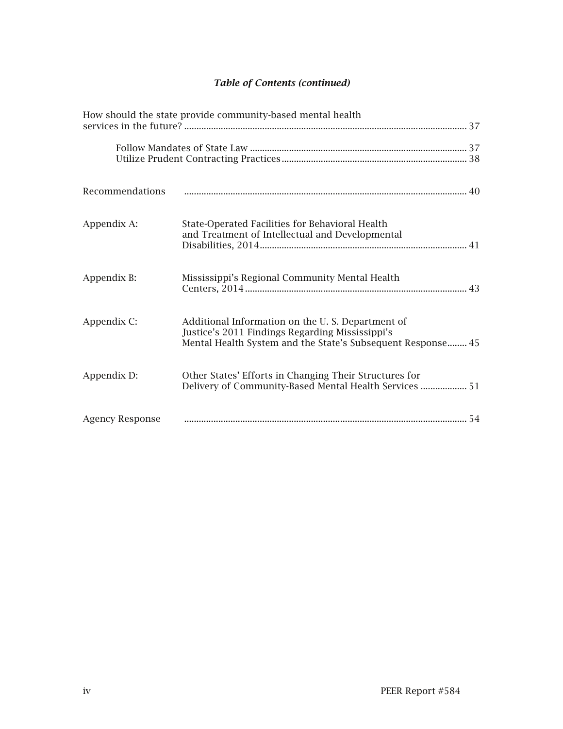### *Table of Contents (continued)*

How should the state provide community-based mental health services in the future? ........ 37

- Follow Mandates of State Law ........ 37
- Utilize Prudent Contracting Practices ........ 38

Recommendations ........ 40

Appendix A: State-Operated Facilities for Behavioral Health and Treatment of Intellectual and Developmental Disabilities, 2014 ........ 41

Appendix B: Mississippi's Regional Community Mental Health Centers, 2014 ........ 43

Appendix C: Additional Information on the U. S. Department of Justice's 2011 Findings Regarding Mississippi's Mental Health System and the State's Subsequent Response ........ 45

Appendix D: Other States' Efforts in Changing Their Structures for Delivery of Community-Based Mental Health Services ........ 51

Agency Response ........ 54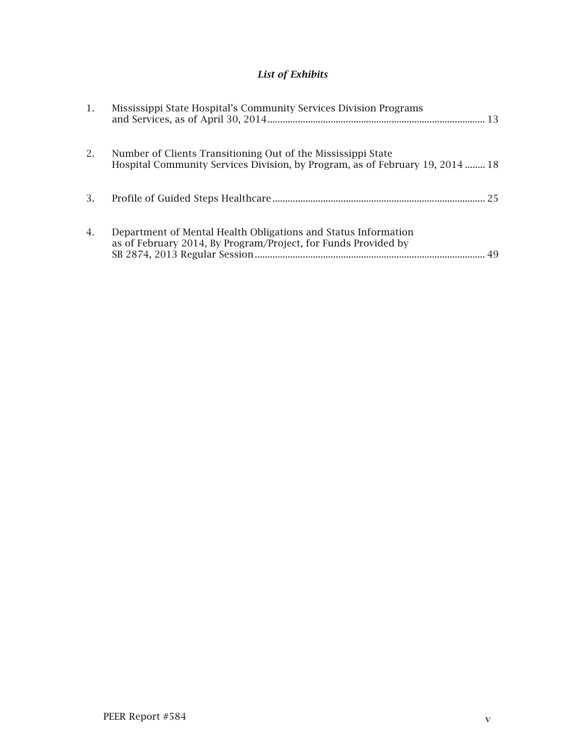### *List of Exhibits*

1. Mississippi State Hospital's Community Services Division Programs and Services, as of April 30, 2014 ........ 13

2. Number of Clients Transitioning Out of the Mississippi State Hospital Community Services Division, by Program, as of February 19, 2014 ........ 18

3. Profile of Guided Steps Healthcare ........ 25

4. Department of Mental Health Obligations and Status Information as of February 2014, By Program/Project, for Funds Provided by SB 2874, 2013 Regular Session ........ 49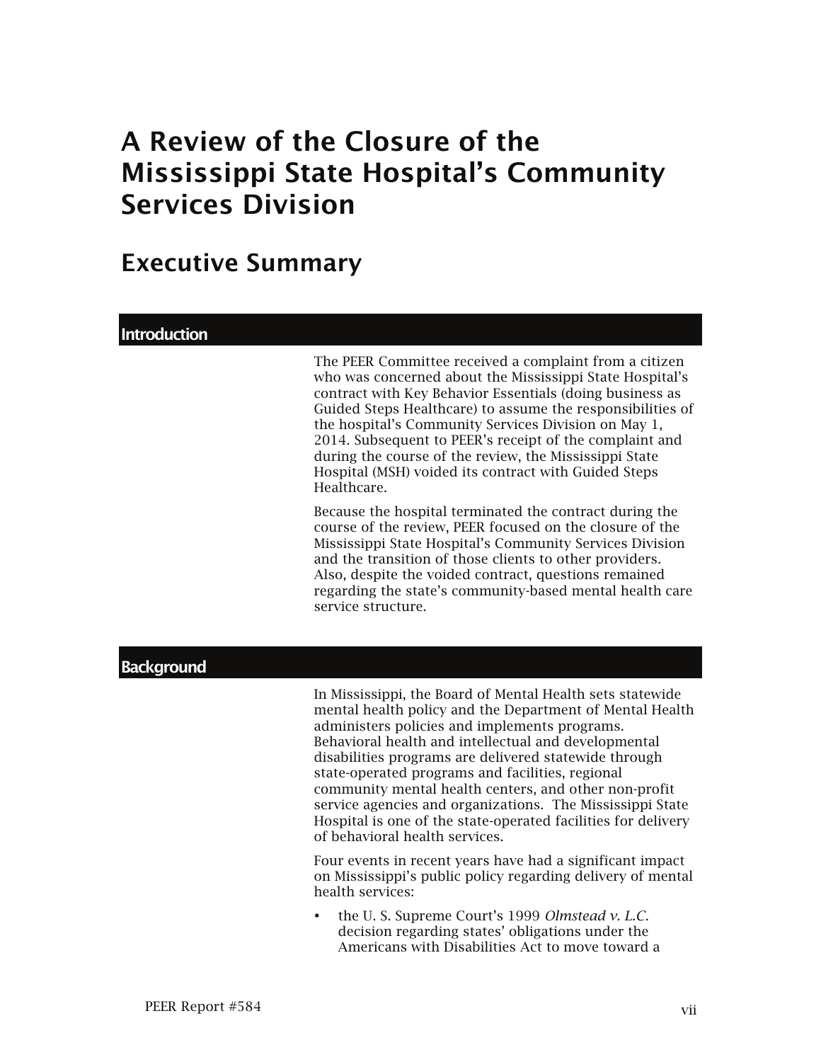# A Review of the Closure of the Mississippi State Hospital's Community Services Division

## Executive Summary

### Introduction

The PEER Committee received a complaint from a citizen who was concerned about the Mississippi State Hospital's contract with Key Behavior Essentials (doing business as Guided Steps Healthcare) to assume the responsibilities of the hospital's Community Services Division on May 1, 2014. Subsequent to PEER's receipt of the complaint and during the course of the review, the Mississippi State Hospital (MSH) voided its contract with Guided Steps Healthcare.

Because the hospital terminated the contract during the course of the review, PEER focused on the closure of the Mississippi State Hospital's Community Services Division and the transition of those clients to other providers. Also, despite the voided contract, questions remained regarding the state's community-based mental health care service structure.

### Background

In Mississippi, the Board of Mental Health sets statewide mental health policy and the Department of Mental Health administers policies and implements programs. Behavioral health and intellectual and developmental disabilities programs are delivered statewide through state-operated programs and facilities, regional community mental health centers, and other non-profit service agencies and organizations. The Mississippi State Hospital is one of the state-operated facilities for delivery of behavioral health services.

Four events in recent years have had a significant impact on Mississippi's public policy regarding delivery of mental health services:

- the U. S. Supreme Court's 1999 *Olmstead v. L.C.* decision regarding states' obligations under the Americans with Disabilities Act to move toward a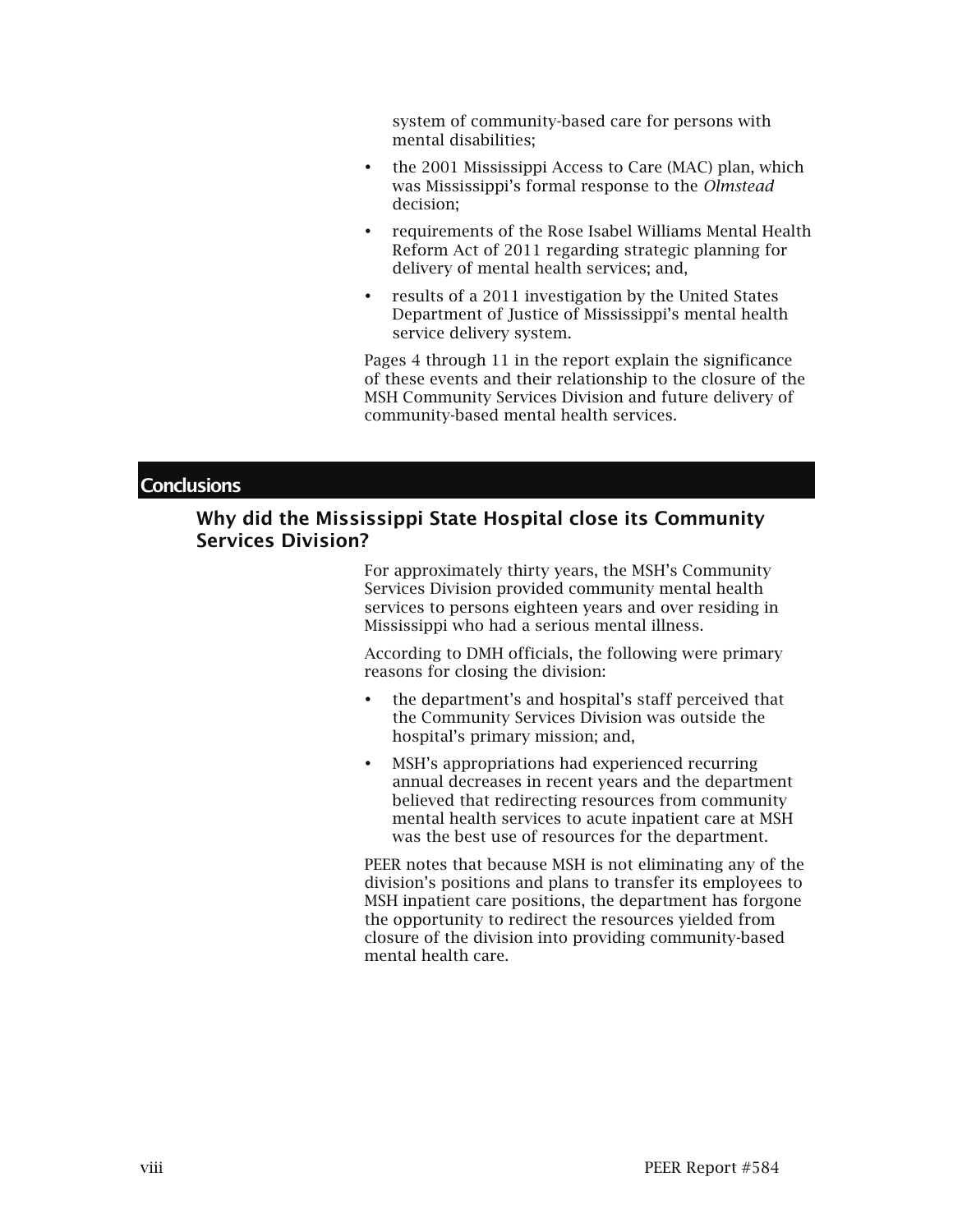system of community-based care for persons with mental disabilities;

- the 2001 Mississippi Access to Care (MAC) plan, which was Mississippi's formal response to the *Olmstead* decision;
- requirements of the Rose Isabel Williams Mental Health Reform Act of 2011 regarding strategic planning for delivery of mental health services; and,
- results of a 2011 investigation by the United States Department of Justice of Mississippi's mental health service delivery system.

Pages 4 through 11 in the report explain the significance of these events and their relationship to the closure of the MSH Community Services Division and future delivery of community-based mental health services.

## Conclusions

### Why did the Mississippi State Hospital close its Community Services Division?

For approximately thirty years, the MSH's Community Services Division provided community mental health services to persons eighteen years and over residing in Mississippi who had a serious mental illness.

According to DMH officials, the following were primary reasons for closing the division:

- the department's and hospital's staff perceived that the Community Services Division was outside the hospital's primary mission; and,
- MSH's appropriations had experienced recurring annual decreases in recent years and the department believed that redirecting resources from community mental health services to acute inpatient care at MSH was the best use of resources for the department.

PEER notes that because MSH is not eliminating any of the division's positions and plans to transfer its employees to MSH inpatient care positions, the department has forgone the opportunity to redirect the resources yielded from closure of the division into providing community-based mental health care.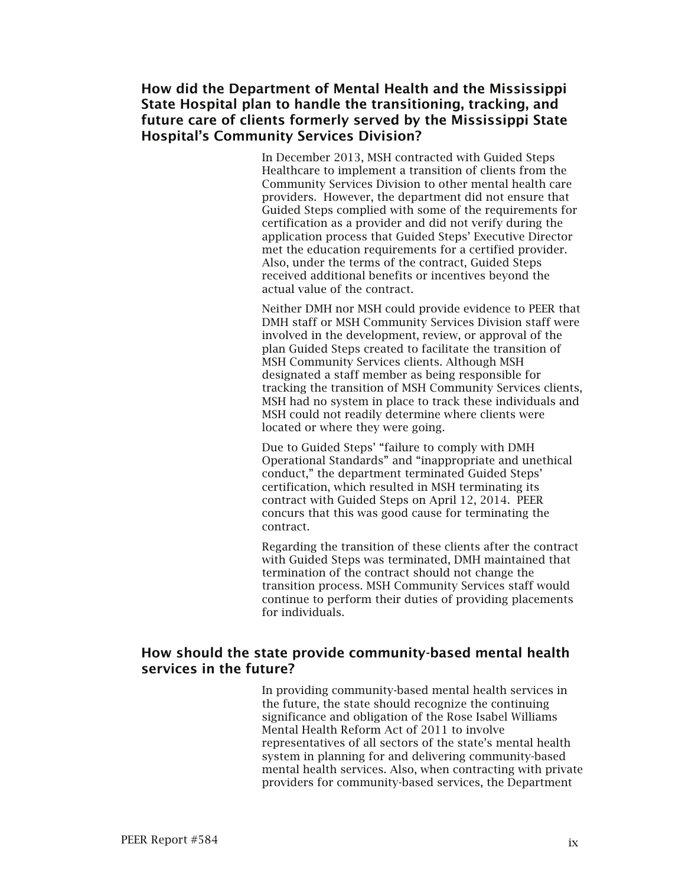### How did the Department of Mental Health and the Mississippi State Hospital plan to handle the transitioning, tracking, and future care of clients formerly served by the Mississippi State Hospital's Community Services Division?

In December 2013, MSH contracted with Guided Steps Healthcare to implement a transition of clients from the Community Services Division to other mental health care providers. However, the department did not ensure that Guided Steps complied with some of the requirements for certification as a provider and did not verify during the application process that Guided Steps' Executive Director met the education requirements for a certified provider. Also, under the terms of the contract, Guided Steps received additional benefits or incentives beyond the actual value of the contract.

Neither DMH nor MSH could provide evidence to PEER that DMH staff or MSH Community Services Division staff were involved in the development, review, or approval of the plan Guided Steps created to facilitate the transition of MSH Community Services clients. Although MSH designated a staff member as being responsible for tracking the transition of MSH Community Services clients, MSH had no system in place to track these individuals and MSH could not readily determine where clients were located or where they were going.

Due to Guided Steps' "failure to comply with DMH Operational Standards" and "inappropriate and unethical conduct," the department terminated Guided Steps' certification, which resulted in MSH terminating its contract with Guided Steps on April 12, 2014. PEER concurs that this was good cause for terminating the contract.

Regarding the transition of these clients after the contract with Guided Steps was terminated, DMH maintained that termination of the contract should not change the transition process. MSH Community Services staff would continue to perform their duties of providing placements for individuals.

### How should the state provide community-based mental health services in the future?

In providing community-based mental health services in the future, the state should recognize the continuing significance and obligation of the Rose Isabel Williams Mental Health Reform Act of 2011 to involve representatives of all sectors of the state's mental health system in planning for and delivering community-based mental health services. Also, when contracting with private providers for community-based services, the Department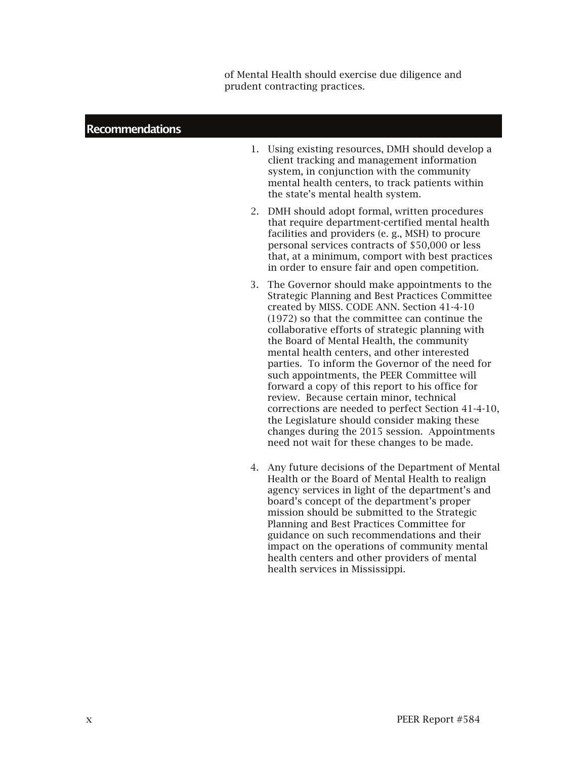of Mental Health should exercise due diligence and prudent contracting practices.

## Recommendations

1. Using existing resources, DMH should develop a client tracking and management information system, in conjunction with the community mental health centers, to track patients within the state's mental health system.

2. DMH should adopt formal, written procedures that require department-certified mental health facilities and providers (e. g., MSH) to procure personal services contracts of $50,000 or less that, at a minimum, comport with best practices in order to ensure fair and open competition.

3. The Governor should make appointments to the Strategic Planning and Best Practices Committee created by MISS. CODE ANN. Section 41-4-10 (1972) so that the committee can continue the collaborative efforts of strategic planning with the Board of Mental Health, the community mental health centers, and other interested parties. To inform the Governor of the need for such appointments, the PEER Committee will forward a copy of this report to his office for review. Because certain minor, technical corrections are needed to perfect Section 41-4-10, the Legislature should consider making these changes during the 2015 session. Appointments need not wait for these changes to be made.

4. Any future decisions of the Department of Mental Health or the Board of Mental Health to realign agency services in light of the department's and board's concept of the department's proper mission should be submitted to the Strategic Planning and Best Practices Committee for guidance on such recommendations and their impact on the operations of community mental health centers and other providers of mental health services in Mississippi.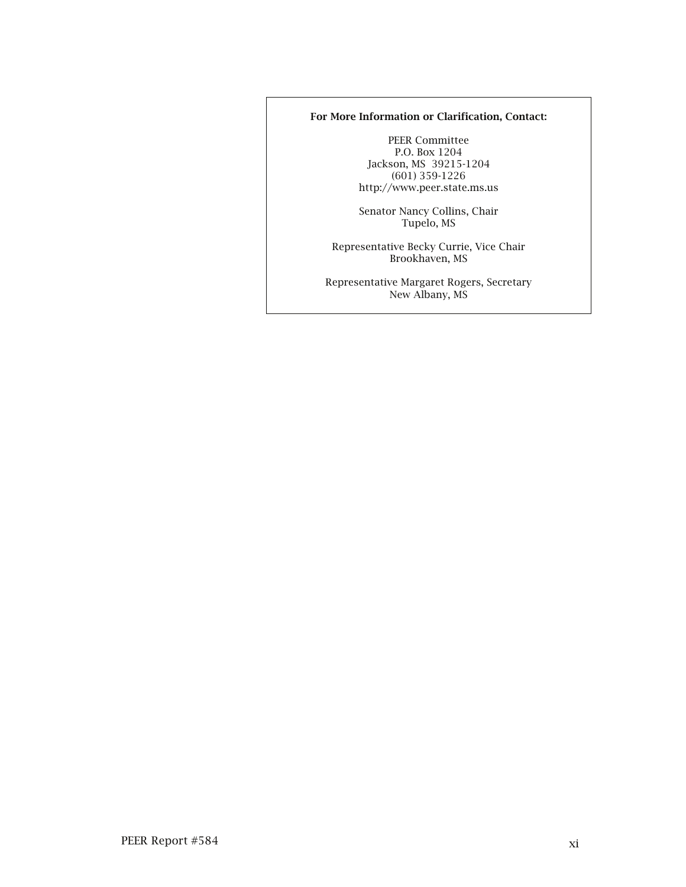**For More Information or Clarification, Contact:**

PEER Committee
P.O. Box 1204
Jackson, MS 39215-1204
(601) 359-1226
http://www.peer.state.ms.us

Senator Nancy Collins, Chair
Tupelo, MS

Representative Becky Currie, Vice Chair
Brookhaven, MS

Representative Margaret Rogers, Secretary
New Albany, MS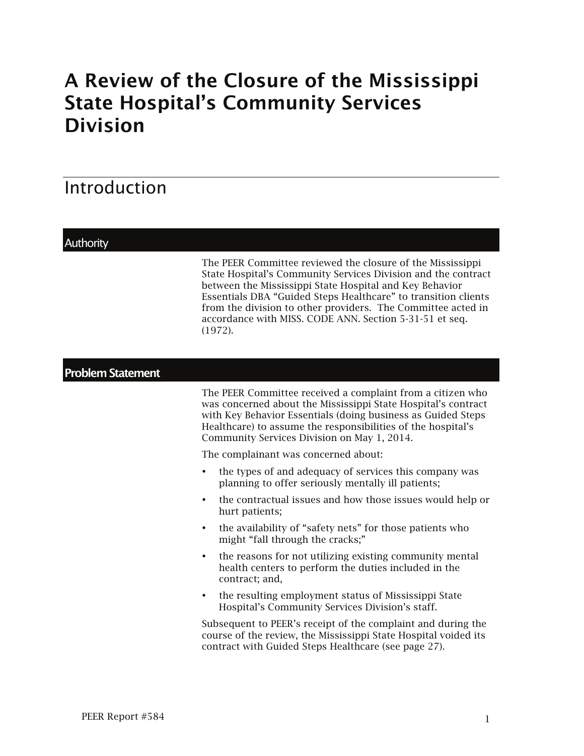# A Review of the Closure of the Mississippi State Hospital's Community Services Division

## Introduction

### Authority

The PEER Committee reviewed the closure of the Mississippi State Hospital's Community Services Division and the contract between the Mississippi State Hospital and Key Behavior Essentials DBA "Guided Steps Healthcare" to transition clients from the division to other providers. The Committee acted in accordance with MISS. CODE ANN. Section 5-31-51 et seq. (1972).

### Problem Statement

The PEER Committee received a complaint from a citizen who was concerned about the Mississippi State Hospital's contract with Key Behavior Essentials (doing business as Guided Steps Healthcare) to assume the responsibilities of the hospital's Community Services Division on May 1, 2014.

The complainant was concerned about:

- the types of and adequacy of services this company was planning to offer seriously mentally ill patients;
- the contractual issues and how those issues would help or hurt patients;
- the availability of "safety nets" for those patients who might "fall through the cracks;"
- the reasons for not utilizing existing community mental health centers to perform the duties included in the contract; and,
- the resulting employment status of Mississippi State Hospital's Community Services Division's staff.

Subsequent to PEER's receipt of the complaint and during the course of the review, the Mississippi State Hospital voided its contract with Guided Steps Healthcare (see page 27).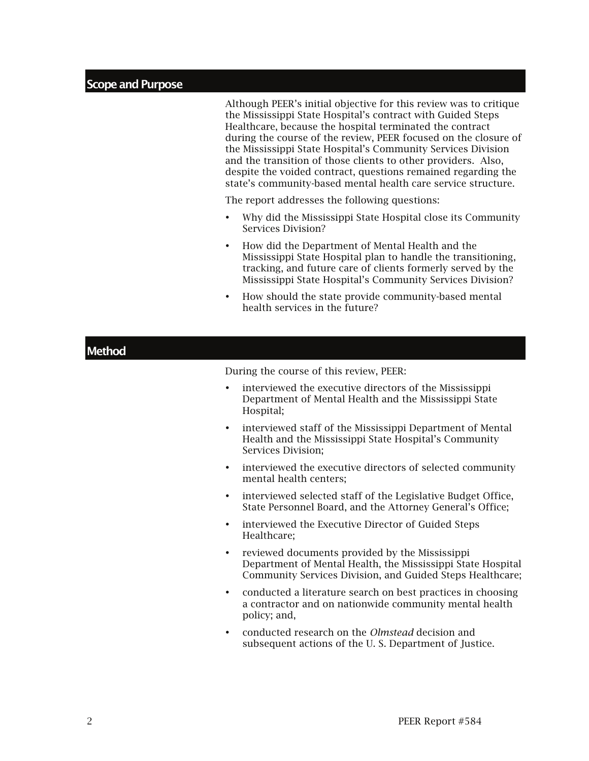## Scope and Purpose

Although PEER's initial objective for this review was to critique the Mississippi State Hospital's contract with Guided Steps Healthcare, because the hospital terminated the contract during the course of the review, PEER focused on the closure of the Mississippi State Hospital's Community Services Division and the transition of those clients to other providers. Also, despite the voided contract, questions remained regarding the state's community-based mental health care service structure.

The report addresses the following questions:

- Why did the Mississippi State Hospital close its Community Services Division?
- How did the Department of Mental Health and the Mississippi State Hospital plan to handle the transitioning, tracking, and future care of clients formerly served by the Mississippi State Hospital's Community Services Division?
- How should the state provide community-based mental health services in the future?

## Method

During the course of this review, PEER:

- interviewed the executive directors of the Mississippi Department of Mental Health and the Mississippi State Hospital;
- interviewed staff of the Mississippi Department of Mental Health and the Mississippi State Hospital's Community Services Division;
- interviewed the executive directors of selected community mental health centers;
- interviewed selected staff of the Legislative Budget Office, State Personnel Board, and the Attorney General's Office;
- interviewed the Executive Director of Guided Steps Healthcare;
- reviewed documents provided by the Mississippi Department of Mental Health, the Mississippi State Hospital Community Services Division, and Guided Steps Healthcare;
- conducted a literature search on best practices in choosing a contractor and on nationwide community mental health policy; and,
- conducted research on the *Olmstead* decision and subsequent actions of the U. S. Department of Justice.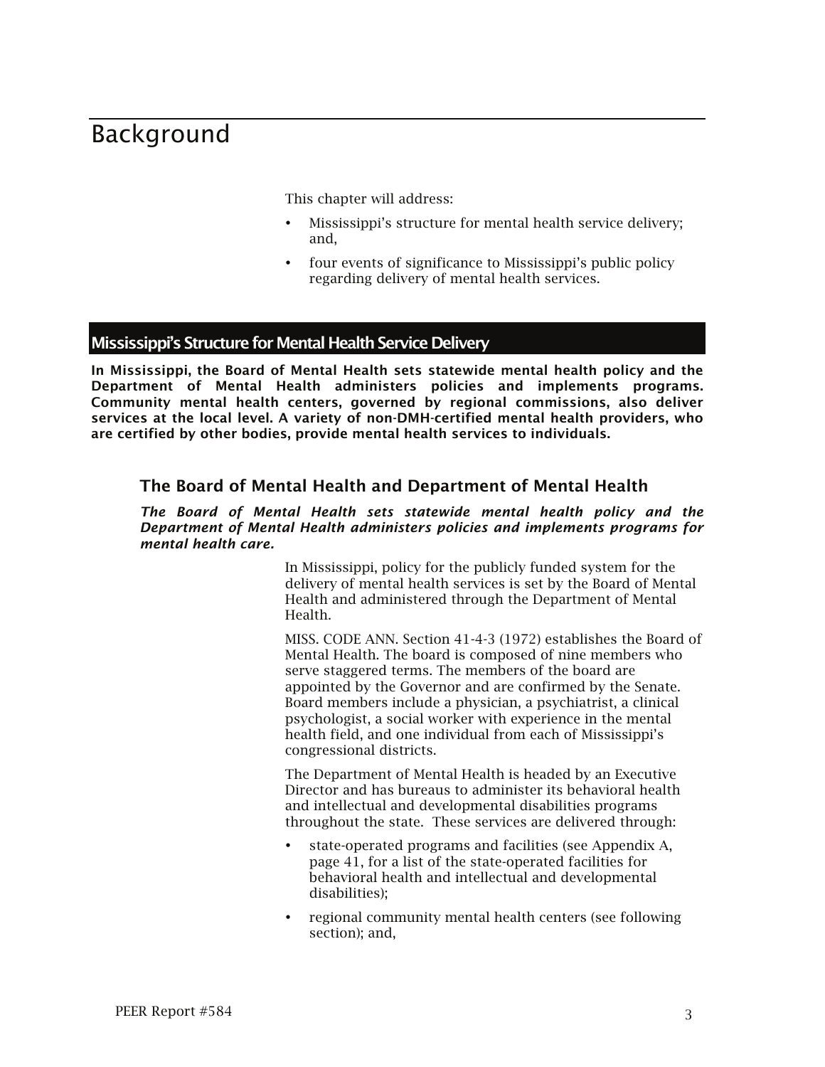# Background

This chapter will address:

- Mississippi's structure for mental health service delivery; and,
- four events of significance to Mississippi's public policy regarding delivery of mental health services.

## Mississippi's Structure for Mental Health Service Delivery

**In Mississippi, the Board of Mental Health sets statewide mental health policy and the Department of Mental Health administers policies and implements programs. Community mental health centers, governed by regional commissions, also deliver services at the local level. A variety of non-DMH-certified mental health providers, who are certified by other bodies, provide mental health services to individuals.**

### The Board of Mental Health and Department of Mental Health

***The Board of Mental Health sets statewide mental health policy and the Department of Mental Health administers policies and implements programs for mental health care.***

In Mississippi, policy for the publicly funded system for the delivery of mental health services is set by the Board of Mental Health and administered through the Department of Mental Health.

MISS. CODE ANN. Section 41-4-3 (1972) establishes the Board of Mental Health. The board is composed of nine members who serve staggered terms. The members of the board are appointed by the Governor and are confirmed by the Senate. Board members include a physician, a psychiatrist, a clinical psychologist, a social worker with experience in the mental health field, and one individual from each of Mississippi's congressional districts.

The Department of Mental Health is headed by an Executive Director and has bureaus to administer its behavioral health and intellectual and developmental disabilities programs throughout the state. These services are delivered through:

- state-operated programs and facilities (see Appendix A, page 41, for a list of the state-operated facilities for behavioral health and intellectual and developmental disabilities);
- regional community mental health centers (see following section); and,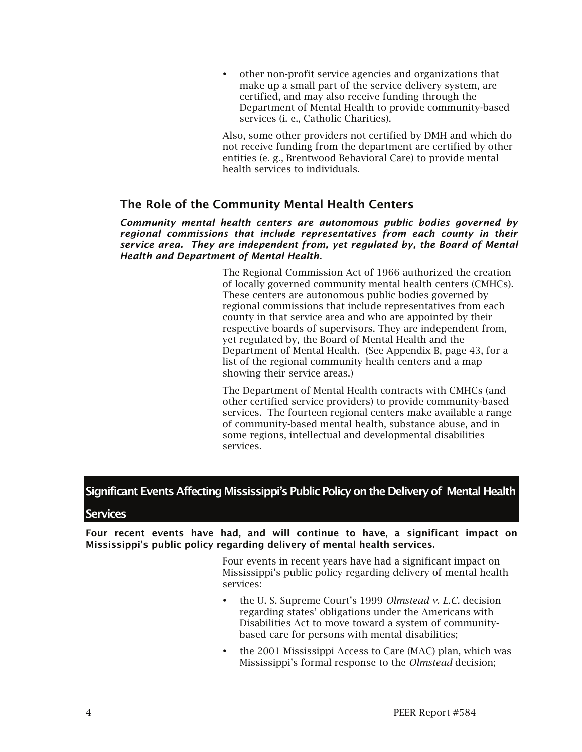- other non-profit service agencies and organizations that make up a small part of the service delivery system, are certified, and may also receive funding through the Department of Mental Health to provide community-based services (i. e., Catholic Charities).

Also, some other providers not certified by DMH and which do not receive funding from the department are certified by other entities (e. g., Brentwood Behavioral Care) to provide mental health services to individuals.

### The Role of the Community Mental Health Centers

***Community mental health centers are autonomous public bodies governed by regional commissions that include representatives from each county in their service area. They are independent from, yet regulated by, the Board of Mental Health and Department of Mental Health.***

The Regional Commission Act of 1966 authorized the creation of locally governed community mental health centers (CMHCs). These centers are autonomous public bodies governed by regional commissions that include representatives from each county in that service area and who are appointed by their respective boards of supervisors. They are independent from, yet regulated by, the Board of Mental Health and the Department of Mental Health. (See Appendix B, page 43, for a list of the regional community health centers and a map showing their service areas.)

The Department of Mental Health contracts with CMHCs (and other certified service providers) to provide community-based services. The fourteen regional centers make available a range of community-based mental health, substance abuse, and in some regions, intellectual and developmental disabilities services.

## Significant Events Affecting Mississippi's Public Policy on the Delivery of Mental Health Services

**Four recent events have had, and will continue to have, a significant impact on Mississippi's public policy regarding delivery of mental health services.**

Four events in recent years have had a significant impact on Mississippi's public policy regarding delivery of mental health services:

- the U. S. Supreme Court's 1999 *Olmstead v. L.C.* decision regarding states' obligations under the Americans with Disabilities Act to move toward a system of community-based care for persons with mental disabilities;
- the 2001 Mississippi Access to Care (MAC) plan, which was Mississippi's formal response to the *Olmstead* decision;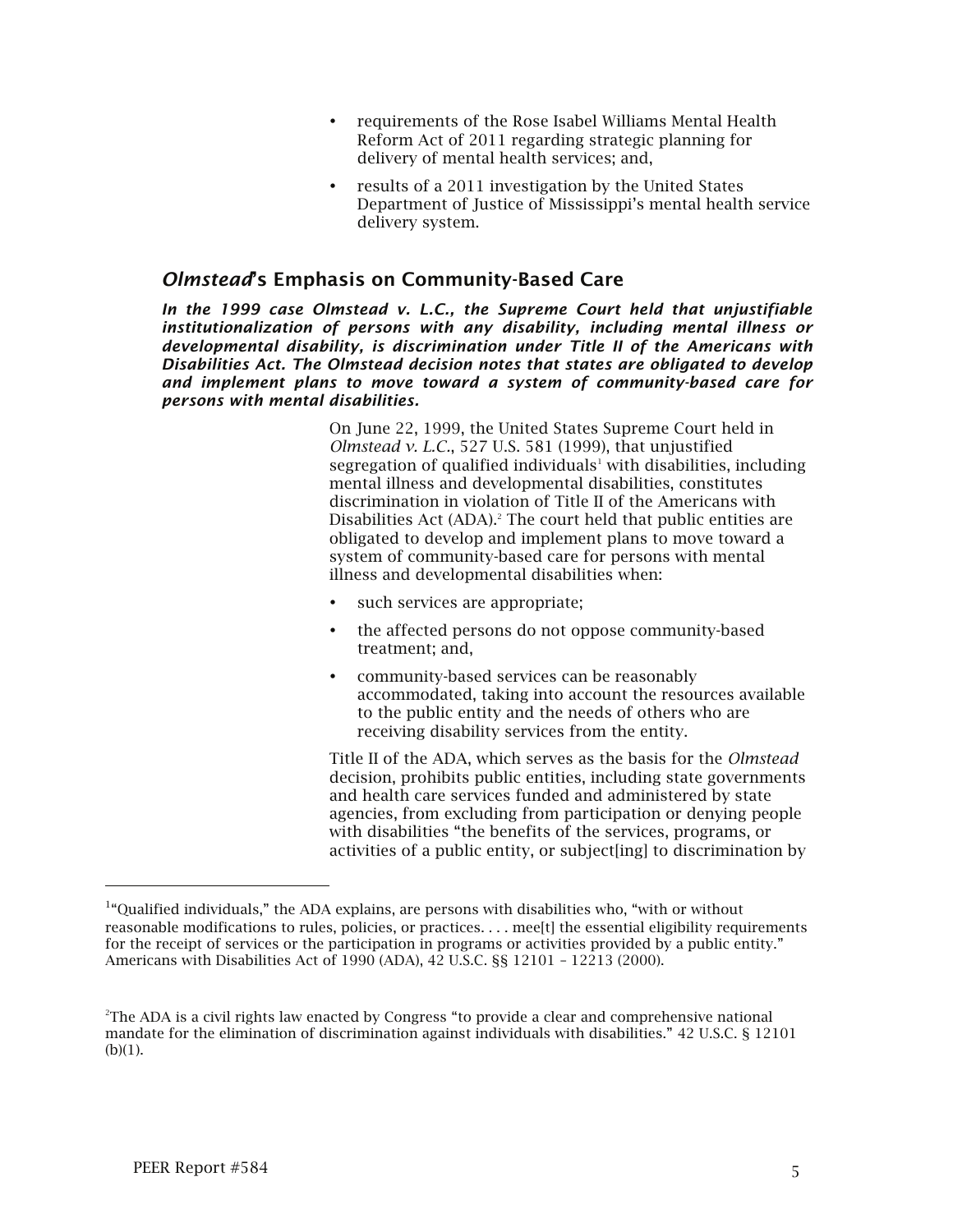- requirements of the Rose Isabel Williams Mental Health Reform Act of 2011 regarding strategic planning for delivery of mental health services; and,
- results of a 2011 investigation by the United States Department of Justice of Mississippi's mental health service delivery system.

## *Olmstead*'s Emphasis on Community-Based Care

***In the 1999 case Olmstead v. L.C., the Supreme Court held that unjustifiable institutionalization of persons with any disability, including mental illness or developmental disability, is discrimination under Title II of the Americans with Disabilities Act. The Olmstead decision notes that states are obligated to develop and implement plans to move toward a system of community-based care for persons with mental disabilities.***

On June 22, 1999, the United States Supreme Court held in *Olmstead v. L.C.*, 527 U.S. 581 (1999), that unjustified segregation of qualified individuals[1] with disabilities, including mental illness and developmental disabilities, constitutes discrimination in violation of Title II of the Americans with Disabilities Act (ADA).[2] The court held that public entities are obligated to develop and implement plans to move toward a system of community-based care for persons with mental illness and developmental disabilities when:

- such services are appropriate;
- the affected persons do not oppose community-based treatment; and,
- community-based services can be reasonably accommodated, taking into account the resources available to the public entity and the needs of others who are receiving disability services from the entity.

Title II of the ADA, which serves as the basis for the *Olmstead* decision, prohibits public entities, including state governments and health care services funded and administered by state agencies, from excluding from participation or denying people with disabilities "the benefits of the services, programs, or activities of a public entity, or subject[ing] to discrimination by

---

[1] "Qualified individuals," the ADA explains, are persons with disabilities who, "with or without reasonable modifications to rules, policies, or practices. . . . mee[t] the essential eligibility requirements for the receipt of services or the participation in programs or activities provided by a public entity." Americans with Disabilities Act of 1990 (ADA), 42 U.S.C. §§ 12101 – 12213 (2000).

[2] The ADA is a civil rights law enacted by Congress "to provide a clear and comprehensive national mandate for the elimination of discrimination against individuals with disabilities." 42 U.S.C. § 12101 (b)(1).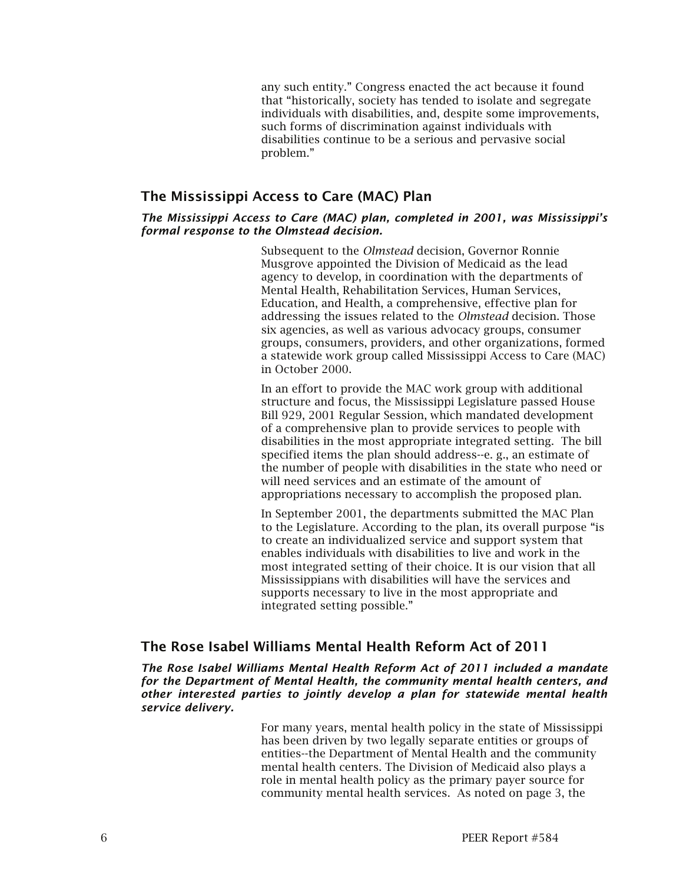any such entity." Congress enacted the act because it found that "historically, society has tended to isolate and segregate individuals with disabilities, and, despite some improvements, such forms of discrimination against individuals with disabilities continue to be a serious and pervasive social problem."

## The Mississippi Access to Care (MAC) Plan

***The Mississippi Access to Care (MAC) plan, completed in 2001, was Mississippi's formal response to the Olmstead decision.***

Subsequent to the *Olmstead* decision, Governor Ronnie Musgrove appointed the Division of Medicaid as the lead agency to develop, in coordination with the departments of Mental Health, Rehabilitation Services, Human Services, Education, and Health, a comprehensive, effective plan for addressing the issues related to the *Olmstead* decision. Those six agencies, as well as various advocacy groups, consumer groups, consumers, providers, and other organizations, formed a statewide work group called Mississippi Access to Care (MAC) in October 2000.

In an effort to provide the MAC work group with additional structure and focus, the Mississippi Legislature passed House Bill 929, 2001 Regular Session, which mandated development of a comprehensive plan to provide services to people with disabilities in the most appropriate integrated setting. The bill specified items the plan should address--e. g., an estimate of the number of people with disabilities in the state who need or will need services and an estimate of the amount of appropriations necessary to accomplish the proposed plan.

In September 2001, the departments submitted the MAC Plan to the Legislature. According to the plan, its overall purpose "is to create an individualized service and support system that enables individuals with disabilities to live and work in the most integrated setting of their choice. It is our vision that all Mississippians with disabilities will have the services and supports necessary to live in the most appropriate and integrated setting possible."

## The Rose Isabel Williams Mental Health Reform Act of 2011

***The Rose Isabel Williams Mental Health Reform Act of 2011 included a mandate for the Department of Mental Health, the community mental health centers, and other interested parties to jointly develop a plan for statewide mental health service delivery.***

For many years, mental health policy in the state of Mississippi has been driven by two legally separate entities or groups of entities--the Department of Mental Health and the community mental health centers. The Division of Medicaid also plays a role in mental health policy as the primary payer source for community mental health services. As noted on page 3, the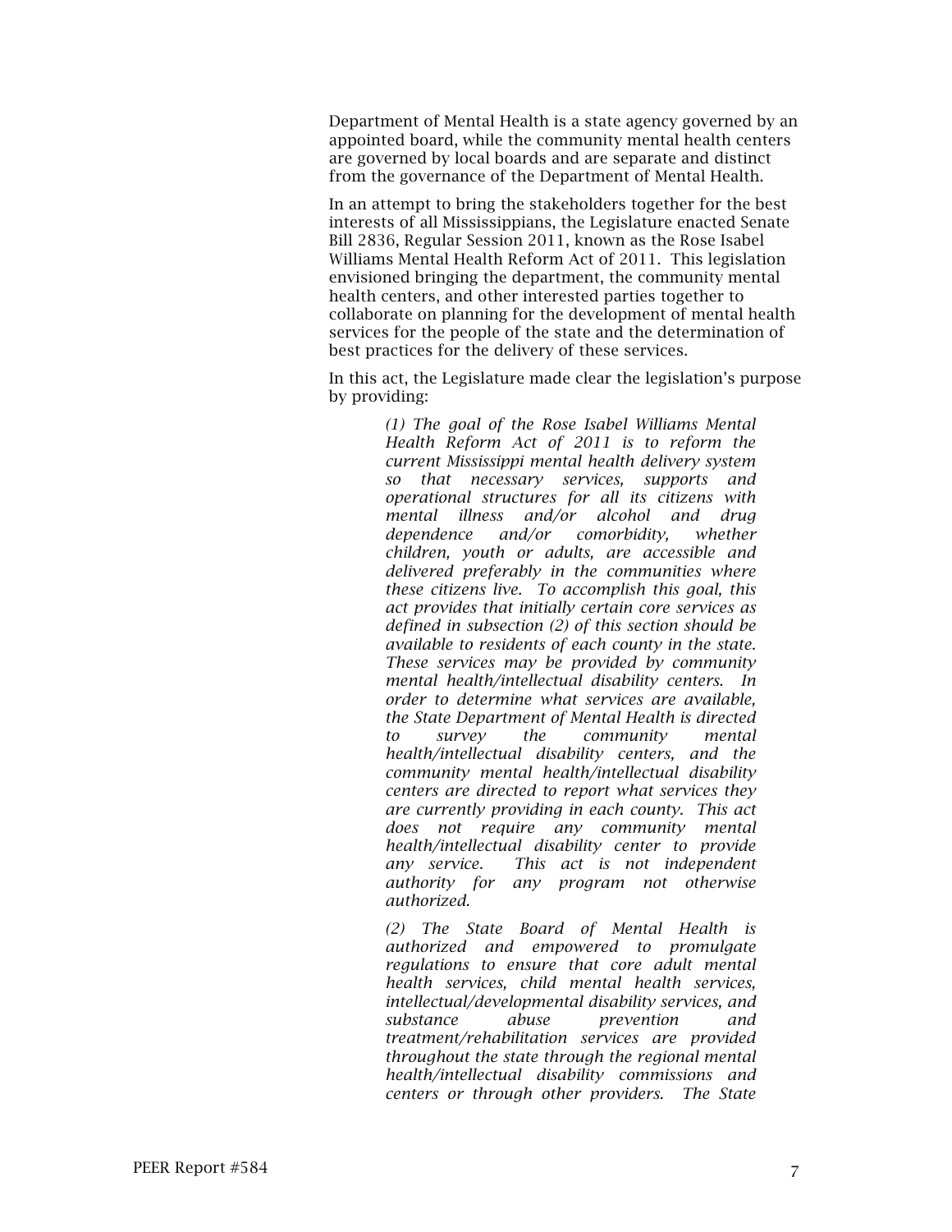Department of Mental Health is a state agency governed by an appointed board, while the community mental health centers are governed by local boards and are separate and distinct from the governance of the Department of Mental Health.

In an attempt to bring the stakeholders together for the best interests of all Mississippians, the Legislature enacted Senate Bill 2836, Regular Session 2011, known as the Rose Isabel Williams Mental Health Reform Act of 2011. This legislation envisioned bringing the department, the community mental health centers, and other interested parties together to collaborate on planning for the development of mental health services for the people of the state and the determination of best practices for the delivery of these services.

In this act, the Legislature made clear the legislation's purpose by providing:

> *(1) The goal of the Rose Isabel Williams Mental Health Reform Act of 2011 is to reform the current Mississippi mental health delivery system so that necessary services, supports and operational structures for all its citizens with mental illness and/or alcohol and drug dependence and/or comorbidity, whether children, youth or adults, are accessible and delivered preferably in the communities where these citizens live. To accomplish this goal, this act provides that initially certain core services as defined in subsection (2) of this section should be available to residents of each county in the state. These services may be provided by community mental health/intellectual disability centers. In order to determine what services are available, the State Department of Mental Health is directed to survey the community mental health/intellectual disability centers, and the community mental health/intellectual disability centers are directed to report what services they are currently providing in each county. This act does not require any community mental health/intellectual disability center to provide any service. This act is not independent authority for any program not otherwise authorized.*
>
> *(2) The State Board of Mental Health is authorized and empowered to promulgate regulations to ensure that core adult mental health services, child mental health services, intellectual/developmental disability services, and substance abuse prevention and treatment/rehabilitation services are provided throughout the state through the regional mental health/intellectual disability commissions and centers or through other providers. The State*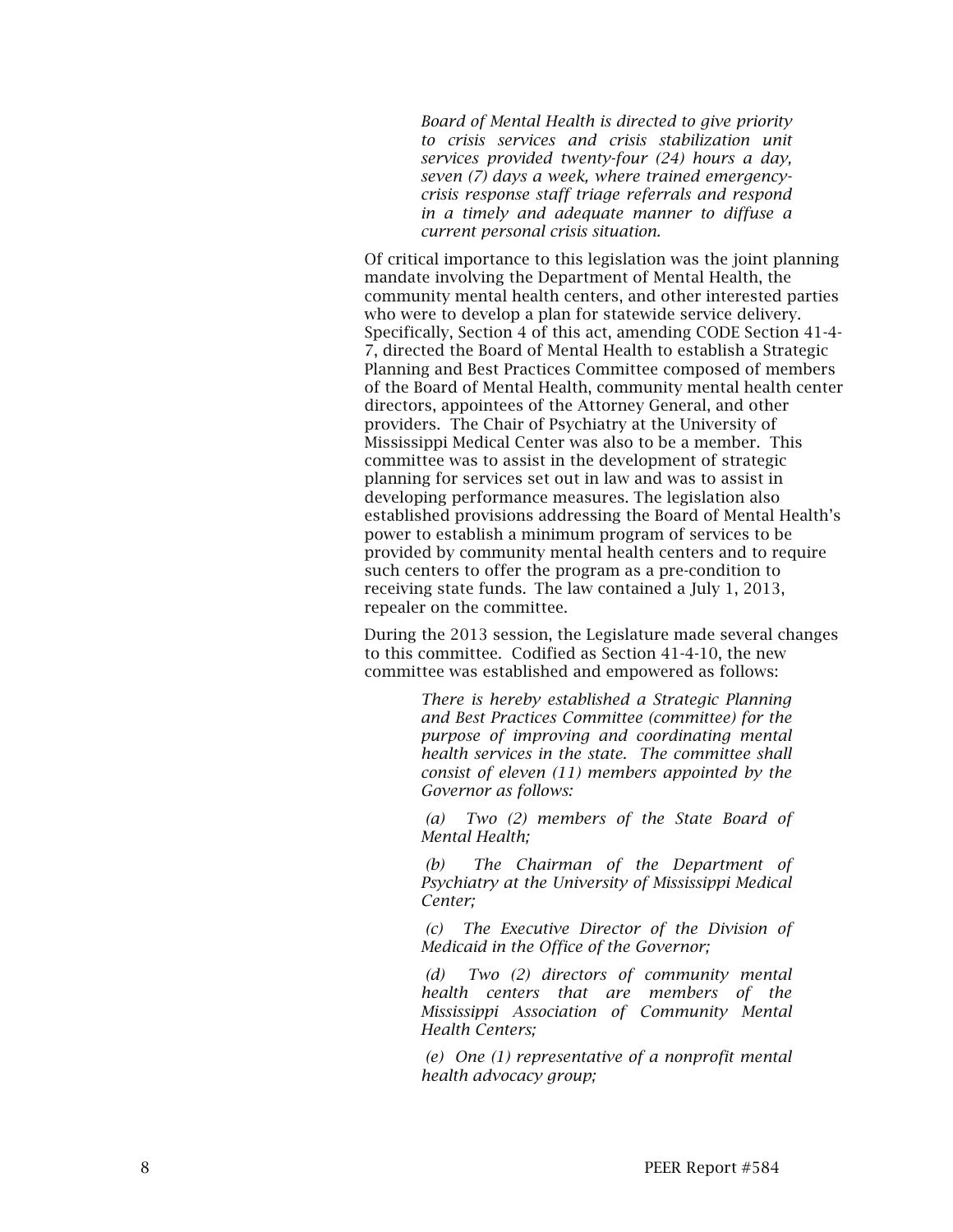> *Board of Mental Health is directed to give priority to crisis services and crisis stabilization unit services provided twenty-four (24) hours a day, seven (7) days a week, where trained emergency-crisis response staff triage referrals and respond in a timely and adequate manner to diffuse a current personal crisis situation.*

Of critical importance to this legislation was the joint planning mandate involving the Department of Mental Health, the community mental health centers, and other interested parties who were to develop a plan for statewide service delivery. Specifically, Section 4 of this act, amending CODE Section 41-4-7, directed the Board of Mental Health to establish a Strategic Planning and Best Practices Committee composed of members of the Board of Mental Health, community mental health center directors, appointees of the Attorney General, and other providers. The Chair of Psychiatry at the University of Mississippi Medical Center was also to be a member. This committee was to assist in the development of strategic planning for services set out in law and was to assist in developing performance measures. The legislation also established provisions addressing the Board of Mental Health's power to establish a minimum program of services to be provided by community mental health centers and to require such centers to offer the program as a pre-condition to receiving state funds. The law contained a July 1, 2013, repealer on the committee.

During the 2013 session, the Legislature made several changes to this committee. Codified as Section 41-4-10, the new committee was established and empowered as follows:

> *There is hereby established a Strategic Planning and Best Practices Committee (committee) for the purpose of improving and coordinating mental health services in the state. The committee shall consist of eleven (11) members appointed by the Governor as follows:*
>
> *(a) Two (2) members of the State Board of Mental Health;*
>
> *(b) The Chairman of the Department of Psychiatry at the University of Mississippi Medical Center;*
>
> *(c) The Executive Director of the Division of Medicaid in the Office of the Governor;*
>
> *(d) Two (2) directors of community mental health centers that are members of the Mississippi Association of Community Mental Health Centers;*
>
> *(e) One (1) representative of a nonprofit mental health advocacy group;*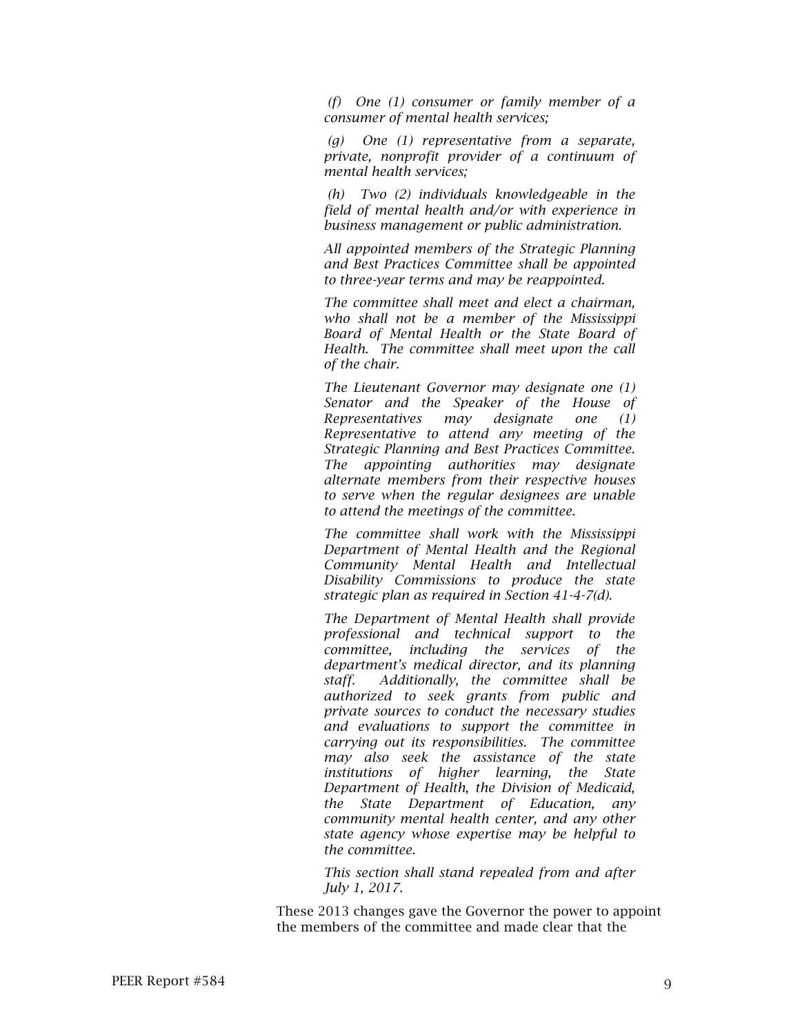*(f) One (1) consumer or family member of a consumer of mental health services;*

*(g) One (1) representative from a separate, private, nonprofit provider of a continuum of mental health services;*

*(h) Two (2) individuals knowledgeable in the field of mental health and/or with experience in business management or public administration.*

*All appointed members of the Strategic Planning and Best Practices Committee shall be appointed to three-year terms and may be reappointed.*

*The committee shall meet and elect a chairman, who shall not be a member of the Mississippi Board of Mental Health or the State Board of Health. The committee shall meet upon the call of the chair.*

*The Lieutenant Governor may designate one (1) Senator and the Speaker of the House of Representatives may designate one (1) Representative to attend any meeting of the Strategic Planning and Best Practices Committee. The appointing authorities may designate alternate members from their respective houses to serve when the regular designees are unable to attend the meetings of the committee.*

*The committee shall work with the Mississippi Department of Mental Health and the Regional Community Mental Health and Intellectual Disability Commissions to produce the state strategic plan as required in Section 41-4-7(d).*

*The Department of Mental Health shall provide professional and technical support to the committee, including the services of the department's medical director, and its planning staff. Additionally, the committee shall be authorized to seek grants from public and private sources to conduct the necessary studies and evaluations to support the committee in carrying out its responsibilities. The committee may also seek the assistance of the state institutions of higher learning, the State Department of Health, the Division of Medicaid, the State Department of Education, any community mental health center, and any other state agency whose expertise may be helpful to the committee.*

*This section shall stand repealed from and after July 1, 2017.*

These 2013 changes gave the Governor the power to appoint the members of the committee and made clear that the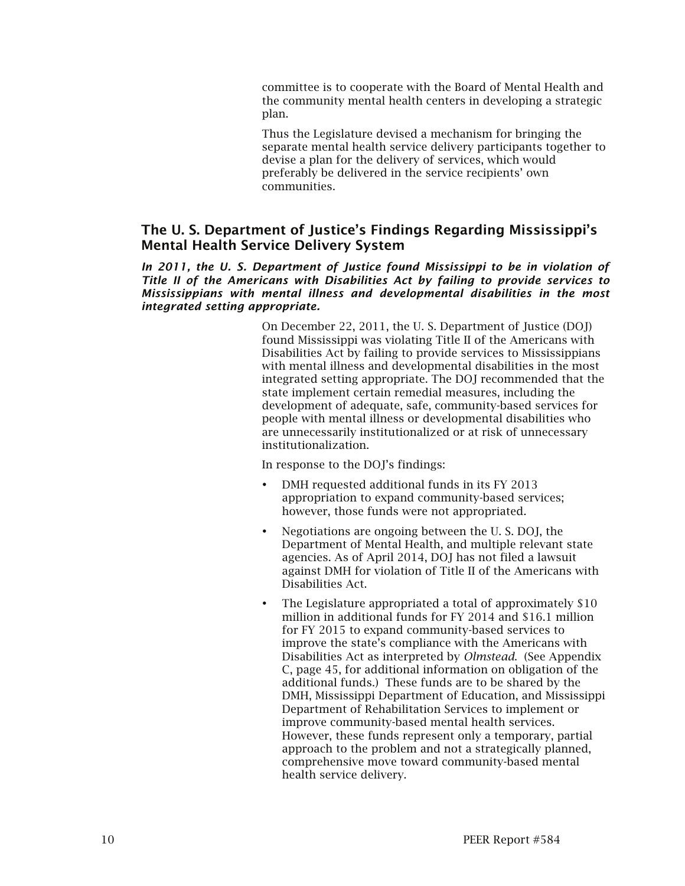committee is to cooperate with the Board of Mental Health and the community mental health centers in developing a strategic plan.

Thus the Legislature devised a mechanism for bringing the separate mental health service delivery participants together to devise a plan for the delivery of services, which would preferably be delivered in the service recipients' own communities.

## The U. S. Department of Justice's Findings Regarding Mississippi's Mental Health Service Delivery System

***In 2011, the U. S. Department of Justice found Mississippi to be in violation of Title II of the Americans with Disabilities Act by failing to provide services to Mississippians with mental illness and developmental disabilities in the most integrated setting appropriate.***

On December 22, 2011, the U. S. Department of Justice (DOJ) found Mississippi was violating Title II of the Americans with Disabilities Act by failing to provide services to Mississippians with mental illness and developmental disabilities in the most integrated setting appropriate. The DOJ recommended that the state implement certain remedial measures, including the development of adequate, safe, community-based services for people with mental illness or developmental disabilities who are unnecessarily institutionalized or at risk of unnecessary institutionalization.

In response to the DOJ's findings:

- DMH requested additional funds in its FY 2013 appropriation to expand community-based services; however, those funds were not appropriated.
- Negotiations are ongoing between the U. S. DOJ, the Department of Mental Health, and multiple relevant state agencies. As of April 2014, DOJ has not filed a lawsuit against DMH for violation of Title II of the Americans with Disabilities Act.
- The Legislature appropriated a total of approximately $10 million in additional funds for FY 2014 and $16.1 million for FY 2015 to expand community-based services to improve the state's compliance with the Americans with Disabilities Act as interpreted by *Olmstead*. (See Appendix C, page 45, for additional information on obligation of the additional funds.) These funds are to be shared by the DMH, Mississippi Department of Education, and Mississippi Department of Rehabilitation Services to implement or improve community-based mental health services. However, these funds represent only a temporary, partial approach to the problem and not a strategically planned, comprehensive move toward community-based mental health service delivery.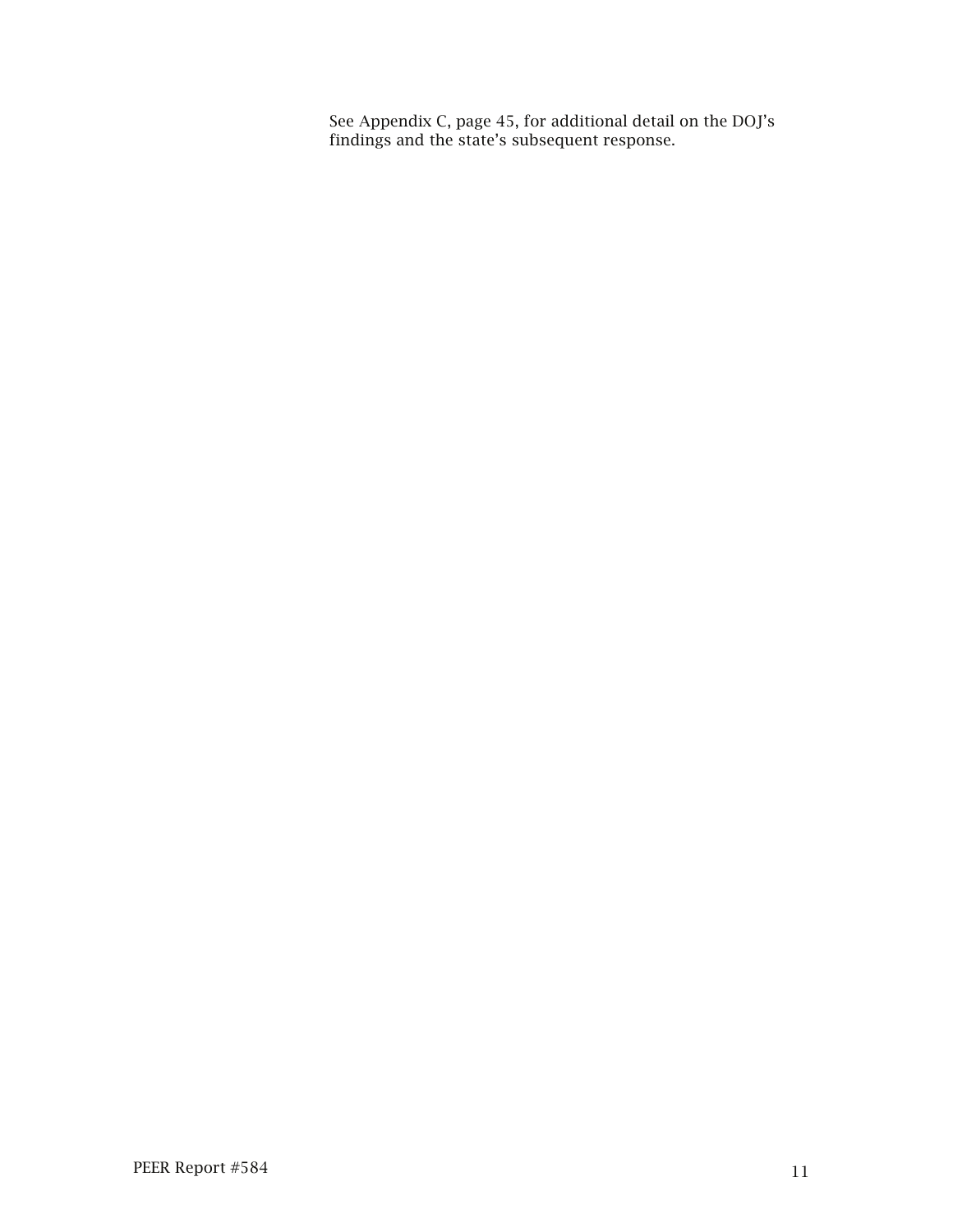See Appendix C, page 45, for additional detail on the DOJ's findings and the state's subsequent response.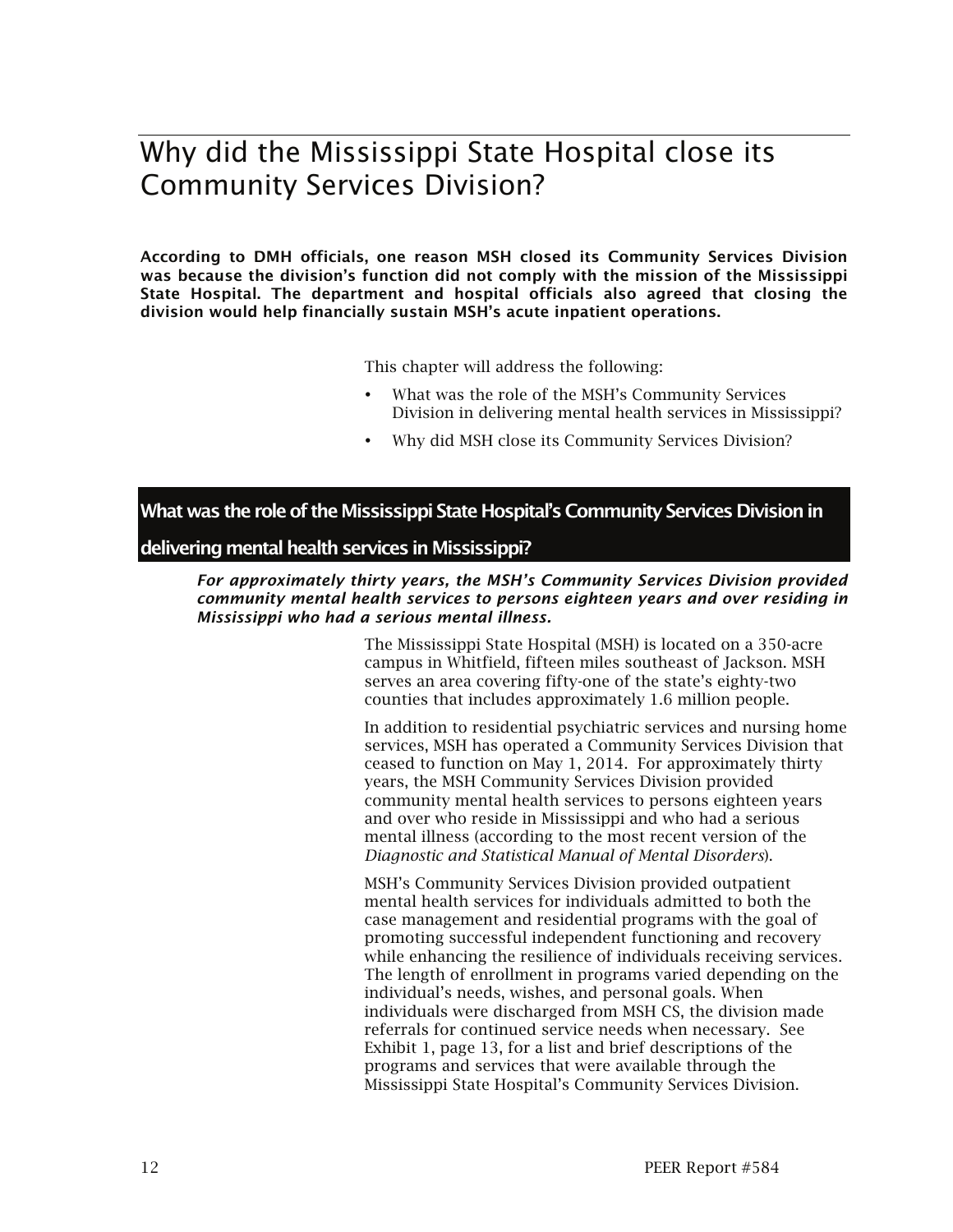# Why did the Mississippi State Hospital close its Community Services Division?

**According to DMH officials, one reason MSH closed its Community Services Division was because the division's function did not comply with the mission of the Mississippi State Hospital. The department and hospital officials also agreed that closing the division would help financially sustain MSH's acute inpatient operations.**

This chapter will address the following:

- What was the role of the MSH's Community Services Division in delivering mental health services in Mississippi?
- Why did MSH close its Community Services Division?

## What was the role of the Mississippi State Hospital's Community Services Division in delivering mental health services in Mississippi?

***For approximately thirty years, the MSH's Community Services Division provided community mental health services to persons eighteen years and over residing in Mississippi who had a serious mental illness.***

The Mississippi State Hospital (MSH) is located on a 350-acre campus in Whitfield, fifteen miles southeast of Jackson. MSH serves an area covering fifty-one of the state's eighty-two counties that includes approximately 1.6 million people.

In addition to residential psychiatric services and nursing home services, MSH has operated a Community Services Division that ceased to function on May 1, 2014. For approximately thirty years, the MSH Community Services Division provided community mental health services to persons eighteen years and over who reside in Mississippi and who had a serious mental illness (according to the most recent version of the *Diagnostic and Statistical Manual of Mental Disorders*).

MSH's Community Services Division provided outpatient mental health services for individuals admitted to both the case management and residential programs with the goal of promoting successful independent functioning and recovery while enhancing the resilience of individuals receiving services. The length of enrollment in programs varied depending on the individual's needs, wishes, and personal goals. When individuals were discharged from MSH CS, the division made referrals for continued service needs when necessary. See Exhibit 1, page 13, for a list and brief descriptions of the programs and services that were available through the Mississippi State Hospital's Community Services Division.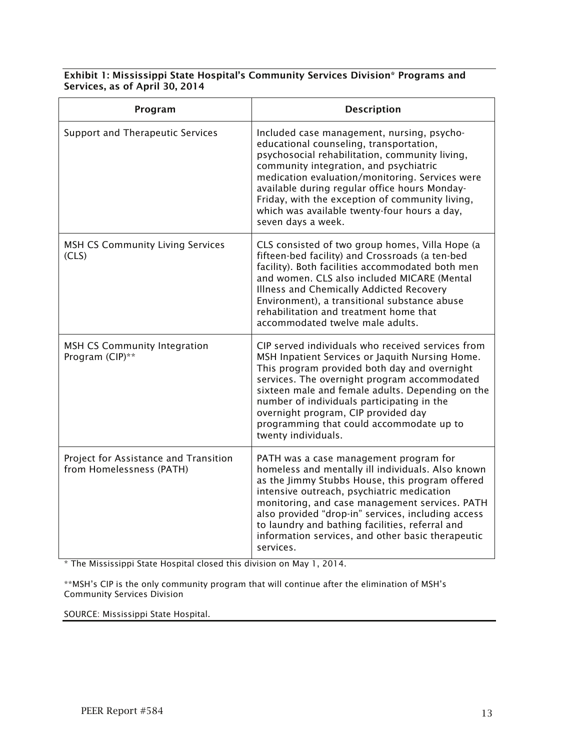**Exhibit 1: Mississippi State Hospital's Community Services Division* Programs and Services, as of April 30, 2014**

| Program | Description |
|---|---|
| Support and Therapeutic Services | Included case management, nursing, psycho-educational counseling, transportation, psychosocial rehabilitation, community living, community integration, and psychiatric medication evaluation/monitoring. Services were available during regular office hours Monday-Friday, with the exception of community living, which was available twenty-four hours a day, seven days a week. |
| MSH CS Community Living Services (CLS) | CLS consisted of two group homes, Villa Hope (a fifteen-bed facility) and Crossroads (a ten-bed facility). Both facilities accommodated both men and women. CLS also included MICARE (Mental Illness and Chemically Addicted Recovery Environment), a transitional substance abuse rehabilitation and treatment home that accommodated twelve male adults. |
| MSH CS Community Integration Program (CIP)** | CIP served individuals who received services from MSH Inpatient Services or Jaquith Nursing Home. This program provided both day and overnight services. The overnight program accommodated sixteen male and female adults. Depending on the number of individuals participating in the overnight program, CIP provided day programming that could accommodate up to twenty individuals. |
| Project for Assistance and Transition from Homelessness (PATH) | PATH was a case management program for homeless and mentally ill individuals. Also known as the Jimmy Stubbs House, this program offered intensive outreach, psychiatric medication monitoring, and case management services. PATH also provided "drop-in" services, including access to laundry and bathing facilities, referral and information services, and other basic therapeutic services. |

* The Mississippi State Hospital closed this division on May 1, 2014.

**MSH's CIP is the only community program that will continue after the elimination of MSH's Community Services Division

SOURCE: Mississippi State Hospital.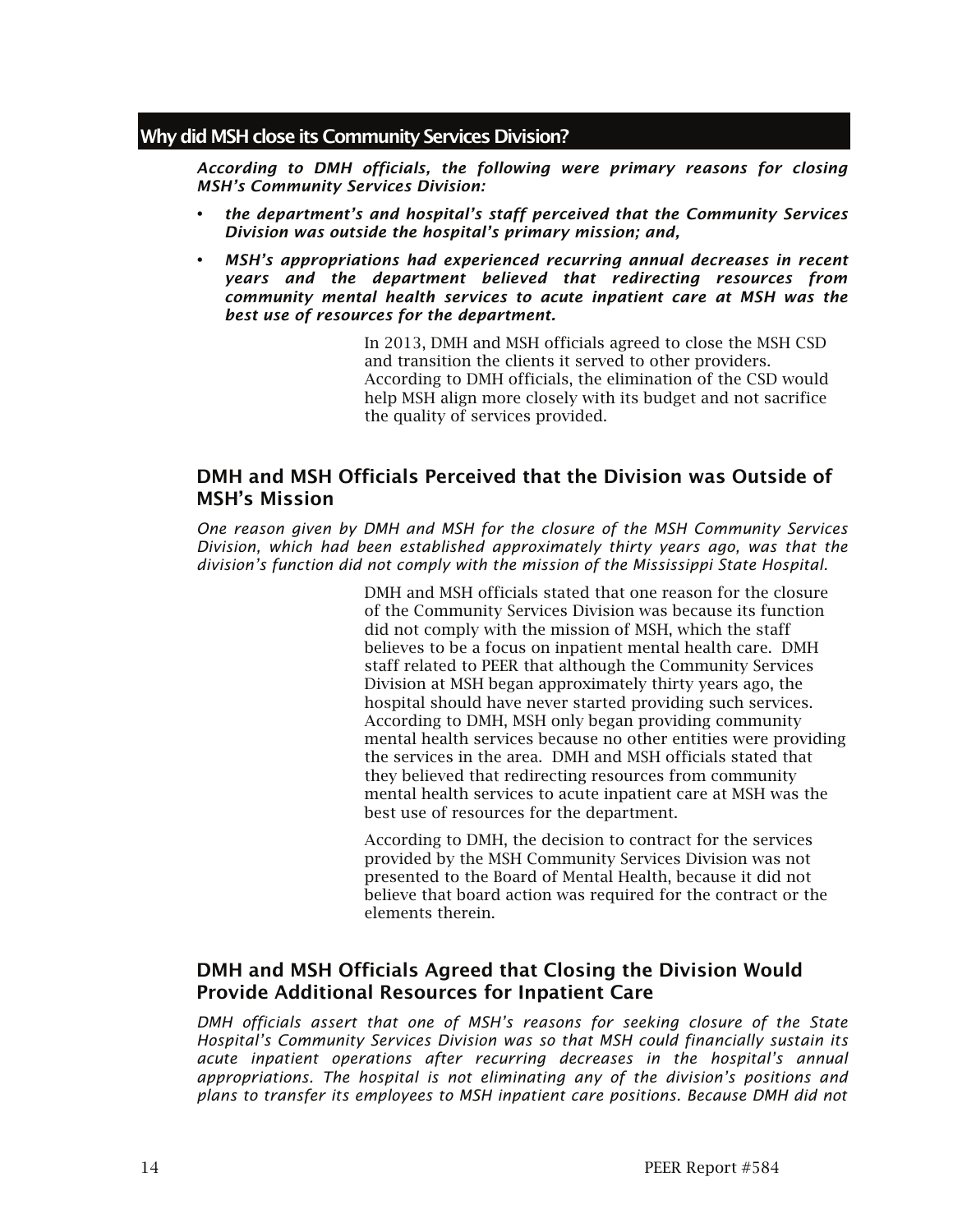## Why did MSH close its Community Services Division?

***According to DMH officials, the following were primary reasons for closing MSH's Community Services Division:***

- ***the department's and hospital's staff perceived that the Community Services Division was outside the hospital's primary mission; and,***
- ***MSH's appropriations had experienced recurring annual decreases in recent years and the department believed that redirecting resources from community mental health services to acute inpatient care at MSH was the best use of resources for the department.***

In 2013, DMH and MSH officials agreed to close the MSH CSD and transition the clients it served to other providers. According to DMH officials, the elimination of the CSD would help MSH align more closely with its budget and not sacrifice the quality of services provided.

### DMH and MSH Officials Perceived that the Division was Outside of MSH's Mission

*One reason given by DMH and MSH for the closure of the MSH Community Services Division, which had been established approximately thirty years ago, was that the division's function did not comply with the mission of the Mississippi State Hospital.*

DMH and MSH officials stated that one reason for the closure of the Community Services Division was because its function did not comply with the mission of MSH, which the staff believes to be a focus on inpatient mental health care. DMH staff related to PEER that although the Community Services Division at MSH began approximately thirty years ago, the hospital should have never started providing such services. According to DMH, MSH only began providing community mental health services because no other entities were providing the services in the area. DMH and MSH officials stated that they believed that redirecting resources from community mental health services to acute inpatient care at MSH was the best use of resources for the department.

According to DMH, the decision to contract for the services provided by the MSH Community Services Division was not presented to the Board of Mental Health, because it did not believe that board action was required for the contract or the elements therein.

### DMH and MSH Officials Agreed that Closing the Division Would Provide Additional Resources for Inpatient Care

*DMH officials assert that one of MSH's reasons for seeking closure of the State Hospital's Community Services Division was so that MSH could financially sustain its acute inpatient operations after recurring decreases in the hospital's annual appropriations. The hospital is not eliminating any of the division's positions and plans to transfer its employees to MSH inpatient care positions. Because DMH did not*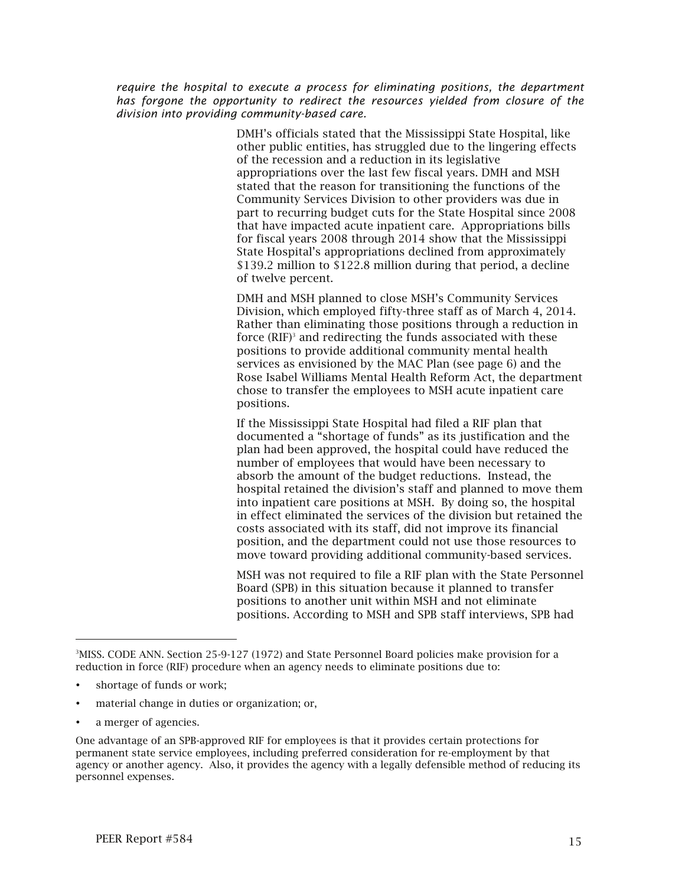*require the hospital to execute a process for eliminating positions, the department has forgone the opportunity to redirect the resources yielded from closure of the division into providing community-based care.*

DMH's officials stated that the Mississippi State Hospital, like other public entities, has struggled due to the lingering effects of the recession and a reduction in its legislative appropriations over the last few fiscal years. DMH and MSH stated that the reason for transitioning the functions of the Community Services Division to other providers was due in part to recurring budget cuts for the State Hospital since 2008 that have impacted acute inpatient care. Appropriations bills for fiscal years 2008 through 2014 show that the Mississippi State Hospital's appropriations declined from approximately $139.2 million to $122.8 million during that period, a decline of twelve percent.

DMH and MSH planned to close MSH's Community Services Division, which employed fifty-three staff as of March 4, 2014. Rather than eliminating those positions through a reduction in force (RIF)[3] and redirecting the funds associated with these positions to provide additional community mental health services as envisioned by the MAC Plan (see page 6) and the Rose Isabel Williams Mental Health Reform Act, the department chose to transfer the employees to MSH acute inpatient care positions.

If the Mississippi State Hospital had filed a RIF plan that documented a "shortage of funds" as its justification and the plan had been approved, the hospital could have reduced the number of employees that would have been necessary to absorb the amount of the budget reductions. Instead, the hospital retained the division's staff and planned to move them into inpatient care positions at MSH. By doing so, the hospital in effect eliminated the services of the division but retained the costs associated with its staff, did not improve its financial position, and the department could not use those resources to move toward providing additional community-based services.

MSH was not required to file a RIF plan with the State Personnel Board (SPB) in this situation because it planned to transfer positions to another unit within MSH and not eliminate positions. According to MSH and SPB staff interviews, SPB had

---

[3]MISS. CODE ANN. Section 25-9-127 (1972) and State Personnel Board policies make provision for a reduction in force (RIF) procedure when an agency needs to eliminate positions due to:

- shortage of funds or work;
- material change in duties or organization; or,
- a merger of agencies.

One advantage of an SPB-approved RIF for employees is that it provides certain protections for permanent state service employees, including preferred consideration for re-employment by that agency or another agency. Also, it provides the agency with a legally defensible method of reducing its personnel expenses.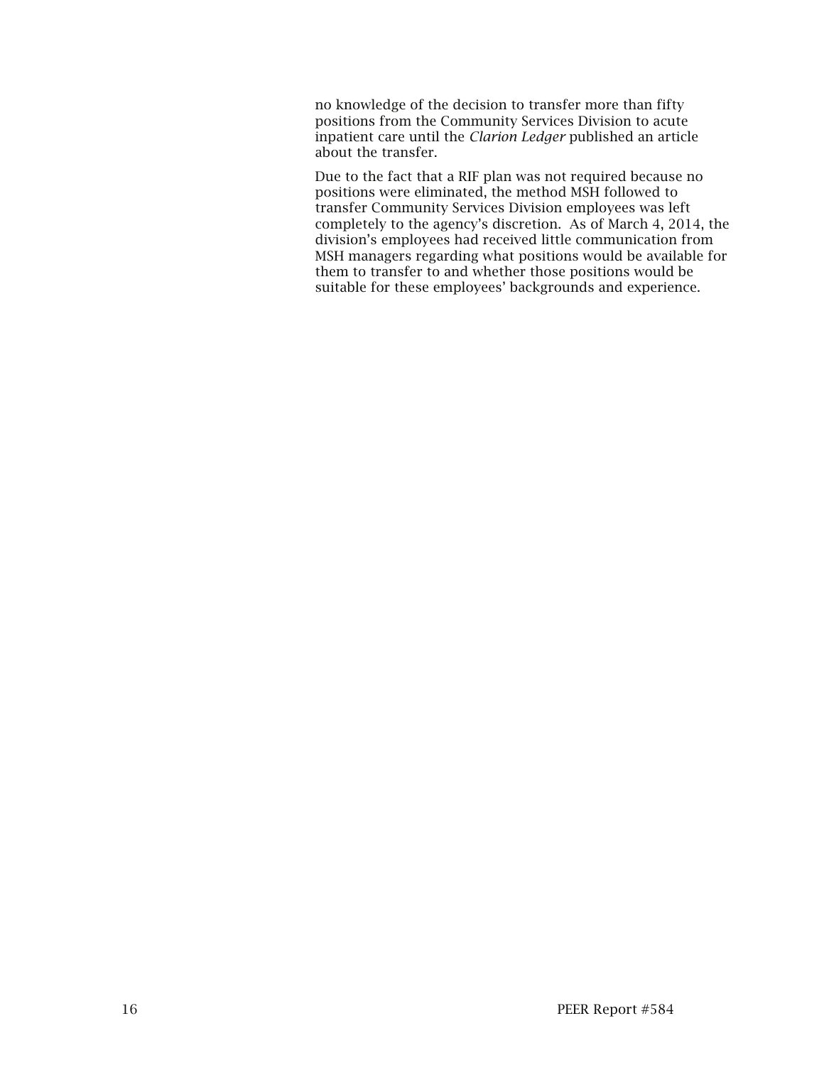no knowledge of the decision to transfer more than fifty positions from the Community Services Division to acute inpatient care until the *Clarion Ledger* published an article about the transfer.

Due to the fact that a RIF plan was not required because no positions were eliminated, the method MSH followed to transfer Community Services Division employees was left completely to the agency's discretion. As of March 4, 2014, the division's employees had received little communication from MSH managers regarding what positions would be available for them to transfer to and whether those positions would be suitable for these employees' backgrounds and experience.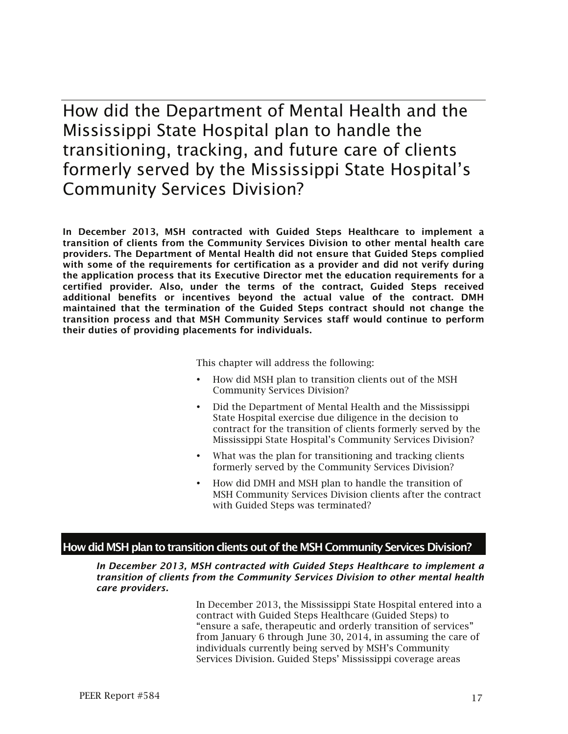# How did the Department of Mental Health and the Mississippi State Hospital plan to handle the transitioning, tracking, and future care of clients formerly served by the Mississippi State Hospital's Community Services Division?

**In December 2013, MSH contracted with Guided Steps Healthcare to implement a transition of clients from the Community Services Division to other mental health care providers. The Department of Mental Health did not ensure that Guided Steps complied with some of the requirements for certification as a provider and did not verify during the application process that its Executive Director met the education requirements for a certified provider. Also, under the terms of the contract, Guided Steps received additional benefits or incentives beyond the actual value of the contract. DMH maintained that the termination of the Guided Steps contract should not change the transition process and that MSH Community Services staff would continue to perform their duties of providing placements for individuals.**

This chapter will address the following:

- How did MSH plan to transition clients out of the MSH Community Services Division?
- Did the Department of Mental Health and the Mississippi State Hospital exercise due diligence in the decision to contract for the transition of clients formerly served by the Mississippi State Hospital's Community Services Division?
- What was the plan for transitioning and tracking clients formerly served by the Community Services Division?
- How did DMH and MSH plan to handle the transition of MSH Community Services Division clients after the contract with Guided Steps was terminated?

## How did MSH plan to transition clients out of the MSH Community Services Division?

***In December 2013, MSH contracted with Guided Steps Healthcare to implement a transition of clients from the Community Services Division to other mental health care providers.***

In December 2013, the Mississippi State Hospital entered into a contract with Guided Steps Healthcare (Guided Steps) to "ensure a safe, therapeutic and orderly transition of services" from January 6 through June 30, 2014, in assuming the care of individuals currently being served by MSH's Community Services Division. Guided Steps' Mississippi coverage areas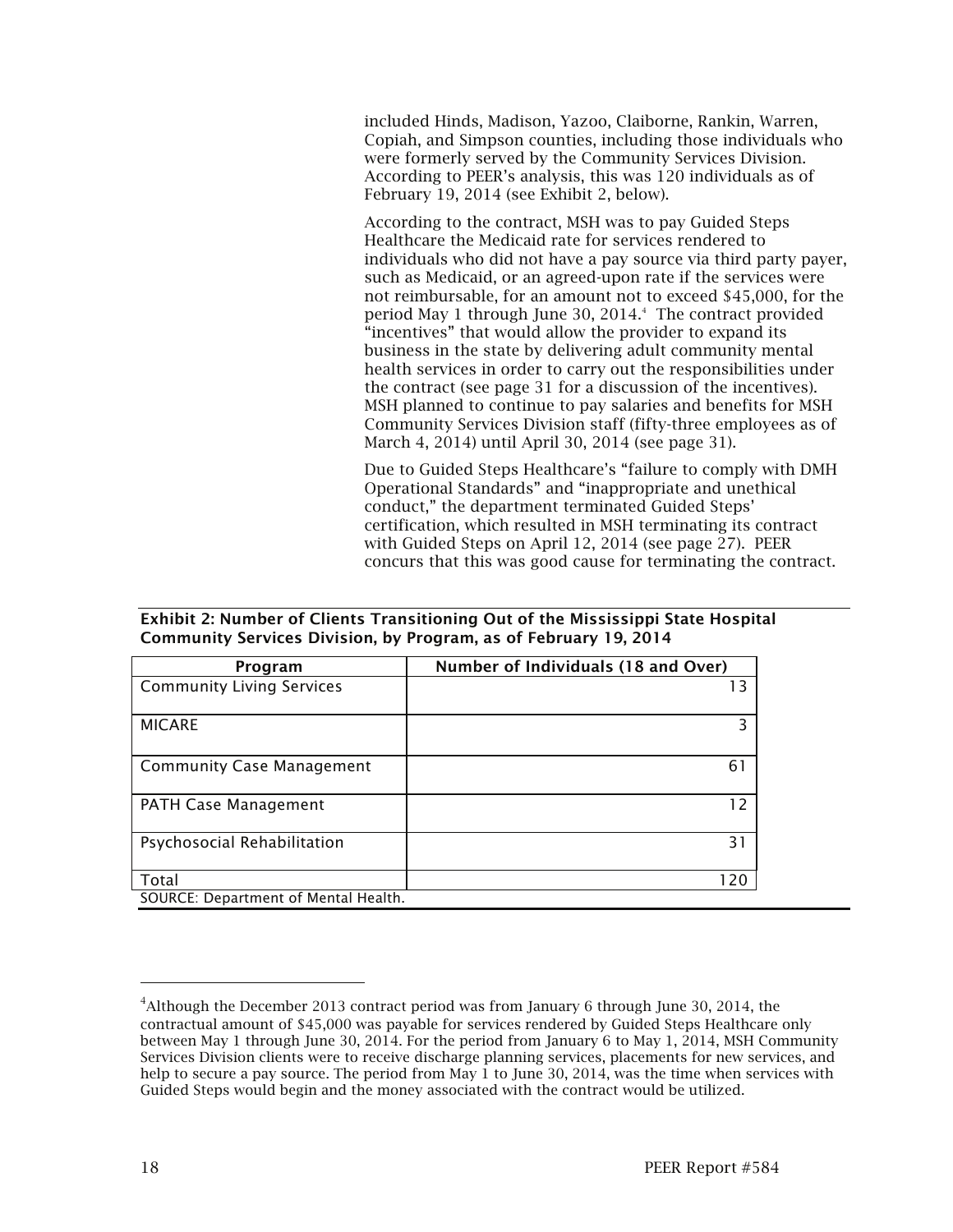included Hinds, Madison, Yazoo, Claiborne, Rankin, Warren, Copiah, and Simpson counties, including those individuals who were formerly served by the Community Services Division. According to PEER's analysis, this was 120 individuals as of February 19, 2014 (see Exhibit 2, below).

According to the contract, MSH was to pay Guided Steps Healthcare the Medicaid rate for services rendered to individuals who did not have a pay source via third party payer, such as Medicaid, or an agreed-upon rate if the services were not reimbursable, for an amount not to exceed $45,000, for the period May 1 through June 30, 2014.[4] The contract provided "incentives" that would allow the provider to expand its business in the state by delivering adult community mental health services in order to carry out the responsibilities under the contract (see page 31 for a discussion of the incentives). MSH planned to continue to pay salaries and benefits for MSH Community Services Division staff (fifty-three employees as of March 4, 2014) until April 30, 2014 (see page 31).

Due to Guided Steps Healthcare's "failure to comply with DMH Operational Standards" and "inappropriate and unethical conduct," the department terminated Guided Steps' certification, which resulted in MSH terminating its contract with Guided Steps on April 12, 2014 (see page 27). PEER concurs that this was good cause for terminating the contract.

**Exhibit 2: Number of Clients Transitioning Out of the Mississippi State Hospital Community Services Division, by Program, as of February 19, 2014**

| Program | Number of Individuals (18 and Over) |
|---|---|
| Community Living Services | 13 |
| MICARE | 3 |
| Community Case Management | 61 |
| PATH Case Management | 12 |
| Psychosocial Rehabilitation | 31 |
| Total | 120 |

SOURCE: Department of Mental Health.

[4] Although the December 2013 contract period was from January 6 through June 30, 2014, the contractual amount of $45,000 was payable for services rendered by Guided Steps Healthcare only between May 1 through June 30, 2014. For the period from January 6 to May 1, 2014, MSH Community Services Division clients were to receive discharge planning services, placements for new services, and help to secure a pay source. The period from May 1 to June 30, 2014, was the time when services with Guided Steps would begin and the money associated with the contract would be utilized.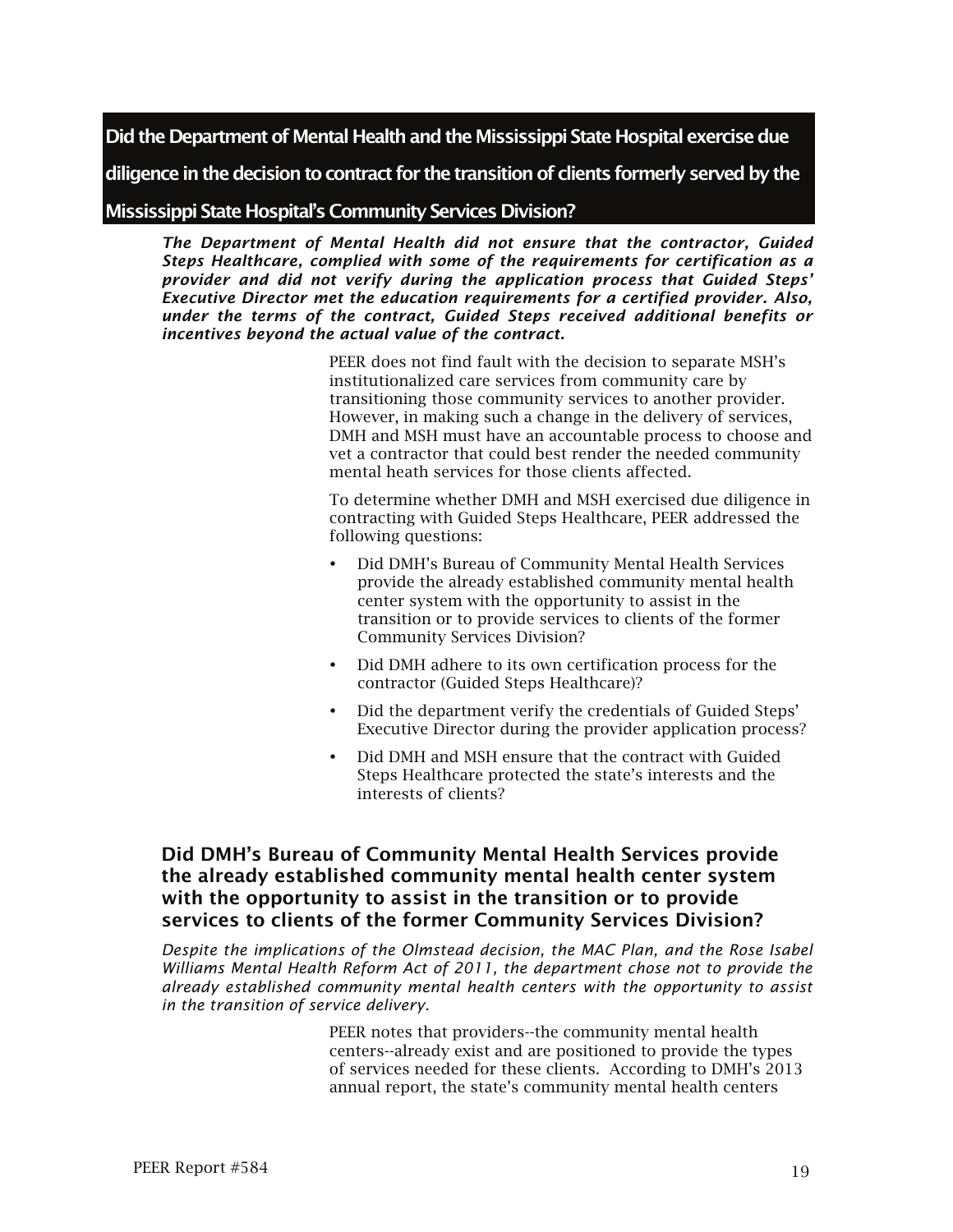## Did the Department of Mental Health and the Mississippi State Hospital exercise due diligence in the decision to contract for the transition of clients formerly served by the Mississippi State Hospital's Community Services Division?

***The Department of Mental Health did not ensure that the contractor, Guided Steps Healthcare, complied with some of the requirements for certification as a provider and did not verify during the application process that Guided Steps' Executive Director met the education requirements for a certified provider. Also, under the terms of the contract, Guided Steps received additional benefits or incentives beyond the actual value of the contract.***

PEER does not find fault with the decision to separate MSH's institutionalized care services from community care by transitioning those community services to another provider. However, in making such a change in the delivery of services, DMH and MSH must have an accountable process to choose and vet a contractor that could best render the needed community mental heath services for those clients affected.

To determine whether DMH and MSH exercised due diligence in contracting with Guided Steps Healthcare, PEER addressed the following questions:

- Did DMH's Bureau of Community Mental Health Services provide the already established community mental health center system with the opportunity to assist in the transition or to provide services to clients of the former Community Services Division?
- Did DMH adhere to its own certification process for the contractor (Guided Steps Healthcare)?
- Did the department verify the credentials of Guided Steps' Executive Director during the provider application process?
- Did DMH and MSH ensure that the contract with Guided Steps Healthcare protected the state's interests and the interests of clients?

### Did DMH's Bureau of Community Mental Health Services provide the already established community mental health center system with the opportunity to assist in the transition or to provide services to clients of the former Community Services Division?

*Despite the implications of the Olmstead decision, the MAC Plan, and the Rose Isabel Williams Mental Health Reform Act of 2011, the department chose not to provide the already established community mental health centers with the opportunity to assist in the transition of service delivery.*

PEER notes that providers--the community mental health centers--already exist and are positioned to provide the types of services needed for these clients. According to DMH's 2013 annual report, the state's community mental health centers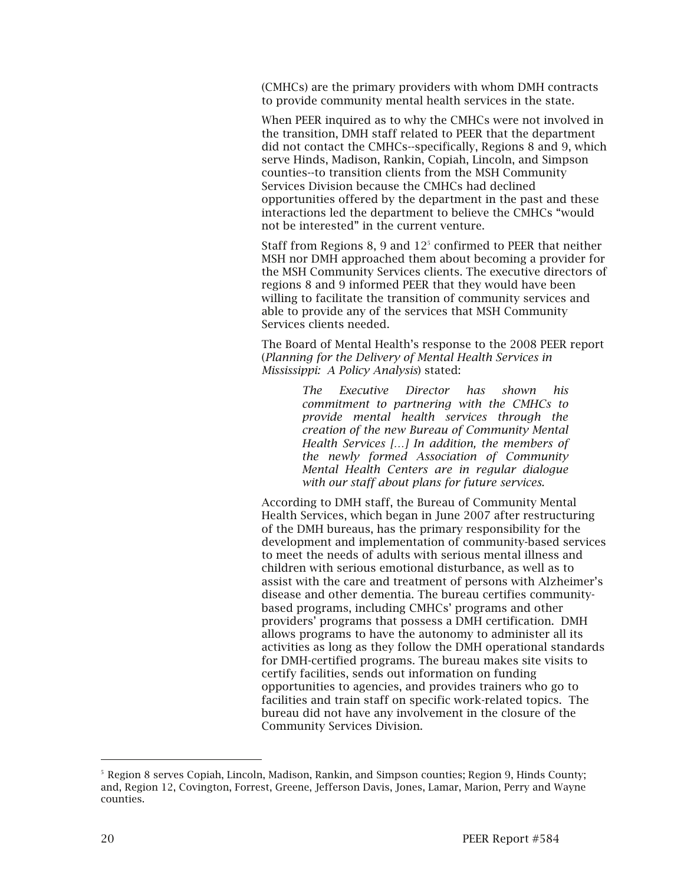(CMHCs) are the primary providers with whom DMH contracts to provide community mental health services in the state.

When PEER inquired as to why the CMHCs were not involved in the transition, DMH staff related to PEER that the department did not contact the CMHCs--specifically, Regions 8 and 9, which serve Hinds, Madison, Rankin, Copiah, Lincoln, and Simpson counties--to transition clients from the MSH Community Services Division because the CMHCs had declined opportunities offered by the department in the past and these interactions led the department to believe the CMHCs "would not be interested" in the current venture.

Staff from Regions 8, 9 and 12[5] confirmed to PEER that neither MSH nor DMH approached them about becoming a provider for the MSH Community Services clients. The executive directors of regions 8 and 9 informed PEER that they would have been willing to facilitate the transition of community services and able to provide any of the services that MSH Community Services clients needed.

The Board of Mental Health's response to the 2008 PEER report (*Planning for the Delivery of Mental Health Services in Mississippi: A Policy Analysis*) stated:

> *The Executive Director has shown his commitment to partnering with the CMHCs to provide mental health services through the creation of the new Bureau of Community Mental Health Services [...] In addition, the members of the newly formed Association of Community Mental Health Centers are in regular dialogue with our staff about plans for future services.*

According to DMH staff, the Bureau of Community Mental Health Services, which began in June 2007 after restructuring of the DMH bureaus, has the primary responsibility for the development and implementation of community-based services to meet the needs of adults with serious mental illness and children with serious emotional disturbance, as well as to assist with the care and treatment of persons with Alzheimer's disease and other dementia. The bureau certifies community-based programs, including CMHCs' programs and other providers' programs that possess a DMH certification. DMH allows programs to have the autonomy to administer all its activities as long as they follow the DMH operational standards for DMH-certified programs. The bureau makes site visits to certify facilities, sends out information on funding opportunities to agencies, and provides trainers who go to facilities and train staff on specific work-related topics. The bureau did not have any involvement in the closure of the Community Services Division.

---

[5] Region 8 serves Copiah, Lincoln, Madison, Rankin, and Simpson counties; Region 9, Hinds County; and, Region 12, Covington, Forrest, Greene, Jefferson Davis, Jones, Lamar, Marion, Perry and Wayne counties.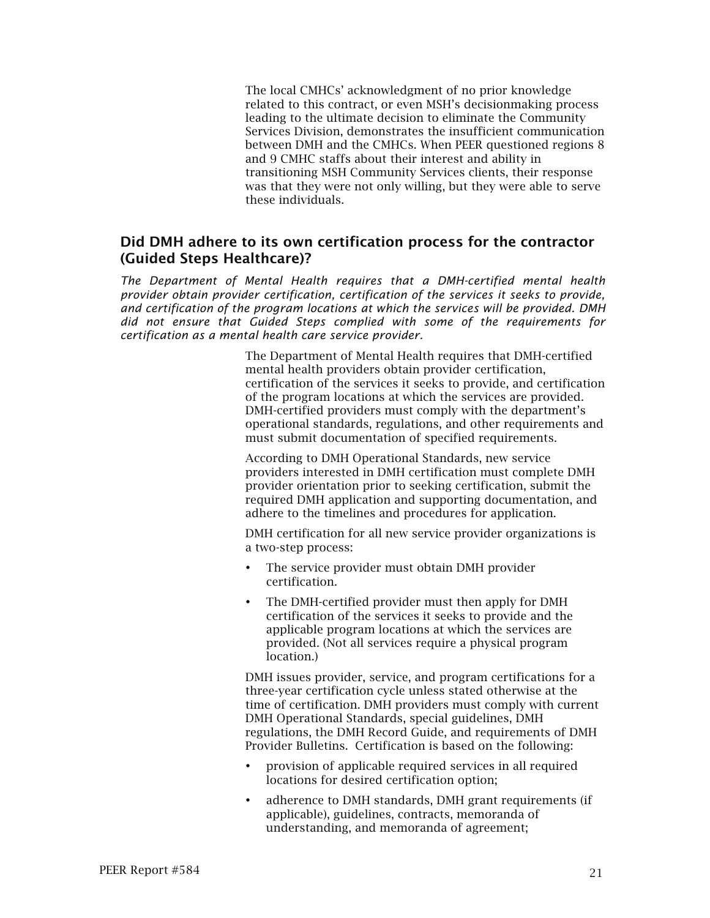The local CMHCs' acknowledgment of no prior knowledge related to this contract, or even MSH's decisionmaking process leading to the ultimate decision to eliminate the Community Services Division, demonstrates the insufficient communication between DMH and the CMHCs. When PEER questioned regions 8 and 9 CMHC staffs about their interest and ability in transitioning MSH Community Services clients, their response was that they were not only willing, but they were able to serve these individuals.

## Did DMH adhere to its own certification process for the contractor (Guided Steps Healthcare)?

*The Department of Mental Health requires that a DMH-certified mental health provider obtain provider certification, certification of the services it seeks to provide, and certification of the program locations at which the services will be provided. DMH did not ensure that Guided Steps complied with some of the requirements for certification as a mental health care service provider.*

The Department of Mental Health requires that DMH-certified mental health providers obtain provider certification, certification of the services it seeks to provide, and certification of the program locations at which the services are provided. DMH-certified providers must comply with the department's operational standards, regulations, and other requirements and must submit documentation of specified requirements.

According to DMH Operational Standards, new service providers interested in DMH certification must complete DMH provider orientation prior to seeking certification, submit the required DMH application and supporting documentation, and adhere to the timelines and procedures for application.

DMH certification for all new service provider organizations is a two-step process:

- The service provider must obtain DMH provider certification.
- The DMH-certified provider must then apply for DMH certification of the services it seeks to provide and the applicable program locations at which the services are provided. (Not all services require a physical program location.)

DMH issues provider, service, and program certifications for a three-year certification cycle unless stated otherwise at the time of certification. DMH providers must comply with current DMH Operational Standards, special guidelines, DMH regulations, the DMH Record Guide, and requirements of DMH Provider Bulletins. Certification is based on the following:

- provision of applicable required services in all required locations for desired certification option;
- adherence to DMH standards, DMH grant requirements (if applicable), guidelines, contracts, memoranda of understanding, and memoranda of agreement;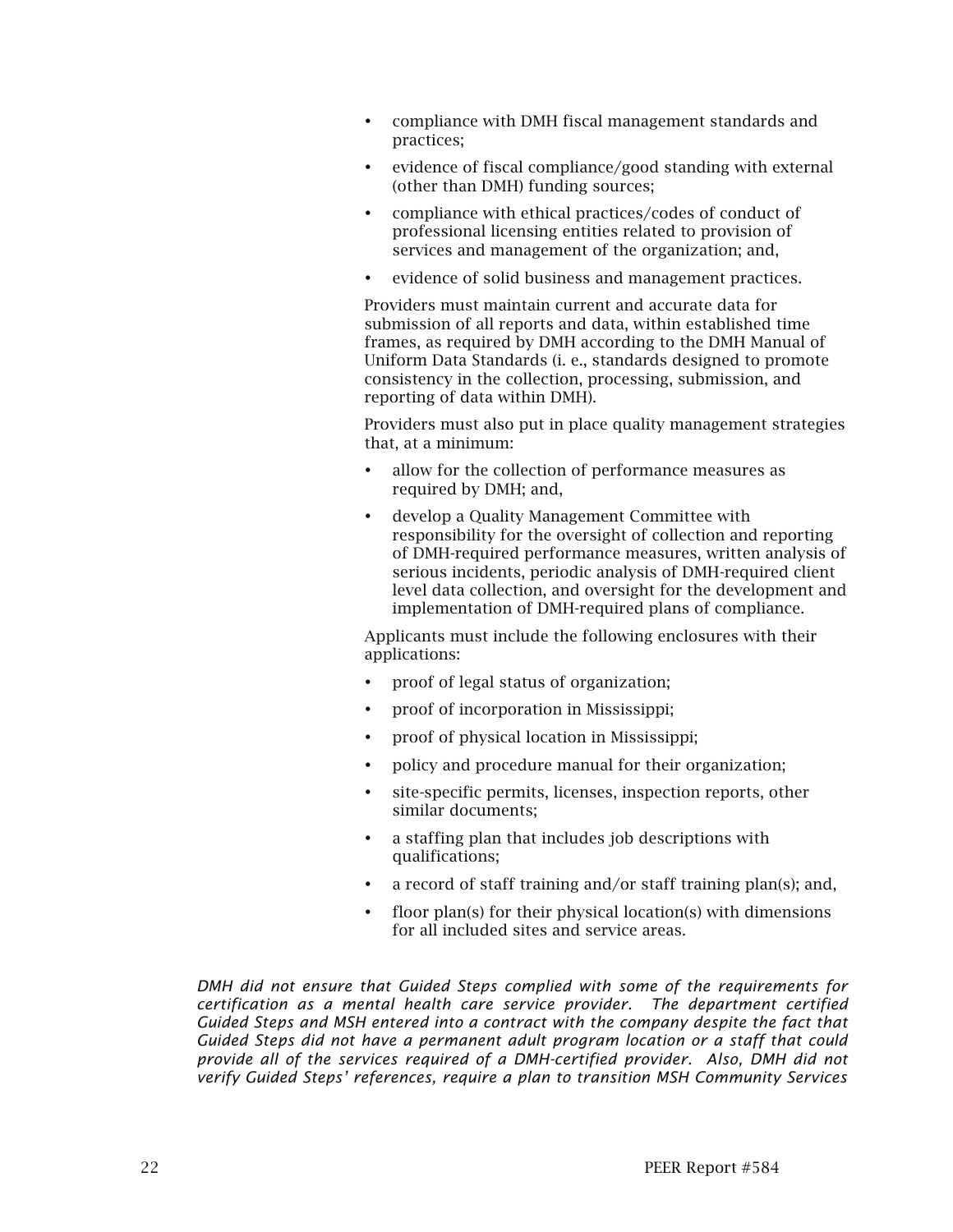- compliance with DMH fiscal management standards and practices;
- evidence of fiscal compliance/good standing with external (other than DMH) funding sources;
- compliance with ethical practices/codes of conduct of professional licensing entities related to provision of services and management of the organization; and,
- evidence of solid business and management practices.

Providers must maintain current and accurate data for submission of all reports and data, within established time frames, as required by DMH according to the DMH Manual of Uniform Data Standards (i. e., standards designed to promote consistency in the collection, processing, submission, and reporting of data within DMH).

Providers must also put in place quality management strategies that, at a minimum:

- allow for the collection of performance measures as required by DMH; and,
- develop a Quality Management Committee with responsibility for the oversight of collection and reporting of DMH-required performance measures, written analysis of serious incidents, periodic analysis of DMH-required client level data collection, and oversight for the development and implementation of DMH-required plans of compliance.

Applicants must include the following enclosures with their applications:

- proof of legal status of organization;
- proof of incorporation in Mississippi;
- proof of physical location in Mississippi;
- policy and procedure manual for their organization;
- site-specific permits, licenses, inspection reports, other similar documents;
- a staffing plan that includes job descriptions with qualifications;
- a record of staff training and/or staff training plan(s); and,
- floor plan(s) for their physical location(s) with dimensions for all included sites and service areas.

*DMH did not ensure that Guided Steps complied with some of the requirements for certification as a mental health care service provider. The department certified Guided Steps and MSH entered into a contract with the company despite the fact that Guided Steps did not have a permanent adult program location or a staff that could provide all of the services required of a DMH-certified provider. Also, DMH did not verify Guided Steps' references, require a plan to transition MSH Community Services*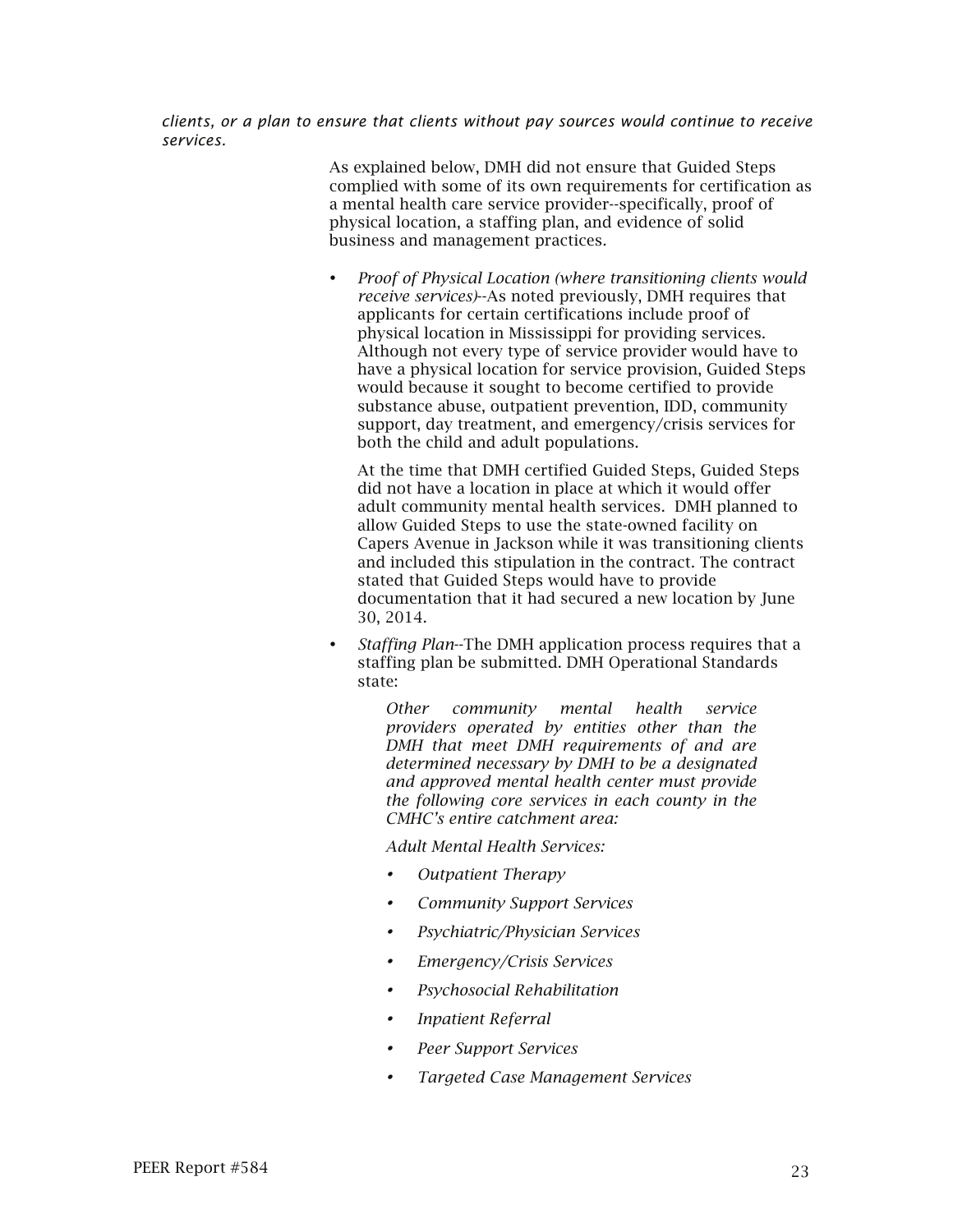*clients, or a plan to ensure that clients without pay sources would continue to receive services.*

As explained below, DMH did not ensure that Guided Steps complied with some of its own requirements for certification as a mental health care service provider--specifically, proof of physical location, a staffing plan, and evidence of solid business and management practices.

- *Proof of Physical Location (where transitioning clients would receive services)*--As noted previously, DMH requires that applicants for certain certifications include proof of physical location in Mississippi for providing services. Although not every type of service provider would have to have a physical location for service provision, Guided Steps would because it sought to become certified to provide substance abuse, outpatient prevention, IDD, community support, day treatment, and emergency/crisis services for both the child and adult populations.

  At the time that DMH certified Guided Steps, Guided Steps did not have a location in place at which it would offer adult community mental health services. DMH planned to allow Guided Steps to use the state-owned facility on Capers Avenue in Jackson while it was transitioning clients and included this stipulation in the contract. The contract stated that Guided Steps would have to provide documentation that it had secured a new location by June 30, 2014.

- *Staffing Plan*--The DMH application process requires that a staffing plan be submitted. DMH Operational Standards state:

  > *Other community mental health service providers operated by entities other than the DMH that meet DMH requirements of and are determined necessary by DMH to be a designated and approved mental health center must provide the following core services in each county in the CMHC's entire catchment area:*
  >
  > *Adult Mental Health Services:*
  >
  > - *Outpatient Therapy*
  > - *Community Support Services*
  > - *Psychiatric/Physician Services*
  > - *Emergency/Crisis Services*
  > - *Psychosocial Rehabilitation*
  > - *Inpatient Referral*
  > - *Peer Support Services*
  > - *Targeted Case Management Services*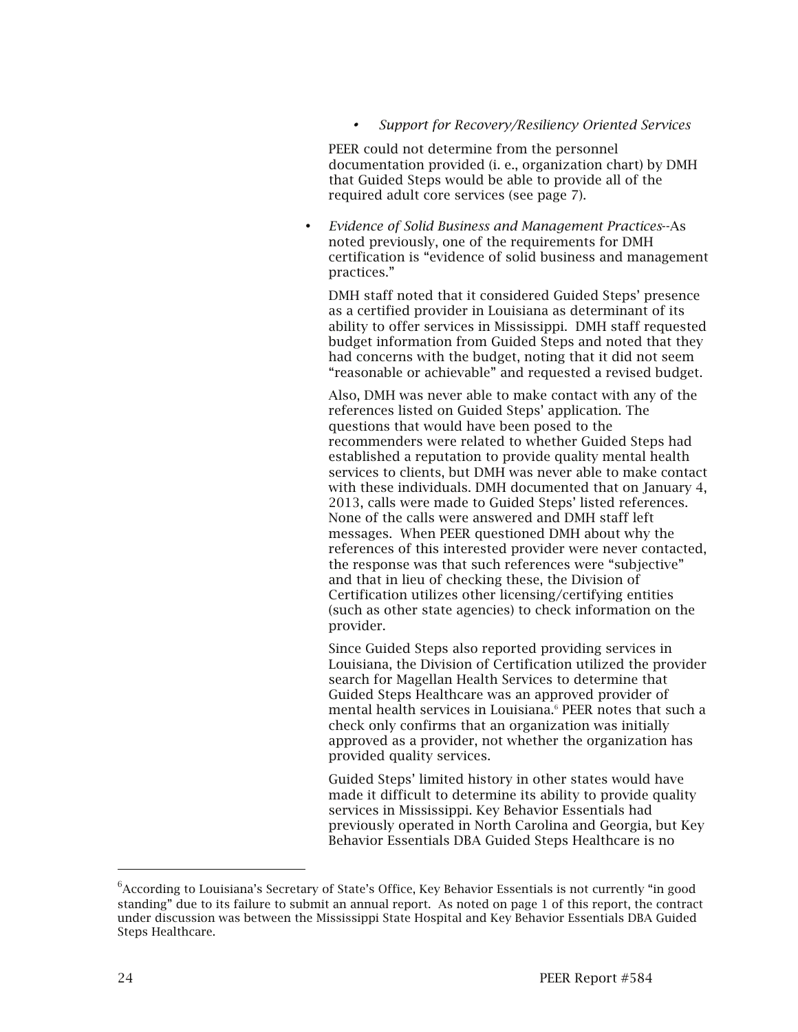- *Support for Recovery/Resiliency Oriented Services*

  PEER could not determine from the personnel documentation provided (i. e., organization chart) by DMH that Guided Steps would be able to provide all of the required adult core services (see page 7).

- *Evidence of Solid Business and Management Practices*--As noted previously, one of the requirements for DMH certification is "evidence of solid business and management practices."

  DMH staff noted that it considered Guided Steps' presence as a certified provider in Louisiana as determinant of its ability to offer services in Mississippi. DMH staff requested budget information from Guided Steps and noted that they had concerns with the budget, noting that it did not seem "reasonable or achievable" and requested a revised budget.

  Also, DMH was never able to make contact with any of the references listed on Guided Steps' application. The questions that would have been posed to the recommenders were related to whether Guided Steps had established a reputation to provide quality mental health services to clients, but DMH was never able to make contact with these individuals. DMH documented that on January 4, 2013, calls were made to Guided Steps' listed references. None of the calls were answered and DMH staff left messages. When PEER questioned DMH about why the references of this interested provider were never contacted, the response was that such references were "subjective" and that in lieu of checking these, the Division of Certification utilizes other licensing/certifying entities (such as other state agencies) to check information on the provider.

  Since Guided Steps also reported providing services in Louisiana, the Division of Certification utilized the provider search for Magellan Health Services to determine that Guided Steps Healthcare was an approved provider of mental health services in Louisiana.[6] PEER notes that such a check only confirms that an organization was initially approved as a provider, not whether the organization has provided quality services.

  Guided Steps' limited history in other states would have made it difficult to determine its ability to provide quality services in Mississippi. Key Behavior Essentials had previously operated in North Carolina and Georgia, but Key Behavior Essentials DBA Guided Steps Healthcare is no

---

[6]According to Louisiana's Secretary of State's Office, Key Behavior Essentials is not currently "in good standing" due to its failure to submit an annual report. As noted on page 1 of this report, the contract under discussion was between the Mississippi State Hospital and Key Behavior Essentials DBA Guided Steps Healthcare.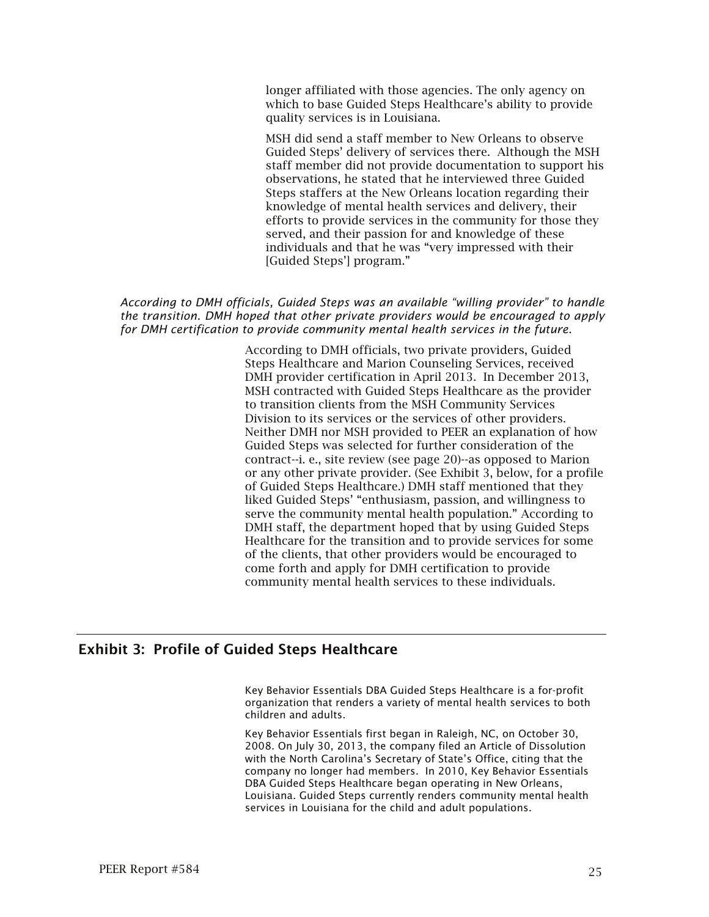longer affiliated with those agencies. The only agency on which to base Guided Steps Healthcare's ability to provide quality services is in Louisiana.

MSH did send a staff member to New Orleans to observe Guided Steps' delivery of services there. Although the MSH staff member did not provide documentation to support his observations, he stated that he interviewed three Guided Steps staffers at the New Orleans location regarding their knowledge of mental health services and delivery, their efforts to provide services in the community for those they served, and their passion for and knowledge of these individuals and that he was "very impressed with their [Guided Steps'] program."

*According to DMH officials, Guided Steps was an available "willing provider" to handle the transition. DMH hoped that other private providers would be encouraged to apply for DMH certification to provide community mental health services in the future.*

According to DMH officials, two private providers, Guided Steps Healthcare and Marion Counseling Services, received DMH provider certification in April 2013. In December 2013, MSH contracted with Guided Steps Healthcare as the provider to transition clients from the MSH Community Services Division to its services or the services of other providers. Neither DMH nor MSH provided to PEER an explanation of how Guided Steps was selected for further consideration of the contract--i. e., site review (see page 20)--as opposed to Marion or any other private provider. (See Exhibit 3, below, for a profile of Guided Steps Healthcare.) DMH staff mentioned that they liked Guided Steps' "enthusiasm, passion, and willingness to serve the community mental health population." According to DMH staff, the department hoped that by using Guided Steps Healthcare for the transition and to provide services for some of the clients, that other providers would be encouraged to come forth and apply for DMH certification to provide community mental health services to these individuals.

## Exhibit 3: Profile of Guided Steps Healthcare

Key Behavior Essentials DBA Guided Steps Healthcare is a for-profit organization that renders a variety of mental health services to both children and adults.

Key Behavior Essentials first began in Raleigh, NC, on October 30, 2008. On July 30, 2013, the company filed an Article of Dissolution with the North Carolina's Secretary of State's Office, citing that the company no longer had members. In 2010, Key Behavior Essentials DBA Guided Steps Healthcare began operating in New Orleans, Louisiana. Guided Steps currently renders community mental health services in Louisiana for the child and adult populations.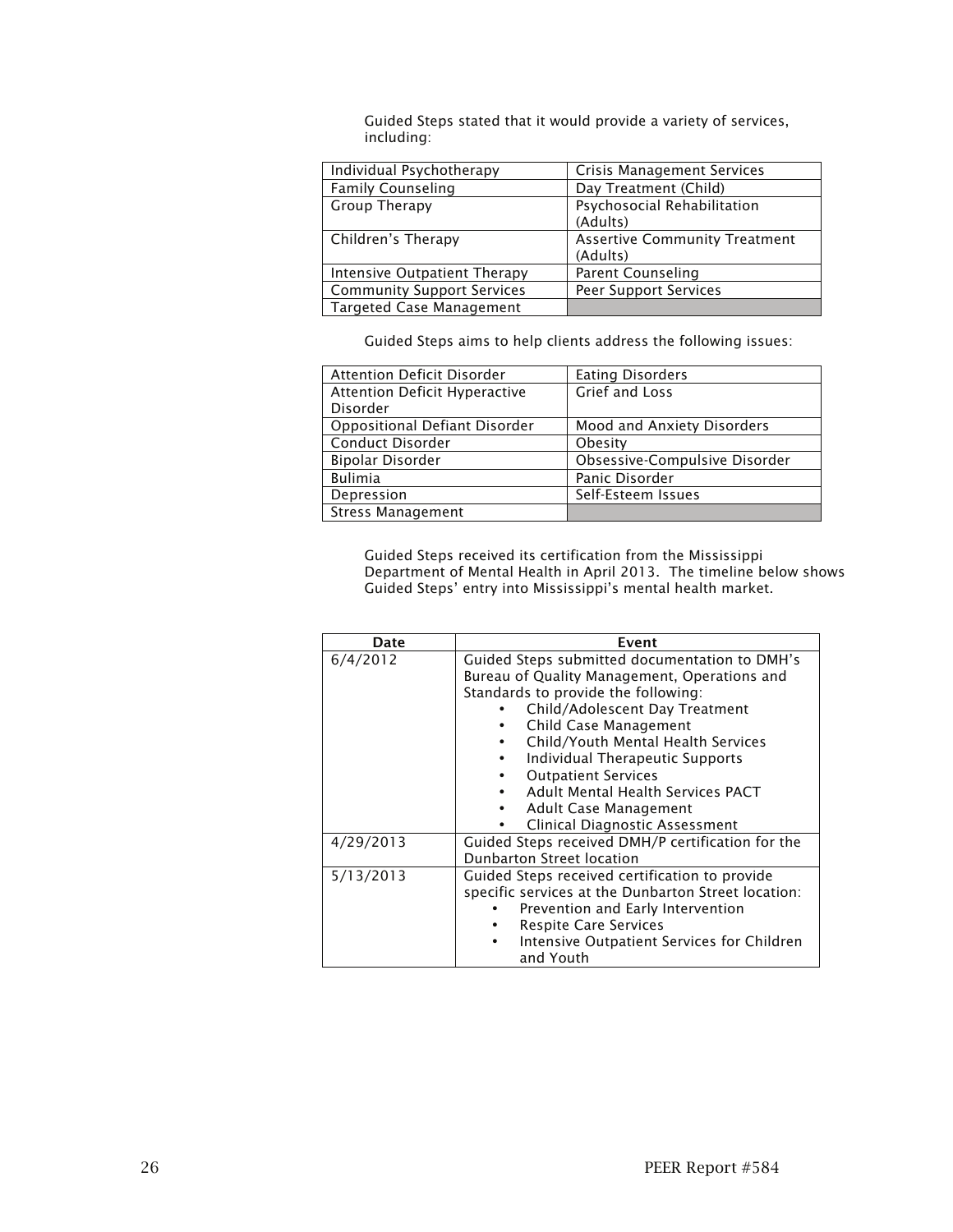Guided Steps stated that it would provide a variety of services, including:

| | |
|---|---|
| Individual Psychotherapy | Crisis Management Services |
| Family Counseling | Day Treatment (Child) |
| Group Therapy | Psychosocial Rehabilitation (Adults) |
| Children's Therapy | Assertive Community Treatment (Adults) |
| Intensive Outpatient Therapy | Parent Counseling |
| Community Support Services | Peer Support Services |
| Targeted Case Management | |

Guided Steps aims to help clients address the following issues:

| | |
|---|---|
| Attention Deficit Disorder | Eating Disorders |
| Attention Deficit Hyperactive Disorder | Grief and Loss |
| Oppositional Defiant Disorder | Mood and Anxiety Disorders |
| Conduct Disorder | Obesity |
| Bipolar Disorder | Obsessive-Compulsive Disorder |
| Bulimia | Panic Disorder |
| Depression | Self-Esteem Issues |
| Stress Management | |

Guided Steps received its certification from the Mississippi Department of Mental Health in April 2013. The timeline below shows Guided Steps' entry into Mississippi's mental health market.

| Date | Event |
|---|---|
| 6/4/2012 | Guided Steps submitted documentation to DMH's Bureau of Quality Management, Operations and Standards to provide the following: <br>• Child/Adolescent Day Treatment <br>• Child Case Management <br>• Child/Youth Mental Health Services <br>• Individual Therapeutic Supports <br>• Outpatient Services <br>• Adult Mental Health Services PACT <br>• Adult Case Management <br>• Clinical Diagnostic Assessment |
| 4/29/2013 | Guided Steps received DMH/P certification for the Dunbarton Street location |
| 5/13/2013 | Guided Steps received certification to provide specific services at the Dunbarton Street location: <br>• Prevention and Early Intervention <br>• Respite Care Services <br>• Intensive Outpatient Services for Children and Youth |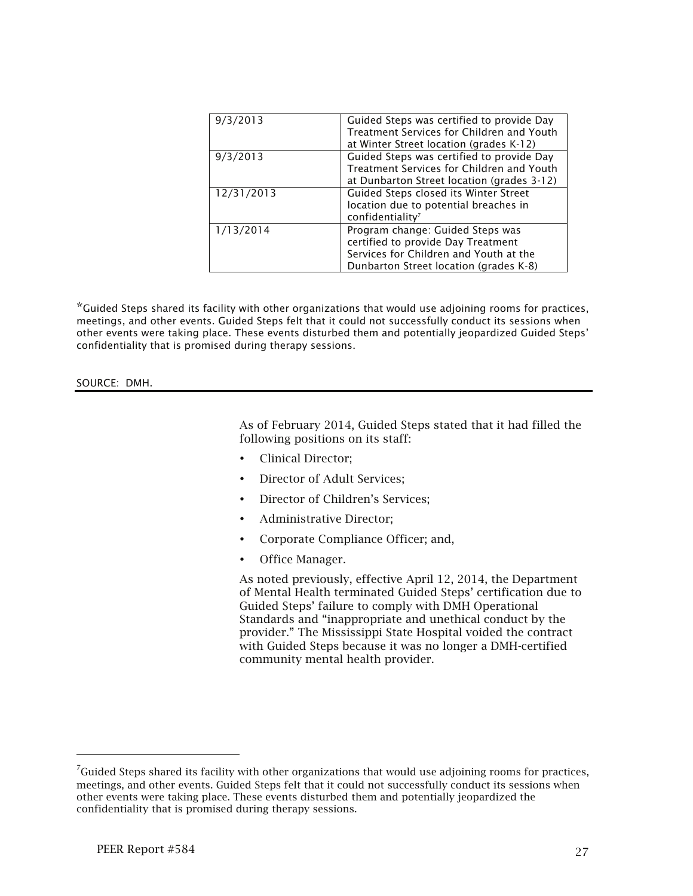| | |
|---|---|
| 9/3/2013 | Guided Steps was certified to provide Day Treatment Services for Children and Youth at Winter Street location (grades K-12) |
| 9/3/2013 | Guided Steps was certified to provide Day Treatment Services for Children and Youth at Dunbarton Street location (grades 3-12) |
| 12/31/2013 | Guided Steps closed its Winter Street location due to potential breaches in confidentiality[7] |
| 1/13/2014 | Program change: Guided Steps was certified to provide Day Treatment Services for Children and Youth at the Dunbarton Street location (grades K-8) |

*Guided Steps shared its facility with other organizations that would use adjoining rooms for practices, meetings, and other events. Guided Steps felt that it could not successfully conduct its sessions when other events were taking place. These events disturbed them and potentially jeopardized Guided Steps' confidentiality that is promised during therapy sessions.

SOURCE: DMH.

As of February 2014, Guided Steps stated that it had filled the following positions on its staff:

- Clinical Director;
- Director of Adult Services;
- Director of Children's Services;
- Administrative Director;
- Corporate Compliance Officer; and,
- Office Manager.

As noted previously, effective April 12, 2014, the Department of Mental Health terminated Guided Steps' certification due to Guided Steps' failure to comply with DMH Operational Standards and "inappropriate and unethical conduct by the provider." The Mississippi State Hospital voided the contract with Guided Steps because it was no longer a DMH-certified community mental health provider.

[7]Guided Steps shared its facility with other organizations that would use adjoining rooms for practices, meetings, and other events. Guided Steps felt that it could not successfully conduct its sessions when other events were taking place. These events disturbed them and potentially jeopardized the confidentiality that is promised during therapy sessions.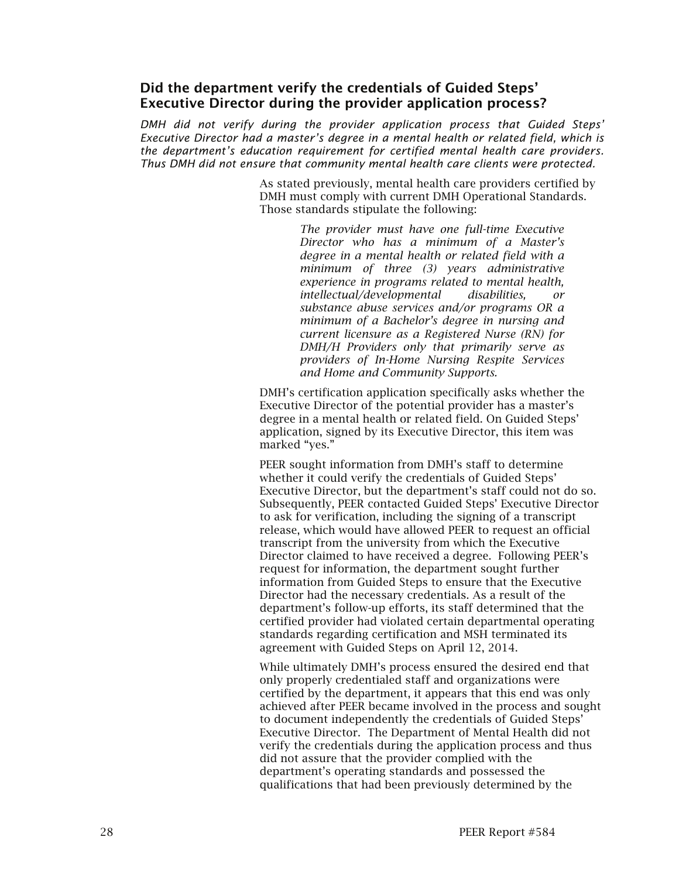## Did the department verify the credentials of Guided Steps' Executive Director during the provider application process?

*DMH did not verify during the provider application process that Guided Steps' Executive Director had a master's degree in a mental health or related field, which is the department's education requirement for certified mental health care providers. Thus DMH did not ensure that community mental health care clients were protected.*

As stated previously, mental health care providers certified by DMH must comply with current DMH Operational Standards. Those standards stipulate the following:

> *The provider must have one full-time Executive Director who has a minimum of a Master's degree in a mental health or related field with a minimum of three (3) years administrative experience in programs related to mental health, intellectual/developmental disabilities, or substance abuse services and/or programs OR a minimum of a Bachelor's degree in nursing and current licensure as a Registered Nurse (RN) for DMH/H Providers only that primarily serve as providers of In-Home Nursing Respite Services and Home and Community Supports.*

DMH's certification application specifically asks whether the Executive Director of the potential provider has a master's degree in a mental health or related field. On Guided Steps' application, signed by its Executive Director, this item was marked "yes."

PEER sought information from DMH's staff to determine whether it could verify the credentials of Guided Steps' Executive Director, but the department's staff could not do so. Subsequently, PEER contacted Guided Steps' Executive Director to ask for verification, including the signing of a transcript release, which would have allowed PEER to request an official transcript from the university from which the Executive Director claimed to have received a degree. Following PEER's request for information, the department sought further information from Guided Steps to ensure that the Executive Director had the necessary credentials. As a result of the department's follow-up efforts, its staff determined that the certified provider had violated certain departmental operating standards regarding certification and MSH terminated its agreement with Guided Steps on April 12, 2014.

While ultimately DMH's process ensured the desired end that only properly credentialed staff and organizations were certified by the department, it appears that this end was only achieved after PEER became involved in the process and sought to document independently the credentials of Guided Steps' Executive Director. The Department of Mental Health did not verify the credentials during the application process and thus did not assure that the provider complied with the department's operating standards and possessed the qualifications that had been previously determined by the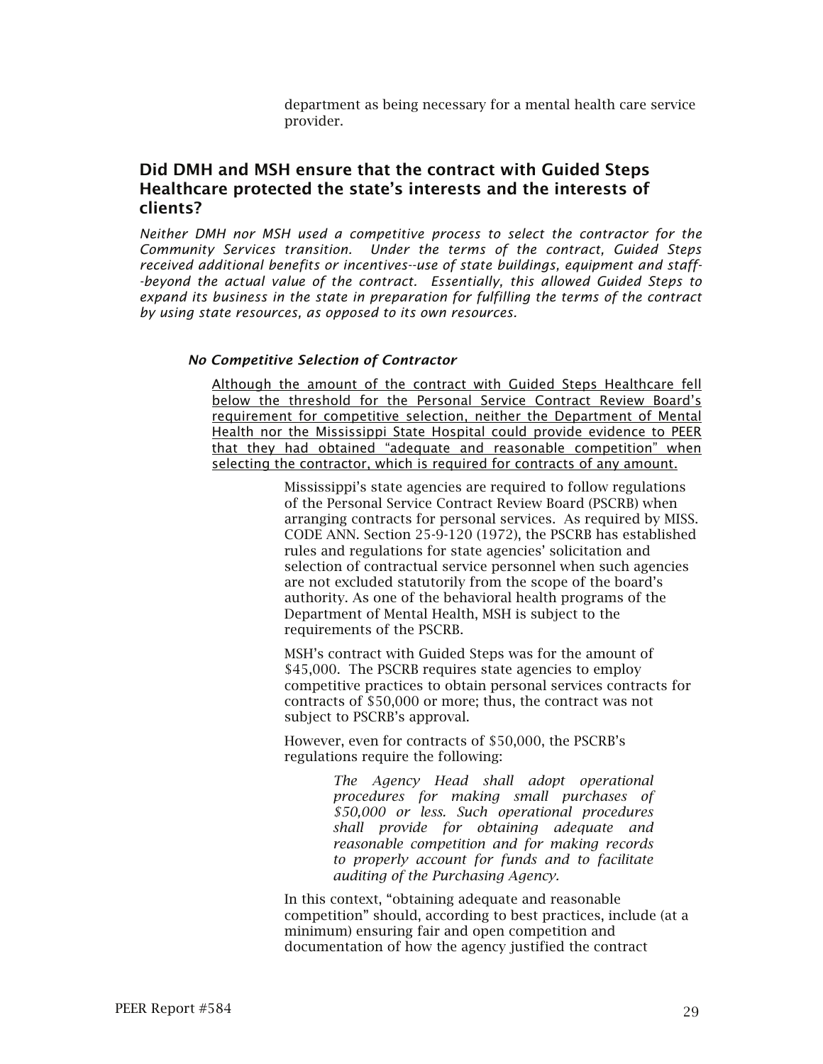department as being necessary for a mental health care service provider.

## Did DMH and MSH ensure that the contract with Guided Steps Healthcare protected the state's interests and the interests of clients?

*Neither DMH nor MSH used a competitive process to select the contractor for the Community Services transition. Under the terms of the contract, Guided Steps received additional benefits or incentives--use of state buildings, equipment and staff--beyond the actual value of the contract. Essentially, this allowed Guided Steps to expand its business in the state in preparation for fulfilling the terms of the contract by using state resources, as opposed to its own resources.*

### *No Competitive Selection of Contractor*

Although the amount of the contract with Guided Steps Healthcare fell below the threshold for the Personal Service Contract Review Board's requirement for competitive selection, neither the Department of Mental Health nor the Mississippi State Hospital could provide evidence to PEER that they had obtained "adequate and reasonable competition" when selecting the contractor, which is required for contracts of any amount.

Mississippi's state agencies are required to follow regulations of the Personal Service Contract Review Board (PSCRB) when arranging contracts for personal services. As required by MISS. CODE ANN. Section 25-9-120 (1972), the PSCRB has established rules and regulations for state agencies' solicitation and selection of contractual service personnel when such agencies are not excluded statutorily from the scope of the board's authority. As one of the behavioral health programs of the Department of Mental Health, MSH is subject to the requirements of the PSCRB.

MSH's contract with Guided Steps was for the amount of $45,000. The PSCRB requires state agencies to employ competitive practices to obtain personal services contracts for contracts of $50,000 or more; thus, the contract was not subject to PSCRB's approval.

However, even for contracts of $50,000, the PSCRB's regulations require the following:

> *The Agency Head shall adopt operational procedures for making small purchases of $50,000 or less. Such operational procedures shall provide for obtaining adequate and reasonable competition and for making records to properly account for funds and to facilitate auditing of the Purchasing Agency.*

In this context, "obtaining adequate and reasonable competition" should, according to best practices, include (at a minimum) ensuring fair and open competition and documentation of how the agency justified the contract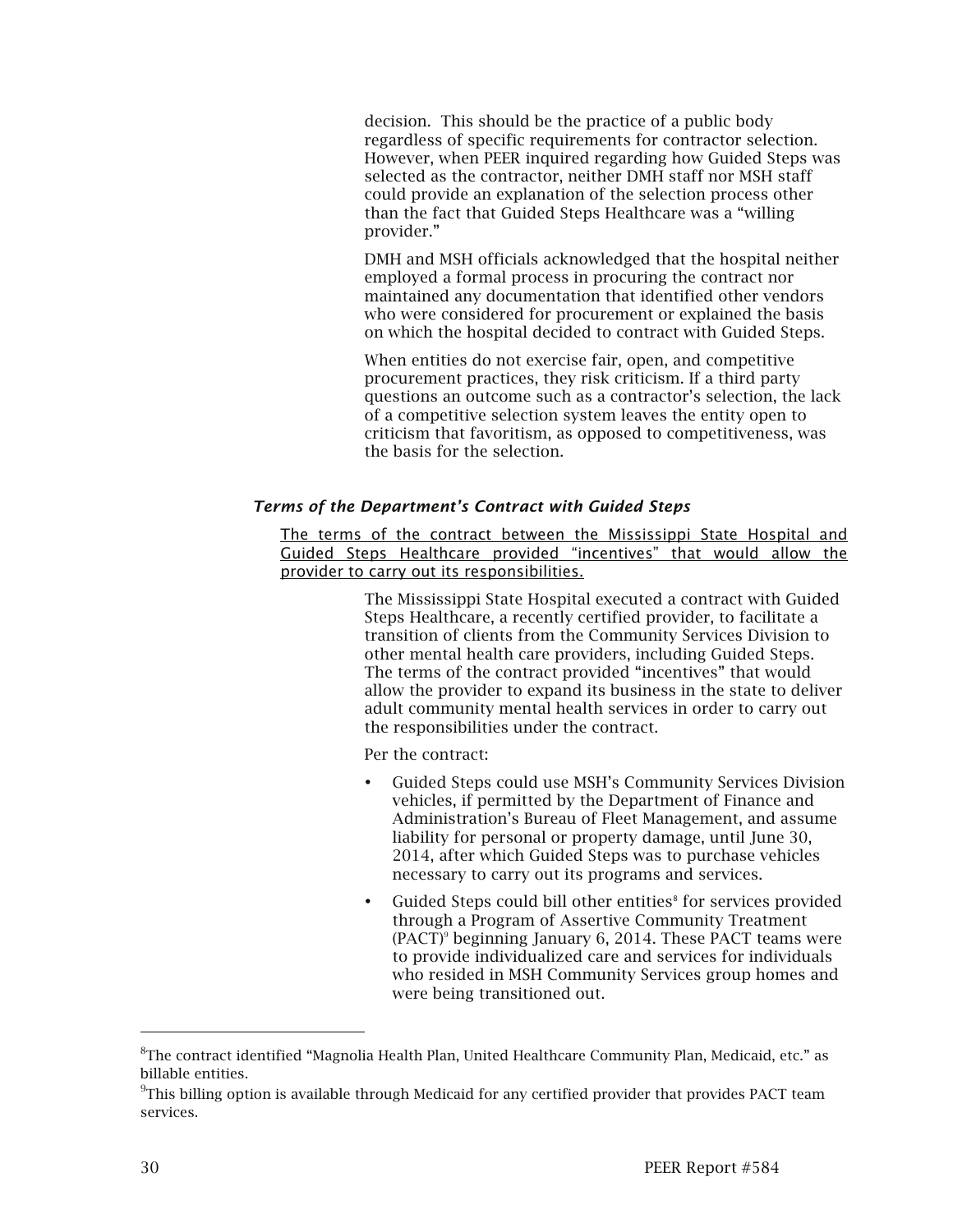decision. This should be the practice of a public body regardless of specific requirements for contractor selection. However, when PEER inquired regarding how Guided Steps was selected as the contractor, neither DMH staff nor MSH staff could provide an explanation of the selection process other than the fact that Guided Steps Healthcare was a "willing provider."

DMH and MSH officials acknowledged that the hospital neither employed a formal process in procuring the contract nor maintained any documentation that identified other vendors who were considered for procurement or explained the basis on which the hospital decided to contract with Guided Steps.

When entities do not exercise fair, open, and competitive procurement practices, they risk criticism. If a third party questions an outcome such as a contractor's selection, the lack of a competitive selection system leaves the entity open to criticism that favoritism, as opposed to competitiveness, was the basis for the selection.

### *Terms of the Department's Contract with Guided Steps*

<u>The terms of the contract between the Mississippi State Hospital and Guided Steps Healthcare provided "incentives" that would allow the provider to carry out its responsibilities.</u>

The Mississippi State Hospital executed a contract with Guided Steps Healthcare, a recently certified provider, to facilitate a transition of clients from the Community Services Division to other mental health care providers, including Guided Steps. The terms of the contract provided "incentives" that would allow the provider to expand its business in the state to deliver adult community mental health services in order to carry out the responsibilities under the contract.

Per the contract:

- Guided Steps could use MSH's Community Services Division vehicles, if permitted by the Department of Finance and Administration's Bureau of Fleet Management, and assume liability for personal or property damage, until June 30, 2014, after which Guided Steps was to purchase vehicles necessary to carry out its programs and services.
- Guided Steps could bill other entities[8] for services provided through a Program of Assertive Community Treatment (PACT)[9] beginning January 6, 2014. These PACT teams were to provide individualized care and services for individuals who resided in MSH Community Services group homes and were being transitioned out.

---

[8]The contract identified "Magnolia Health Plan, United Healthcare Community Plan, Medicaid, etc." as billable entities.

[9]This billing option is available through Medicaid for any certified provider that provides PACT team services.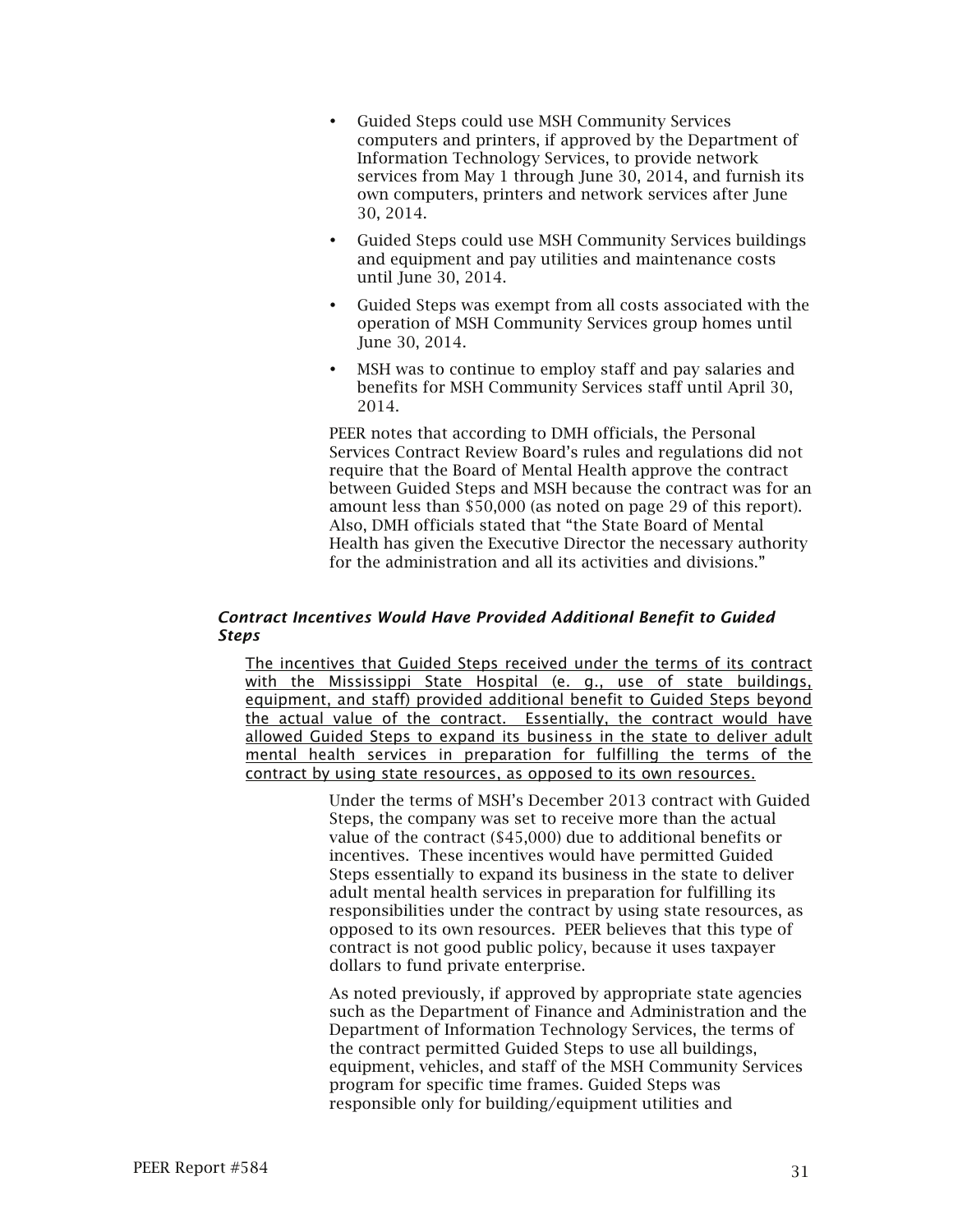- Guided Steps could use MSH Community Services computers and printers, if approved by the Department of Information Technology Services, to provide network services from May 1 through June 30, 2014, and furnish its own computers, printers and network services after June 30, 2014.
- Guided Steps could use MSH Community Services buildings and equipment and pay utilities and maintenance costs until June 30, 2014.
- Guided Steps was exempt from all costs associated with the operation of MSH Community Services group homes until June 30, 2014.
- MSH was to continue to employ staff and pay salaries and benefits for MSH Community Services staff until April 30, 2014.

PEER notes that according to DMH officials, the Personal Services Contract Review Board's rules and regulations did not require that the Board of Mental Health approve the contract between Guided Steps and MSH because the contract was for an amount less than $50,000 (as noted on page 29 of this report). Also, DMH officials stated that "the State Board of Mental Health has given the Executive Director the necessary authority for the administration and all its activities and divisions."

### *Contract Incentives Would Have Provided Additional Benefit to Guided Steps*

<u>The incentives that Guided Steps received under the terms of its contract with the Mississippi State Hospital (e. g., use of state buildings, equipment, and staff) provided additional benefit to Guided Steps beyond the actual value of the contract. Essentially, the contract would have allowed Guided Steps to expand its business in the state to deliver adult mental health services in preparation for fulfilling the terms of the contract by using state resources, as opposed to its own resources.</u>

Under the terms of MSH's December 2013 contract with Guided Steps, the company was set to receive more than the actual value of the contract ($45,000) due to additional benefits or incentives. These incentives would have permitted Guided Steps essentially to expand its business in the state to deliver adult mental health services in preparation for fulfilling its responsibilities under the contract by using state resources, as opposed to its own resources. PEER believes that this type of contract is not good public policy, because it uses taxpayer dollars to fund private enterprise.

As noted previously, if approved by appropriate state agencies such as the Department of Finance and Administration and the Department of Information Technology Services, the terms of the contract permitted Guided Steps to use all buildings, equipment, vehicles, and staff of the MSH Community Services program for specific time frames. Guided Steps was responsible only for building/equipment utilities and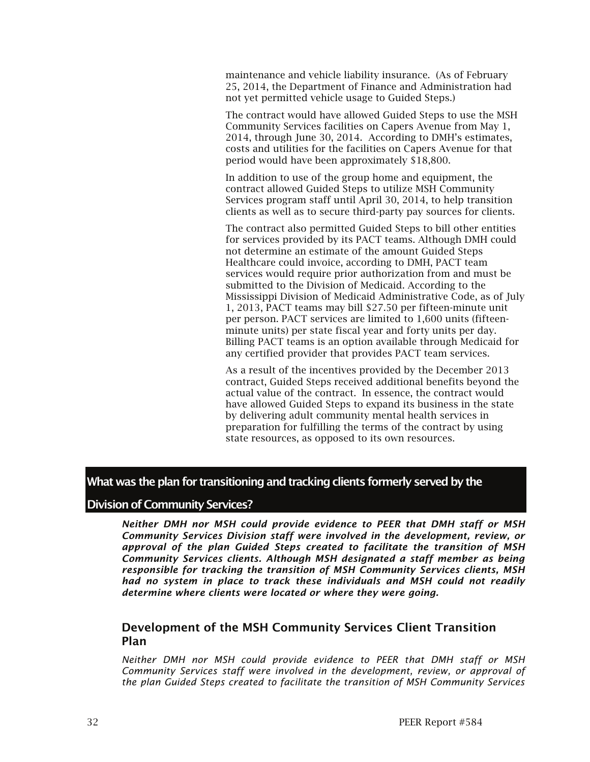maintenance and vehicle liability insurance. (As of February 25, 2014, the Department of Finance and Administration had not yet permitted vehicle usage to Guided Steps.)

The contract would have allowed Guided Steps to use the MSH Community Services facilities on Capers Avenue from May 1, 2014, through June 30, 2014. According to DMH's estimates, costs and utilities for the facilities on Capers Avenue for that period would have been approximately $18,800.

In addition to use of the group home and equipment, the contract allowed Guided Steps to utilize MSH Community Services program staff until April 30, 2014, to help transition clients as well as to secure third-party pay sources for clients.

The contract also permitted Guided Steps to bill other entities for services provided by its PACT teams. Although DMH could not determine an estimate of the amount Guided Steps Healthcare could invoice, according to DMH, PACT team services would require prior authorization from and must be submitted to the Division of Medicaid. According to the Mississippi Division of Medicaid Administrative Code, as of July 1, 2013, PACT teams may bill $27.50 per fifteen-minute unit per person. PACT services are limited to 1,600 units (fifteen-minute units) per state fiscal year and forty units per day. Billing PACT teams is an option available through Medicaid for any certified provider that provides PACT team services.

As a result of the incentives provided by the December 2013 contract, Guided Steps received additional benefits beyond the actual value of the contract. In essence, the contract would have allowed Guided Steps to expand its business in the state by delivering adult community mental health services in preparation for fulfilling the terms of the contract by using state resources, as opposed to its own resources.

## What was the plan for transitioning and tracking clients formerly served by the Division of Community Services?

***Neither DMH nor MSH could provide evidence to PEER that DMH staff or MSH Community Services Division staff were involved in the development, review, or approval of the plan Guided Steps created to facilitate the transition of MSH Community Services clients. Although MSH designated a staff member as being responsible for tracking the transition of MSH Community Services clients, MSH had no system in place to track these individuals and MSH could not readily determine where clients were located or where they were going.***

### Development of the MSH Community Services Client Transition Plan

*Neither DMH nor MSH could provide evidence to PEER that DMH staff or MSH Community Services staff were involved in the development, review, or approval of the plan Guided Steps created to facilitate the transition of MSH Community Services*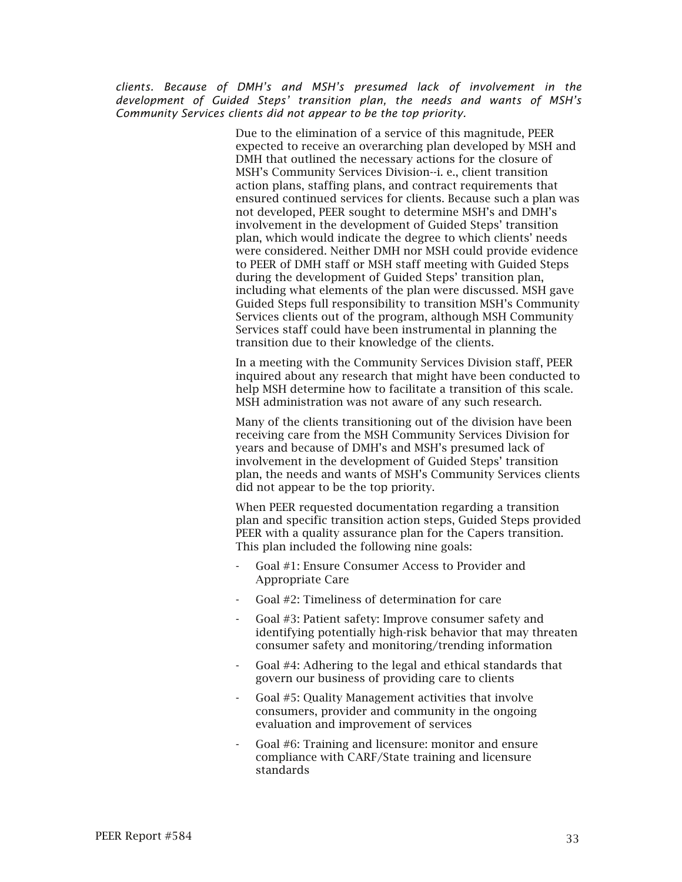*clients. Because of DMH's and MSH's presumed lack of involvement in the development of Guided Steps' transition plan, the needs and wants of MSH's Community Services clients did not appear to be the top priority.*

Due to the elimination of a service of this magnitude, PEER expected to receive an overarching plan developed by MSH and DMH that outlined the necessary actions for the closure of MSH's Community Services Division--i. e., client transition action plans, staffing plans, and contract requirements that ensured continued services for clients. Because such a plan was not developed, PEER sought to determine MSH's and DMH's involvement in the development of Guided Steps' transition plan, which would indicate the degree to which clients' needs were considered. Neither DMH nor MSH could provide evidence to PEER of DMH staff or MSH staff meeting with Guided Steps during the development of Guided Steps' transition plan, including what elements of the plan were discussed. MSH gave Guided Steps full responsibility to transition MSH's Community Services clients out of the program, although MSH Community Services staff could have been instrumental in planning the transition due to their knowledge of the clients.

In a meeting with the Community Services Division staff, PEER inquired about any research that might have been conducted to help MSH determine how to facilitate a transition of this scale. MSH administration was not aware of any such research.

Many of the clients transitioning out of the division have been receiving care from the MSH Community Services Division for years and because of DMH's and MSH's presumed lack of involvement in the development of Guided Steps' transition plan, the needs and wants of MSH's Community Services clients did not appear to be the top priority.

When PEER requested documentation regarding a transition plan and specific transition action steps, Guided Steps provided PEER with a quality assurance plan for the Capers transition. This plan included the following nine goals:

- Goal #1: Ensure Consumer Access to Provider and Appropriate Care
- Goal #2: Timeliness of determination for care
- Goal #3: Patient safety: Improve consumer safety and identifying potentially high-risk behavior that may threaten consumer safety and monitoring/trending information
- Goal #4: Adhering to the legal and ethical standards that govern our business of providing care to clients
- Goal #5: Quality Management activities that involve consumers, provider and community in the ongoing evaluation and improvement of services
- Goal #6: Training and licensure: monitor and ensure compliance with CARF/State training and licensure standards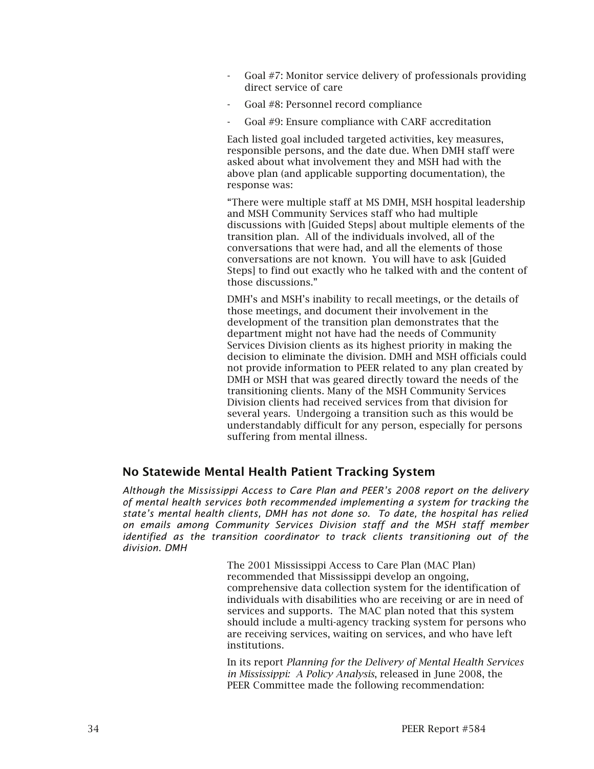- Goal #7: Monitor service delivery of professionals providing direct service of care
- Goal #8: Personnel record compliance
- Goal #9: Ensure compliance with CARF accreditation

Each listed goal included targeted activities, key measures, responsible persons, and the date due. When DMH staff were asked about what involvement they and MSH had with the above plan (and applicable supporting documentation), the response was:

"There were multiple staff at MS DMH, MSH hospital leadership and MSH Community Services staff who had multiple discussions with [Guided Steps] about multiple elements of the transition plan. All of the individuals involved, all of the conversations that were had, and all the elements of those conversations are not known. You will have to ask [Guided Steps] to find out exactly who he talked with and the content of those discussions."

DMH's and MSH's inability to recall meetings, or the details of those meetings, and document their involvement in the development of the transition plan demonstrates that the department might not have had the needs of Community Services Division clients as its highest priority in making the decision to eliminate the division. DMH and MSH officials could not provide information to PEER related to any plan created by DMH or MSH that was geared directly toward the needs of the transitioning clients. Many of the MSH Community Services Division clients had received services from that division for several years. Undergoing a transition such as this would be understandably difficult for any person, especially for persons suffering from mental illness.

## No Statewide Mental Health Patient Tracking System

*Although the Mississippi Access to Care Plan and PEER's 2008 report on the delivery of mental health services both recommended implementing a system for tracking the state's mental health clients, DMH has not done so. To date, the hospital has relied on emails among Community Services Division staff and the MSH staff member identified as the transition coordinator to track clients transitioning out of the division. DMH*

The 2001 Mississippi Access to Care Plan (MAC Plan) recommended that Mississippi develop an ongoing, comprehensive data collection system for the identification of individuals with disabilities who are receiving or are in need of services and supports. The MAC plan noted that this system should include a multi-agency tracking system for persons who are receiving services, waiting on services, and who have left institutions.

In its report *Planning for the Delivery of Mental Health Services in Mississippi: A Policy Analysis*, released in June 2008, the PEER Committee made the following recommendation: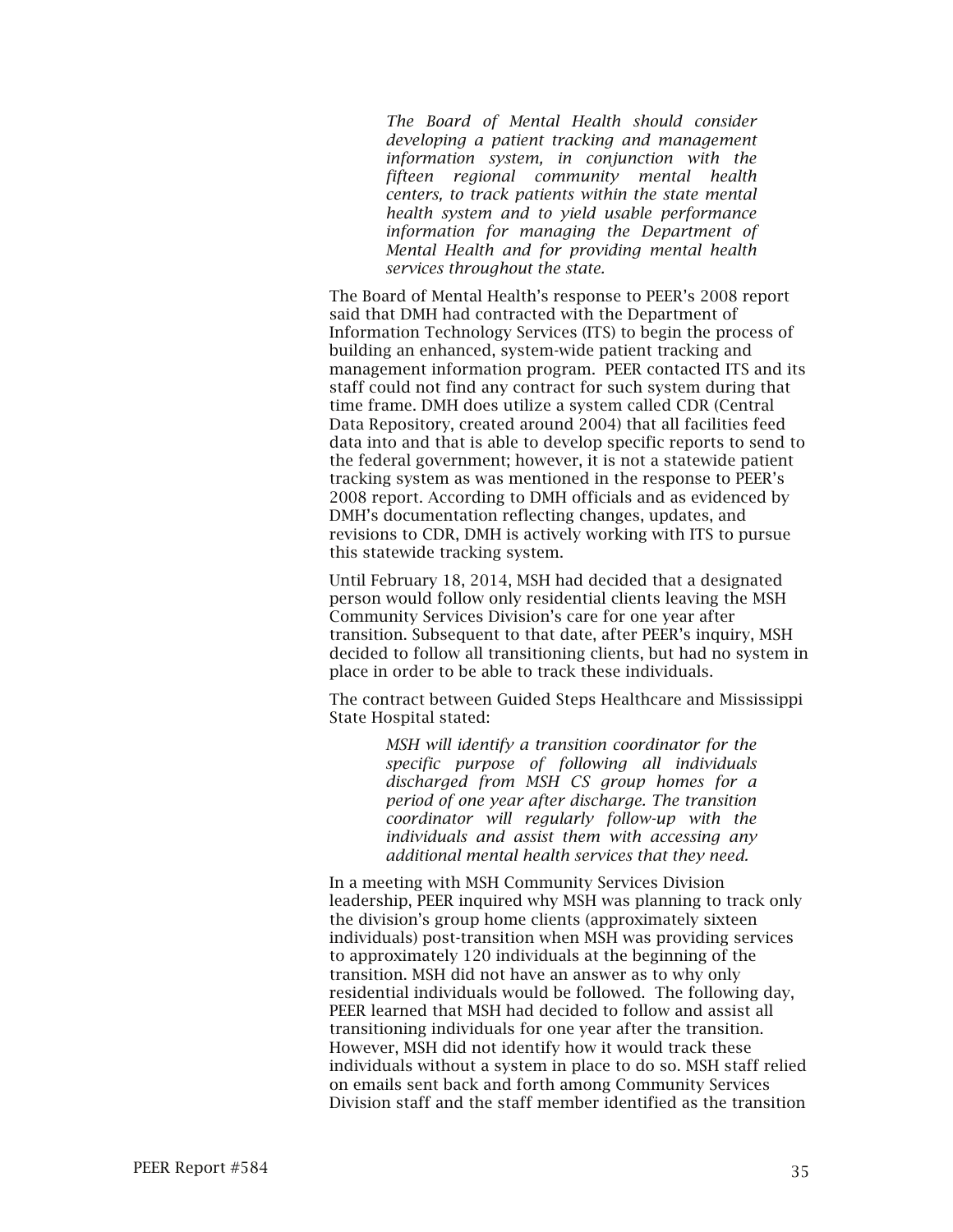> *The Board of Mental Health should consider developing a patient tracking and management information system, in conjunction with the fifteen regional community mental health centers, to track patients within the state mental health system and to yield usable performance information for managing the Department of Mental Health and for providing mental health services throughout the state.*

The Board of Mental Health's response to PEER's 2008 report said that DMH had contracted with the Department of Information Technology Services (ITS) to begin the process of building an enhanced, system-wide patient tracking and management information program. PEER contacted ITS and its staff could not find any contract for such system during that time frame. DMH does utilize a system called CDR (Central Data Repository, created around 2004) that all facilities feed data into and that is able to develop specific reports to send to the federal government; however, it is not a statewide patient tracking system as was mentioned in the response to PEER's 2008 report. According to DMH officials and as evidenced by DMH's documentation reflecting changes, updates, and revisions to CDR, DMH is actively working with ITS to pursue this statewide tracking system.

Until February 18, 2014, MSH had decided that a designated person would follow only residential clients leaving the MSH Community Services Division's care for one year after transition. Subsequent to that date, after PEER's inquiry, MSH decided to follow all transitioning clients, but had no system in place in order to be able to track these individuals.

The contract between Guided Steps Healthcare and Mississippi State Hospital stated:

> *MSH will identify a transition coordinator for the specific purpose of following all individuals discharged from MSH CS group homes for a period of one year after discharge. The transition coordinator will regularly follow-up with the individuals and assist them with accessing any additional mental health services that they need.*

In a meeting with MSH Community Services Division leadership, PEER inquired why MSH was planning to track only the division's group home clients (approximately sixteen individuals) post-transition when MSH was providing services to approximately 120 individuals at the beginning of the transition. MSH did not have an answer as to why only residential individuals would be followed. The following day, PEER learned that MSH had decided to follow and assist all transitioning individuals for one year after the transition. However, MSH did not identify how it would track these individuals without a system in place to do so. MSH staff relied on emails sent back and forth among Community Services Division staff and the staff member identified as the transition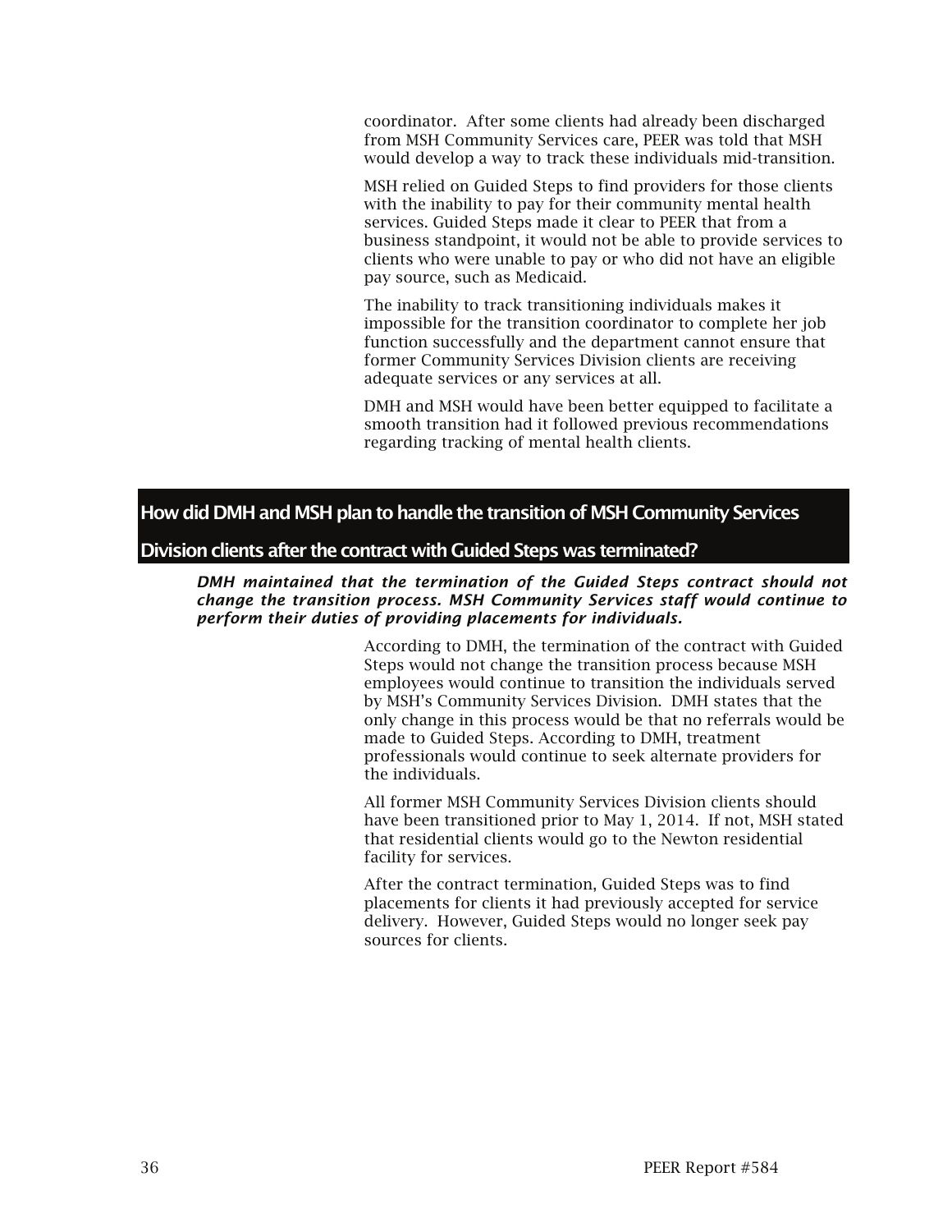coordinator. After some clients had already been discharged from MSH Community Services care, PEER was told that MSH would develop a way to track these individuals mid-transition.

MSH relied on Guided Steps to find providers for those clients with the inability to pay for their community mental health services. Guided Steps made it clear to PEER that from a business standpoint, it would not be able to provide services to clients who were unable to pay or who did not have an eligible pay source, such as Medicaid.

The inability to track transitioning individuals makes it impossible for the transition coordinator to complete her job function successfully and the department cannot ensure that former Community Services Division clients are receiving adequate services or any services at all.

DMH and MSH would have been better equipped to facilitate a smooth transition had it followed previous recommendations regarding tracking of mental health clients.

## How did DMH and MSH plan to handle the transition of MSH Community Services Division clients after the contract with Guided Steps was terminated?

***DMH maintained that the termination of the Guided Steps contract should not change the transition process. MSH Community Services staff would continue to perform their duties of providing placements for individuals.***

According to DMH, the termination of the contract with Guided Steps would not change the transition process because MSH employees would continue to transition the individuals served by MSH's Community Services Division. DMH states that the only change in this process would be that no referrals would be made to Guided Steps. According to DMH, treatment professionals would continue to seek alternate providers for the individuals.

All former MSH Community Services Division clients should have been transitioned prior to May 1, 2014. If not, MSH stated that residential clients would go to the Newton residential facility for services.

After the contract termination, Guided Steps was to find placements for clients it had previously accepted for service delivery. However, Guided Steps would no longer seek pay sources for clients.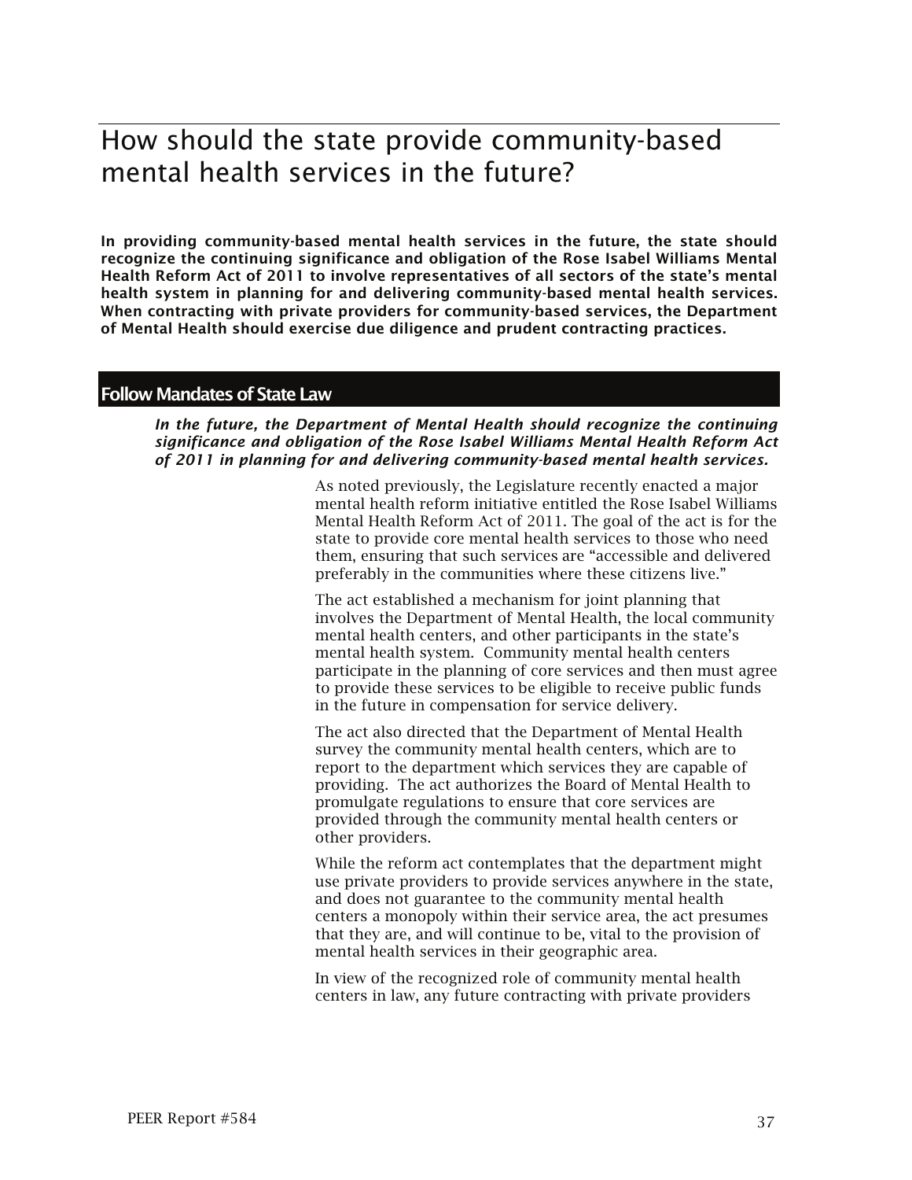# How should the state provide community-based mental health services in the future?

**In providing community-based mental health services in the future, the state should recognize the continuing significance and obligation of the Rose Isabel Williams Mental Health Reform Act of 2011 to involve representatives of all sectors of the state's mental health system in planning for and delivering community-based mental health services. When contracting with private providers for community-based services, the Department of Mental Health should exercise due diligence and prudent contracting practices.**

## Follow Mandates of State Law

***In the future, the Department of Mental Health should recognize the continuing significance and obligation of the Rose Isabel Williams Mental Health Reform Act of 2011 in planning for and delivering community-based mental health services.***

As noted previously, the Legislature recently enacted a major mental health reform initiative entitled the Rose Isabel Williams Mental Health Reform Act of 2011. The goal of the act is for the state to provide core mental health services to those who need them, ensuring that such services are "accessible and delivered preferably in the communities where these citizens live."

The act established a mechanism for joint planning that involves the Department of Mental Health, the local community mental health centers, and other participants in the state's mental health system. Community mental health centers participate in the planning of core services and then must agree to provide these services to be eligible to receive public funds in the future in compensation for service delivery.

The act also directed that the Department of Mental Health survey the community mental health centers, which are to report to the department which services they are capable of providing. The act authorizes the Board of Mental Health to promulgate regulations to ensure that core services are provided through the community mental health centers or other providers.

While the reform act contemplates that the department might use private providers to provide services anywhere in the state, and does not guarantee to the community mental health centers a monopoly within their service area, the act presumes that they are, and will continue to be, vital to the provision of mental health services in their geographic area.

In view of the recognized role of community mental health centers in law, any future contracting with private providers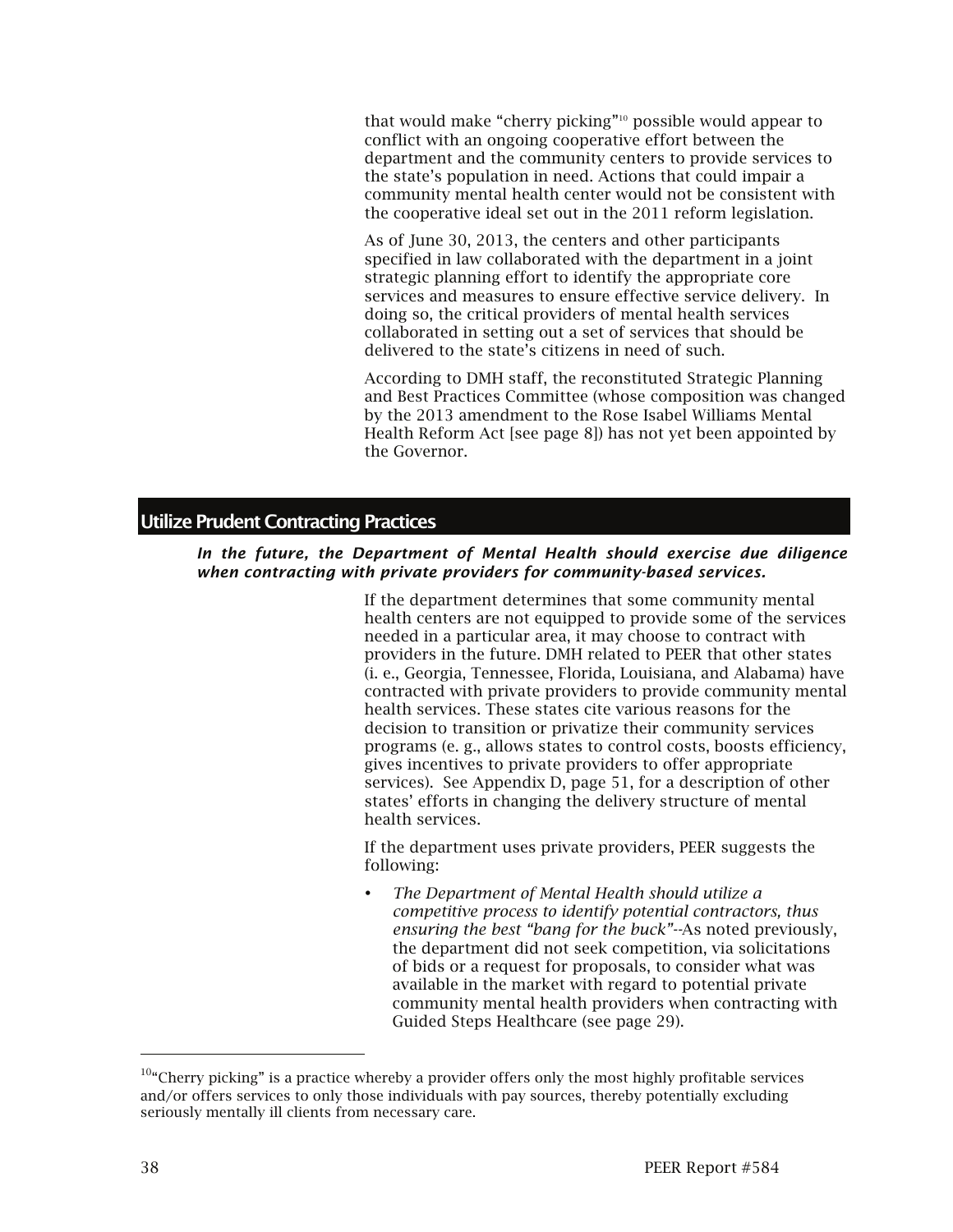that would make "cherry picking"[10] possible would appear to conflict with an ongoing cooperative effort between the department and the community centers to provide services to the state's population in need. Actions that could impair a community mental health center would not be consistent with the cooperative ideal set out in the 2011 reform legislation.

As of June 30, 2013, the centers and other participants specified in law collaborated with the department in a joint strategic planning effort to identify the appropriate core services and measures to ensure effective service delivery. In doing so, the critical providers of mental health services collaborated in setting out a set of services that should be delivered to the state's citizens in need of such.

According to DMH staff, the reconstituted Strategic Planning and Best Practices Committee (whose composition was changed by the 2013 amendment to the Rose Isabel Williams Mental Health Reform Act [see page 8]) has not yet been appointed by the Governor.

## Utilize Prudent Contracting Practices

***In the future, the Department of Mental Health should exercise due diligence when contracting with private providers for community-based services.***

If the department determines that some community mental health centers are not equipped to provide some of the services needed in a particular area, it may choose to contract with providers in the future. DMH related to PEER that other states (i. e., Georgia, Tennessee, Florida, Louisiana, and Alabama) have contracted with private providers to provide community mental health services. These states cite various reasons for the decision to transition or privatize their community services programs (e. g., allows states to control costs, boosts efficiency, gives incentives to private providers to offer appropriate services). See Appendix D, page 51, for a description of other states' efforts in changing the delivery structure of mental health services.

If the department uses private providers, PEER suggests the following:

- *The Department of Mental Health should utilize a competitive process to identify potential contractors, thus ensuring the best "bang for the buck"*--As noted previously, the department did not seek competition, via solicitations of bids or a request for proposals, to consider what was available in the market with regard to potential private community mental health providers when contracting with Guided Steps Healthcare (see page 29).

---

[10]"Cherry picking" is a practice whereby a provider offers only the most highly profitable services and/or offers services to only those individuals with pay sources, thereby potentially excluding seriously mentally ill clients from necessary care.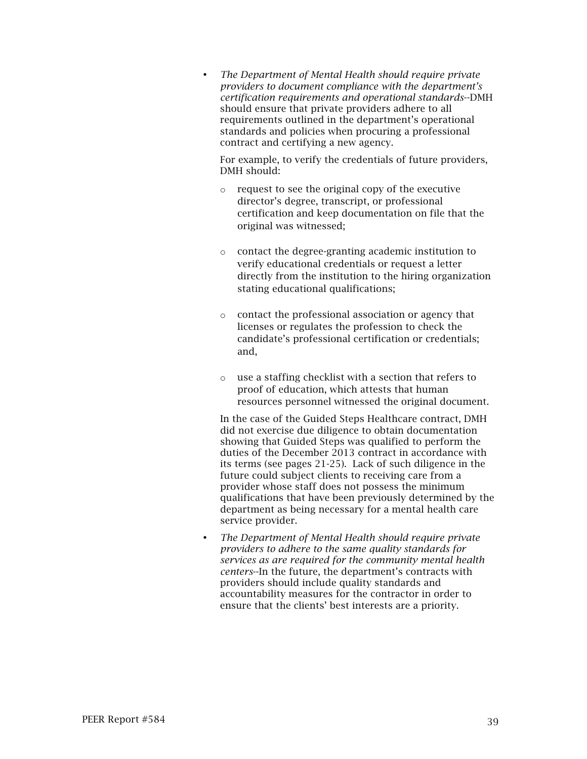- *The Department of Mental Health should require private providers to document compliance with the department's certification requirements and operational standards*--DMH should ensure that private providers adhere to all requirements outlined in the department's operational standards and policies when procuring a professional contract and certifying a new agency.

  For example, to verify the credentials of future providers, DMH should:

  - request to see the original copy of the executive director's degree, transcript, or professional certification and keep documentation on file that the original was witnessed;

  - contact the degree-granting academic institution to verify educational credentials or request a letter directly from the institution to the hiring organization stating educational qualifications;

  - contact the professional association or agency that licenses or regulates the profession to check the candidate's professional certification or credentials; and,

  - use a staffing checklist with a section that refers to proof of education, which attests that human resources personnel witnessed the original document.

  In the case of the Guided Steps Healthcare contract, DMH did not exercise due diligence to obtain documentation showing that Guided Steps was qualified to perform the duties of the December 2013 contract in accordance with its terms (see pages 21-25). Lack of such diligence in the future could subject clients to receiving care from a provider whose staff does not possess the minimum qualifications that have been previously determined by the department as being necessary for a mental health care service provider.

- *The Department of Mental Health should require private providers to adhere to the same quality standards for services as are required for the community mental health centers*--In the future, the department's contracts with providers should include quality standards and accountability measures for the contractor in order to ensure that the clients' best interests are a priority.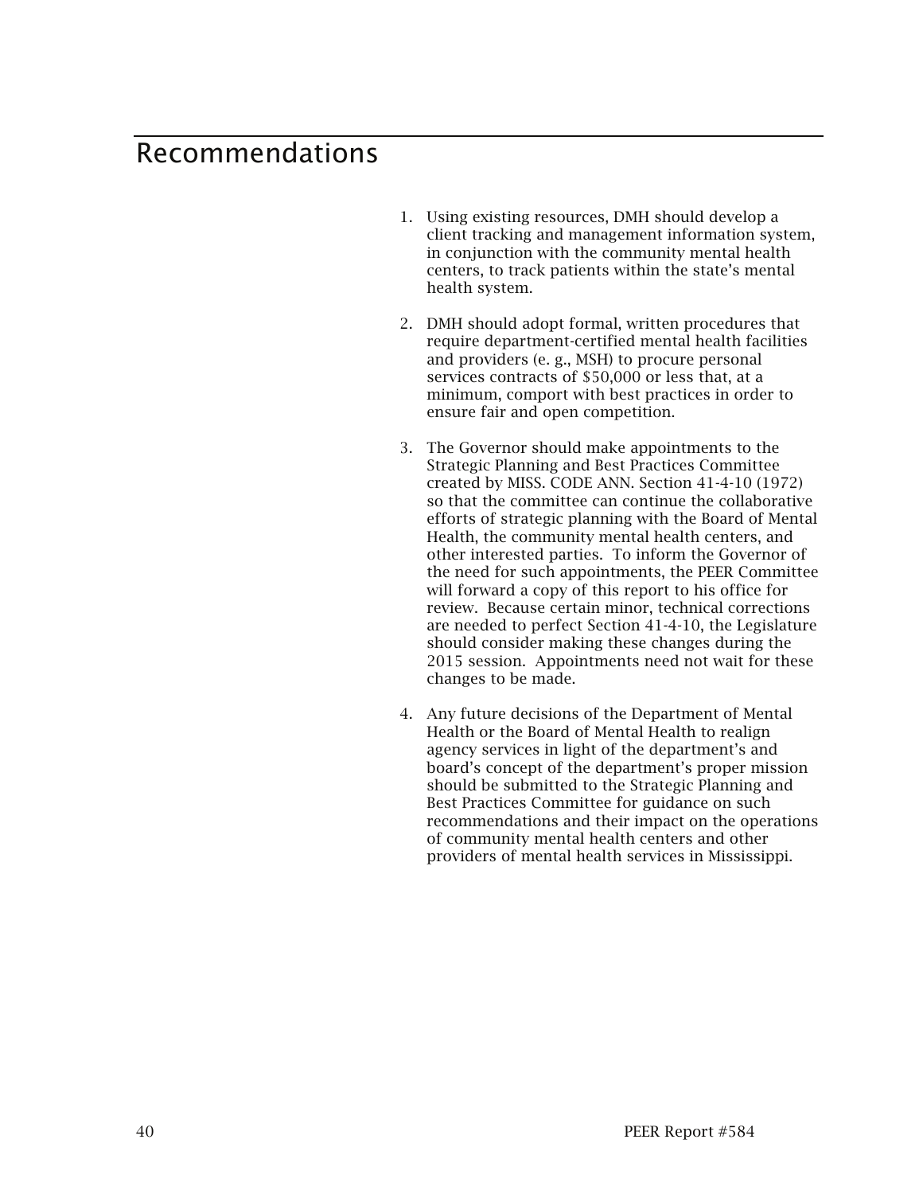# Recommendations

1. Using existing resources, DMH should develop a client tracking and management information system, in conjunction with the community mental health centers, to track patients within the state's mental health system.

2. DMH should adopt formal, written procedures that require department-certified mental health facilities and providers (e. g., MSH) to procure personal services contracts of $50,000 or less that, at a minimum, comport with best practices in order to ensure fair and open competition.

3. The Governor should make appointments to the Strategic Planning and Best Practices Committee created by MISS. CODE ANN. Section 41-4-10 (1972) so that the committee can continue the collaborative efforts of strategic planning with the Board of Mental Health, the community mental health centers, and other interested parties. To inform the Governor of the need for such appointments, the PEER Committee will forward a copy of this report to his office for review. Because certain minor, technical corrections are needed to perfect Section 41-4-10, the Legislature should consider making these changes during the 2015 session. Appointments need not wait for these changes to be made.

4. Any future decisions of the Department of Mental Health or the Board of Mental Health to realign agency services in light of the department's and board's concept of the department's proper mission should be submitted to the Strategic Planning and Best Practices Committee for guidance on such recommendations and their impact on the operations of community mental health centers and other providers of mental health services in Mississippi.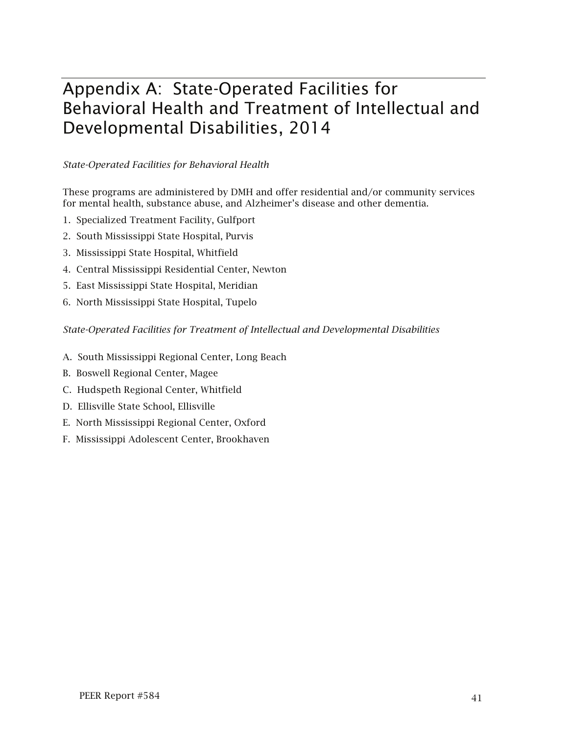# Appendix A: State-Operated Facilities for Behavioral Health and Treatment of Intellectual and Developmental Disabilities, 2014

*State-Operated Facilities for Behavioral Health*

These programs are administered by DMH and offer residential and/or community services for mental health, substance abuse, and Alzheimer's disease and other dementia.

1. Specialized Treatment Facility, Gulfport
2. South Mississippi State Hospital, Purvis
3. Mississippi State Hospital, Whitfield
4. Central Mississippi Residential Center, Newton
5. East Mississippi State Hospital, Meridian
6. North Mississippi State Hospital, Tupelo

*State-Operated Facilities for Treatment of Intellectual and Developmental Disabilities*

A. South Mississippi Regional Center, Long Beach
B. Boswell Regional Center, Magee
C. Hudspeth Regional Center, Whitfield
D. Ellisville State School, Ellisville
E. North Mississippi Regional Center, Oxford
F. Mississippi Adolescent Center, Brookhaven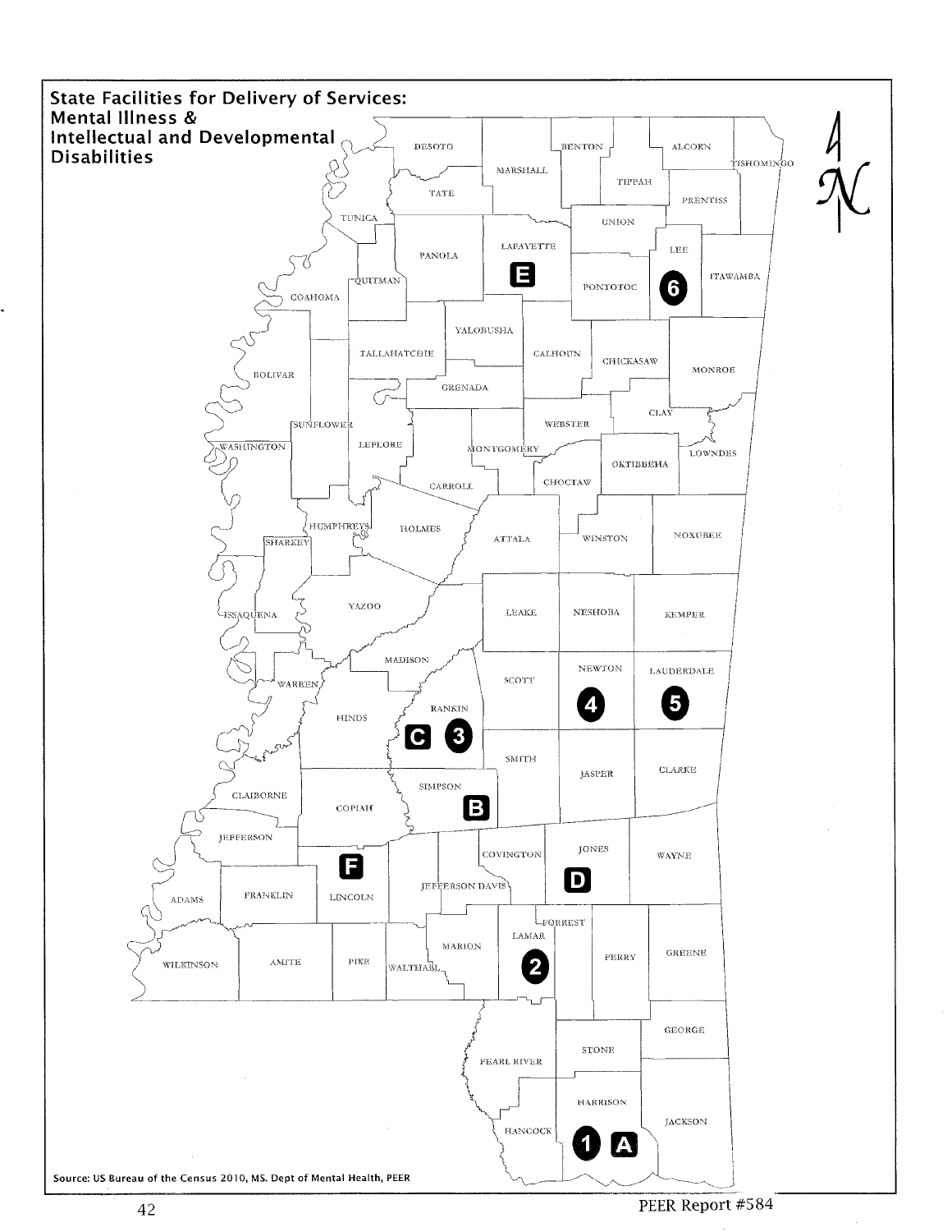## State Facilities for Delivery of Services: Mental Illness & Intellectual and Developmental Disabilities

DESOTO, MARSHALL, BENTON, ALCORN, TISHOMINGO, TIPPAH, TATE, PRENTISS, TUNICA, UNION, LAFAYETTE, PANOLA, LEE, ITAWAMBA, PONTOTOC, QUITMAN, COAHOMA, YALOBUSHA, TALLAHATCHIE, CALHOUN, CHICKASAW, MONROE, BOLIVAR, GRENADA, CLAY, WEBSTER, SUNFLOWER, LEFLORE, MONTGOMERY, WASHINGTON, LOWNDES, OKTIBBEHA, CHOCTAW, CARROLL, HUMPHREYS, HOLMES, ATTALA, WINSTON, NOXUBEE, SHARKEY, YAZOO, LEAKE, NESHOBA, KEMPER, ISSAQUENA, MADISON, WARREN, NEWTON, LAUDERDALE, SCOTT, RANKIN, HINDS, SMITH, JASPER, CLARKE, SIMPSON, CLAIBORNE, COPIAH, JEFFERSON, COVINGTON, JONES, WAYNE, JEFFERSON DAVIS, ADAMS, FRANKLIN, LINCOLN, FORREST, LAMAR, MARION, PERRY, GREENE, WILKINSON, AMITE, PIKE, WALTHALL, GEORGE, STONE, PEARL RIVER, HARRISON, JACKSON, HANCOCK

Facility markers: E (Lafayette), 6 (Lee), 4 (Newton), 5 (Lauderdale), C and 3 (Rankin), B (Simpson), F (Lincoln), D (Jones), 2 (Lamar), 1 and A (Harrison)

Source: US Bureau of the Census 2010, MS. Dept of Mental Health, PEER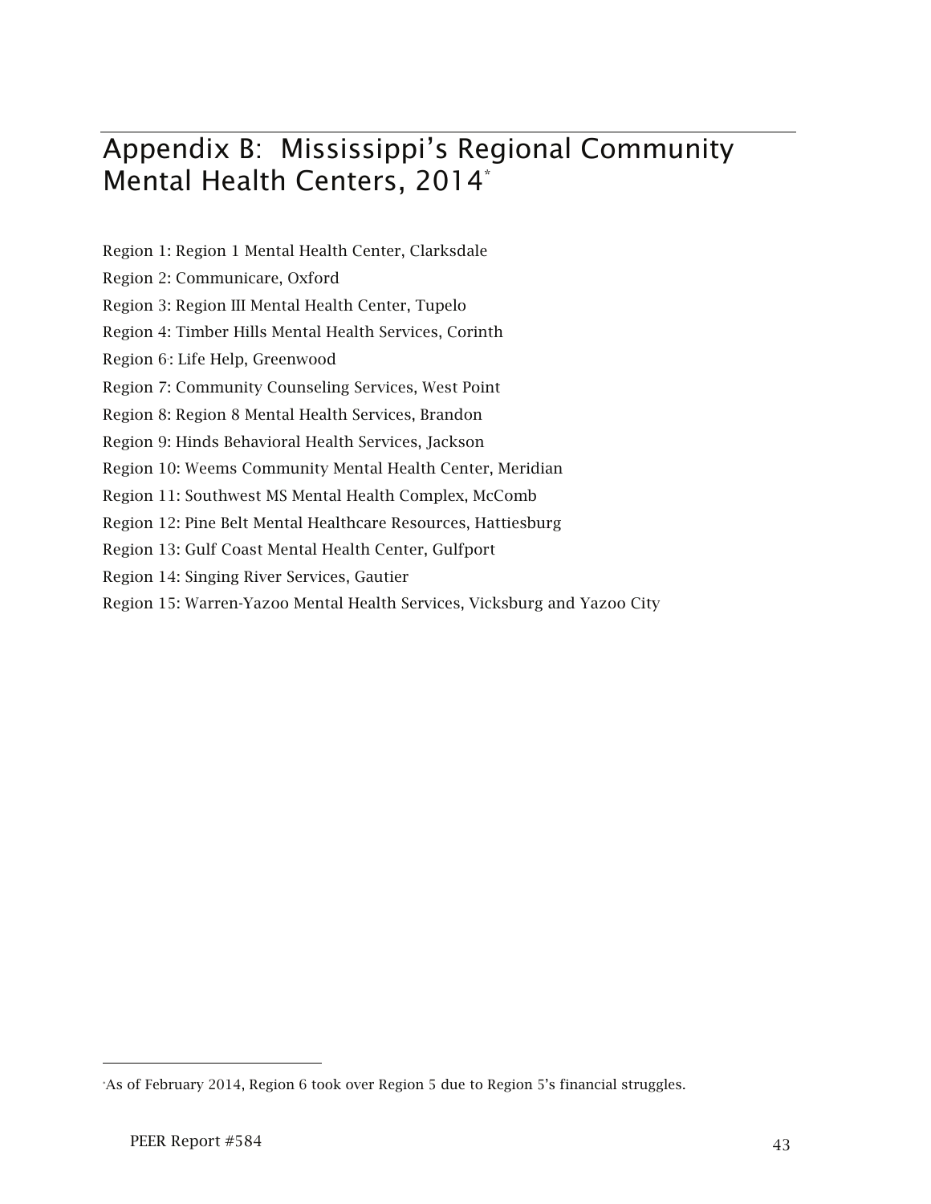# Appendix B: Mississippi's Regional Community Mental Health Centers, 2014*

Region 1: Region 1 Mental Health Center, Clarksdale

Region 2: Communicare, Oxford

Region 3: Region III Mental Health Center, Tupelo

Region 4: Timber Hills Mental Health Services, Corinth

Region 6: Life Help, Greenwood

Region 7: Community Counseling Services, West Point

Region 8: Region 8 Mental Health Services, Brandon

Region 9: Hinds Behavioral Health Services, Jackson

Region 10: Weems Community Mental Health Center, Meridian

Region 11: Southwest MS Mental Health Complex, McComb

Region 12: Pine Belt Mental Healthcare Resources, Hattiesburg

Region 13: Gulf Coast Mental Health Center, Gulfport

Region 14: Singing River Services, Gautier

Region 15: Warren-Yazoo Mental Health Services, Vicksburg and Yazoo City

---

*As of February 2014, Region 6 took over Region 5 due to Region 5's financial struggles.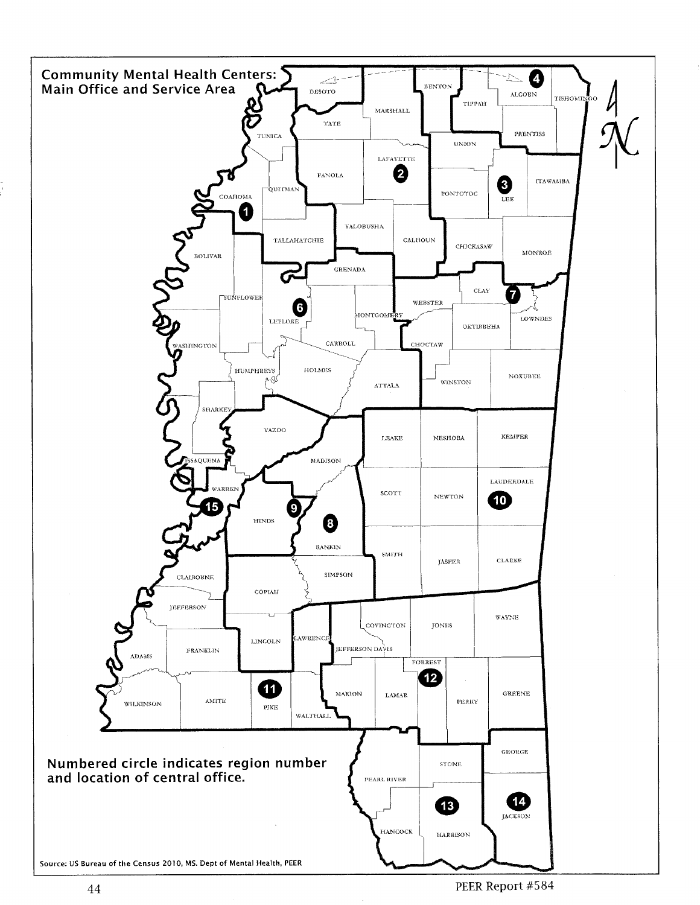**Community Mental Health Centers: Main Office and Service Area**

Numbered circle indicates region number and location of central office.

Source: US Bureau of the Census 2010, MS. Dept of Mental Health, PEER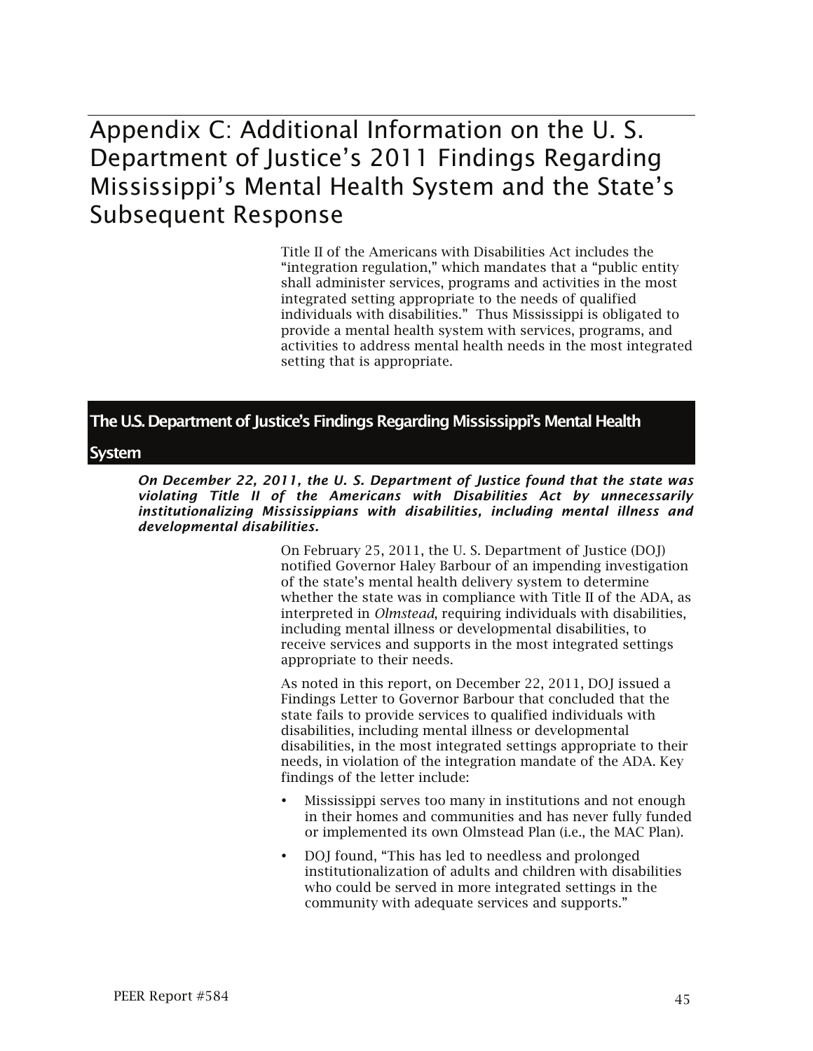# Appendix C: Additional Information on the U. S. Department of Justice's 2011 Findings Regarding Mississippi's Mental Health System and the State's Subsequent Response

Title II of the Americans with Disabilities Act includes the "integration regulation," which mandates that a "public entity shall administer services, programs and activities in the most integrated setting appropriate to the needs of qualified individuals with disabilities." Thus Mississippi is obligated to provide a mental health system with services, programs, and activities to address mental health needs in the most integrated setting that is appropriate.

## The U.S. Department of Justice's Findings Regarding Mississippi's Mental Health System

***On December 22, 2011, the U. S. Department of Justice found that the state was violating Title II of the Americans with Disabilities Act by unnecessarily institutionalizing Mississippians with disabilities, including mental illness and developmental disabilities.***

On February 25, 2011, the U. S. Department of Justice (DOJ) notified Governor Haley Barbour of an impending investigation of the state's mental health delivery system to determine whether the state was in compliance with Title II of the ADA, as interpreted in *Olmstead*, requiring individuals with disabilities, including mental illness or developmental disabilities, to receive services and supports in the most integrated settings appropriate to their needs.

As noted in this report, on December 22, 2011, DOJ issued a Findings Letter to Governor Barbour that concluded that the state fails to provide services to qualified individuals with disabilities, including mental illness or developmental disabilities, in the most integrated settings appropriate to their needs, in violation of the integration mandate of the ADA. Key findings of the letter include:

- Mississippi serves too many in institutions and not enough in their homes and communities and has never fully funded or implemented its own Olmstead Plan (i.e., the MAC Plan).
- DOJ found, "This has led to needless and prolonged institutionalization of adults and children with disabilities who could be served in more integrated settings in the community with adequate services and supports."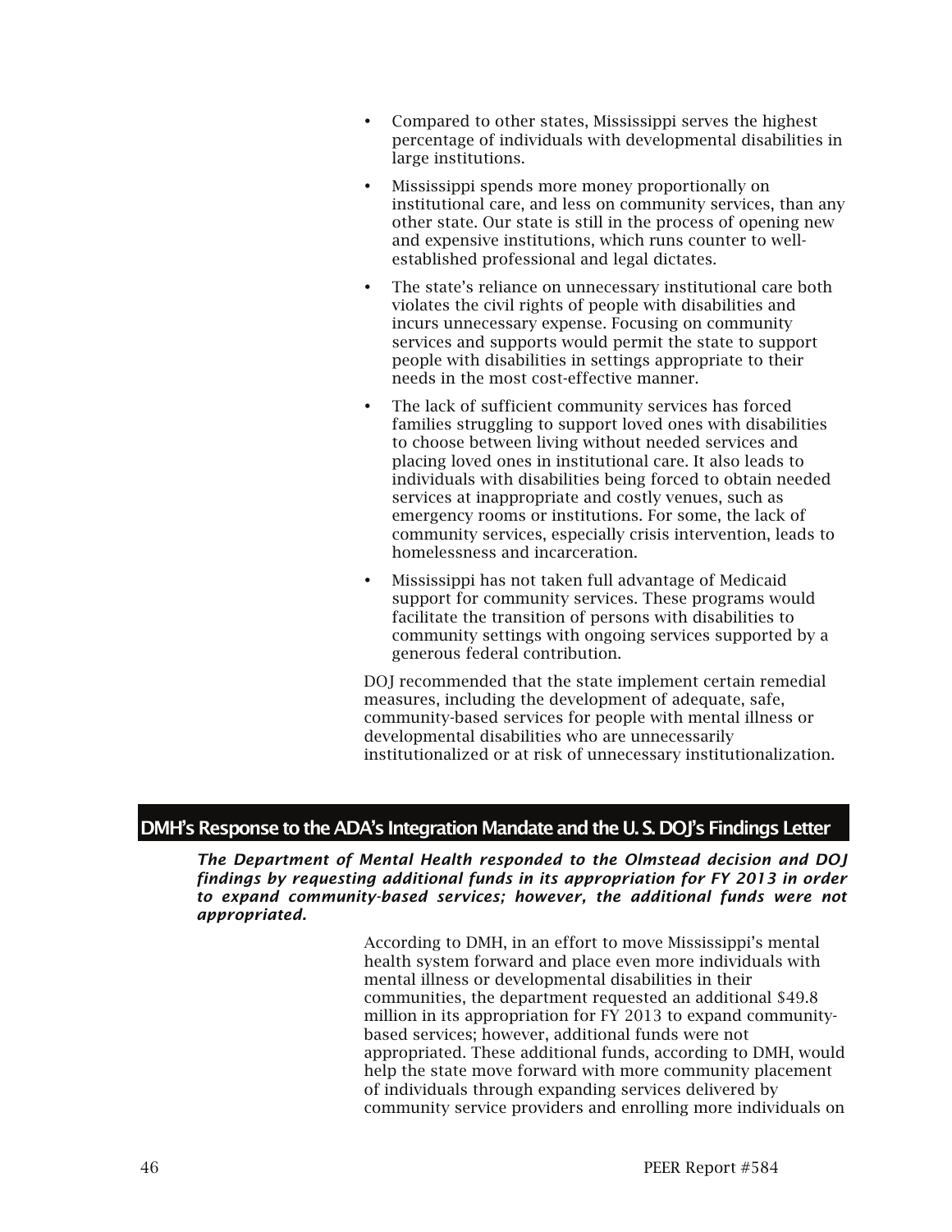- Compared to other states, Mississippi serves the highest percentage of individuals with developmental disabilities in large institutions.
- Mississippi spends more money proportionally on institutional care, and less on community services, than any other state. Our state is still in the process of opening new and expensive institutions, which runs counter to well-established professional and legal dictates.
- The state's reliance on unnecessary institutional care both violates the civil rights of people with disabilities and incurs unnecessary expense. Focusing on community services and supports would permit the state to support people with disabilities in settings appropriate to their needs in the most cost-effective manner.
- The lack of sufficient community services has forced families struggling to support loved ones with disabilities to choose between living without needed services and placing loved ones in institutional care. It also leads to individuals with disabilities being forced to obtain needed services at inappropriate and costly venues, such as emergency rooms or institutions. For some, the lack of community services, especially crisis intervention, leads to homelessness and incarceration.
- Mississippi has not taken full advantage of Medicaid support for community services. These programs would facilitate the transition of persons with disabilities to community settings with ongoing services supported by a generous federal contribution.

DOJ recommended that the state implement certain remedial measures, including the development of adequate, safe, community-based services for people with mental illness or developmental disabilities who are unnecessarily institutionalized or at risk of unnecessary institutionalization.

## DMH's Response to the ADA's Integration Mandate and the U. S. DOJ's Findings Letter

***The Department of Mental Health responded to the Olmstead decision and DOJ findings by requesting additional funds in its appropriation for FY 2013 in order to expand community-based services; however, the additional funds were not appropriated.***

According to DMH, in an effort to move Mississippi's mental health system forward and place even more individuals with mental illness or developmental disabilities in their communities, the department requested an additional $49.8 million in its appropriation for FY 2013 to expand community-based services; however, additional funds were not appropriated. These additional funds, according to DMH, would help the state move forward with more community placement of individuals through expanding services delivered by community service providers and enrolling more individuals on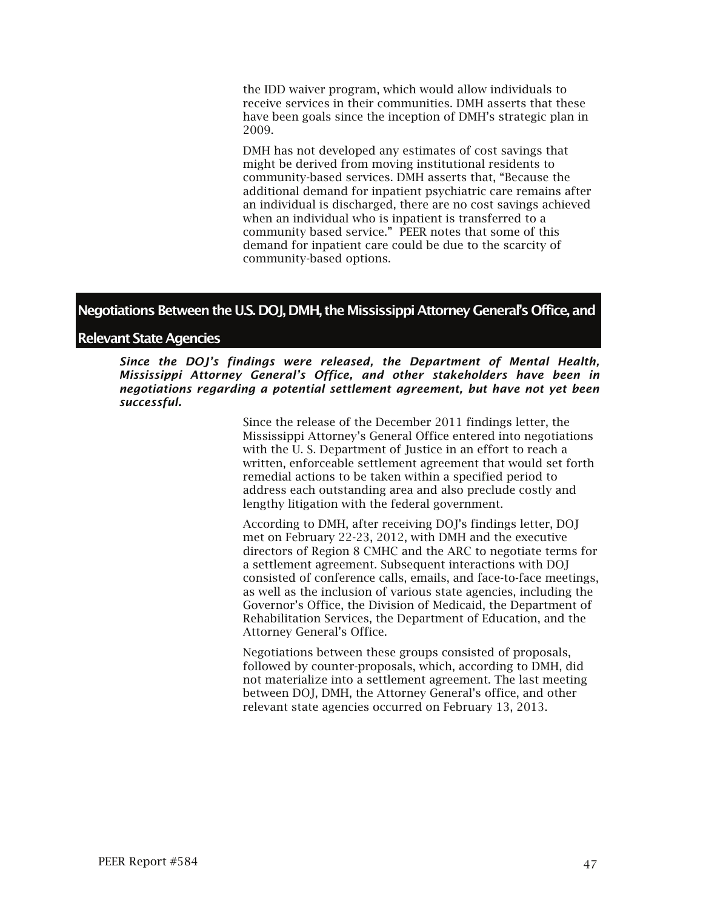the IDD waiver program, which would allow individuals to receive services in their communities. DMH asserts that these have been goals since the inception of DMH's strategic plan in 2009.

DMH has not developed any estimates of cost savings that might be derived from moving institutional residents to community-based services. DMH asserts that, "Because the additional demand for inpatient psychiatric care remains after an individual is discharged, there are no cost savings achieved when an individual who is inpatient is transferred to a community based service." PEER notes that some of this demand for inpatient care could be due to the scarcity of community-based options.

## Negotiations Between the U.S. DOJ, DMH, the Mississippi Attorney General's Office, and Relevant State Agencies

***Since the DOJ's findings were released, the Department of Mental Health, Mississippi Attorney General's Office, and other stakeholders have been in negotiations regarding a potential settlement agreement, but have not yet been successful.***

Since the release of the December 2011 findings letter, the Mississippi Attorney's General Office entered into negotiations with the U. S. Department of Justice in an effort to reach a written, enforceable settlement agreement that would set forth remedial actions to be taken within a specified period to address each outstanding area and also preclude costly and lengthy litigation with the federal government.

According to DMH, after receiving DOJ's findings letter, DOJ met on February 22-23, 2012, with DMH and the executive directors of Region 8 CMHC and the ARC to negotiate terms for a settlement agreement. Subsequent interactions with DOJ consisted of conference calls, emails, and face-to-face meetings, as well as the inclusion of various state agencies, including the Governor's Office, the Division of Medicaid, the Department of Rehabilitation Services, the Department of Education, and the Attorney General's Office.

Negotiations between these groups consisted of proposals, followed by counter-proposals, which, according to DMH, did not materialize into a settlement agreement. The last meeting between DOJ, DMH, the Attorney General's office, and other relevant state agencies occurred on February 13, 2013.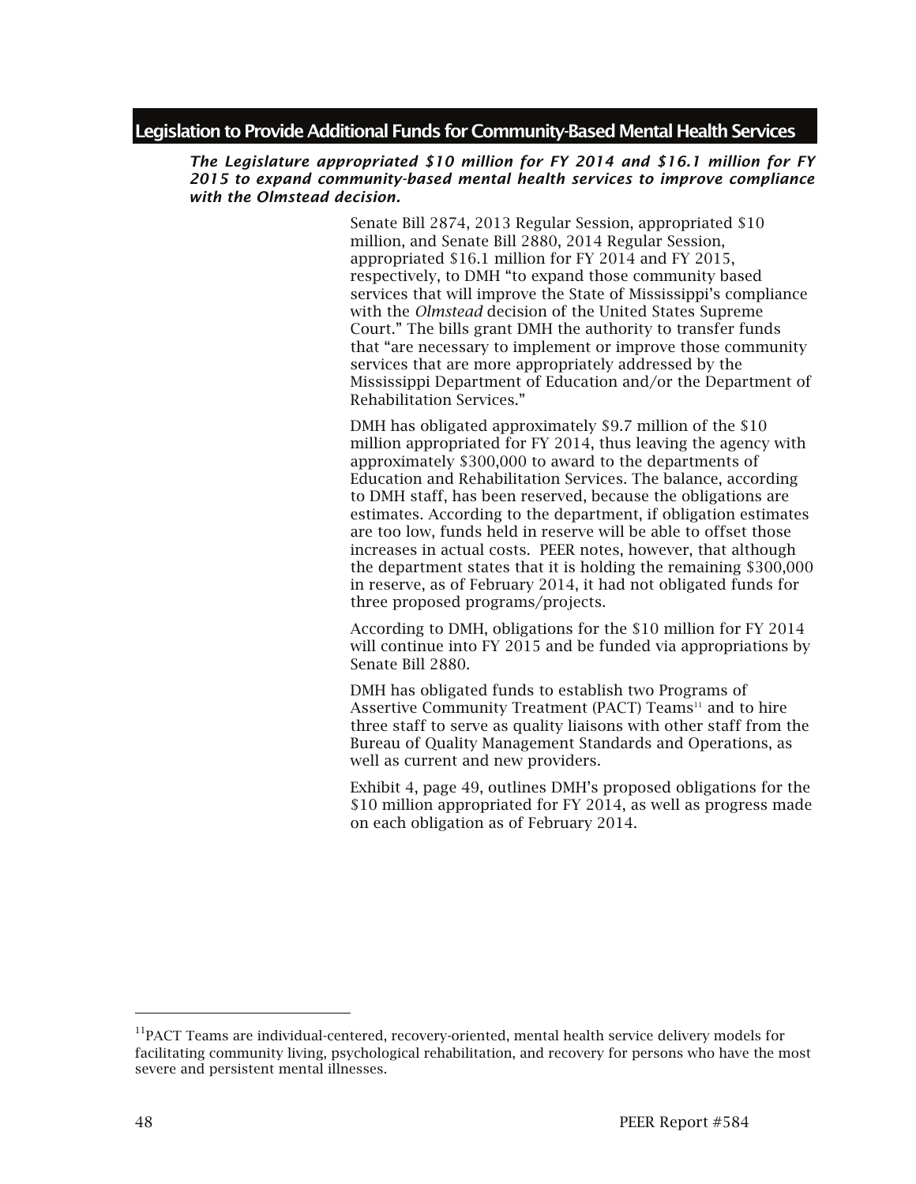## Legislation to Provide Additional Funds for Community-Based Mental Health Services

***The Legislature appropriated $10 million for FY 2014 and $16.1 million for FY 2015 to expand community-based mental health services to improve compliance with the Olmstead decision.***

Senate Bill 2874, 2013 Regular Session, appropriated $10 million, and Senate Bill 2880, 2014 Regular Session, appropriated $16.1 million for FY 2014 and FY 2015, respectively, to DMH "to expand those community based services that will improve the State of Mississippi's compliance with the *Olmstead* decision of the United States Supreme Court." The bills grant DMH the authority to transfer funds that "are necessary to implement or improve those community services that are more appropriately addressed by the Mississippi Department of Education and/or the Department of Rehabilitation Services."

DMH has obligated approximately $9.7 million of the $10 million appropriated for FY 2014, thus leaving the agency with approximately $300,000 to award to the departments of Education and Rehabilitation Services. The balance, according to DMH staff, has been reserved, because the obligations are estimates. According to the department, if obligation estimates are too low, funds held in reserve will be able to offset those increases in actual costs. PEER notes, however, that although the department states that it is holding the remaining $300,000 in reserve, as of February 2014, it had not obligated funds for three proposed programs/projects.

According to DMH, obligations for the $10 million for FY 2014 will continue into FY 2015 and be funded via appropriations by Senate Bill 2880.

DMH has obligated funds to establish two Programs of Assertive Community Treatment (PACT) Teams[11] and to hire three staff to serve as quality liaisons with other staff from the Bureau of Quality Management Standards and Operations, as well as current and new providers.

Exhibit 4, page 49, outlines DMH's proposed obligations for the $10 million appropriated for FY 2014, as well as progress made on each obligation as of February 2014.

---

[11]PACT Teams are individual-centered, recovery-oriented, mental health service delivery models for facilitating community living, psychological rehabilitation, and recovery for persons who have the most severe and persistent mental illnesses.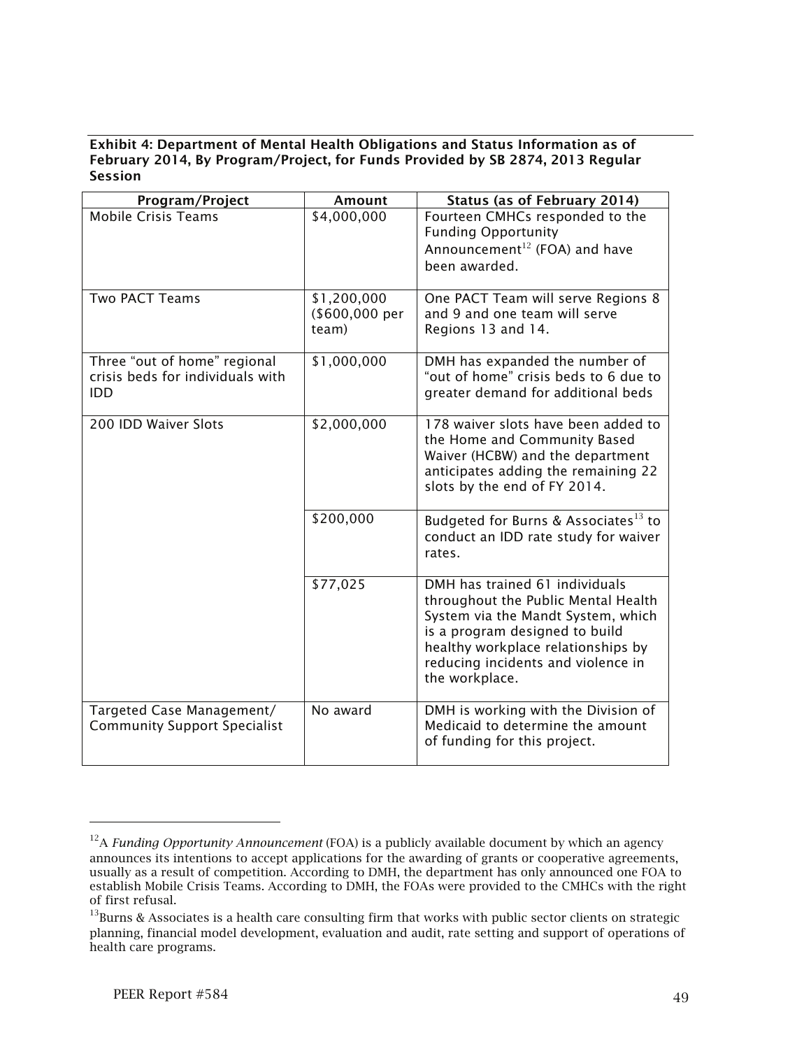**Exhibit 4: Department of Mental Health Obligations and Status Information as of February 2014, By Program/Project, for Funds Provided by SB 2874, 2013 Regular Session**

| Program/Project | Amount | Status (as of February 2014) |
|---|---|---|
| Mobile Crisis Teams | $4,000,000 | Fourteen CMHCs responded to the Funding Opportunity Announcement[12] (FOA) and have been awarded. |
| Two PACT Teams | $1,200,000 ($600,000 per team) | One PACT Team will serve Regions 8 and 9 and one team will serve Regions 13 and 14. |
| Three "out of home" regional crisis beds for individuals with IDD | $1,000,000 | DMH has expanded the number of "out of home" crisis beds to 6 due to greater demand for additional beds |
| 200 IDD Waiver Slots | $2,000,000 | 178 waiver slots have been added to the Home and Community Based Waiver (HCBW) and the department anticipates adding the remaining 22 slots by the end of FY 2014. |
| | $200,000 | Budgeted for Burns & Associates[13] to conduct an IDD rate study for waiver rates. |
| | $77,025 | DMH has trained 61 individuals throughout the Public Mental Health System via the Mandt System, which is a program designed to build healthy workplace relationships by reducing incidents and violence in the workplace. |
| Targeted Case Management/ Community Support Specialist | No award | DMH is working with the Division of Medicaid to determine the amount of funding for this project. |

[12]A *Funding Opportunity Announcement* (FOA) is a publicly available document by which an agency announces its intentions to accept applications for the awarding of grants or cooperative agreements, usually as a result of competition. According to DMH, the department has only announced one FOA to establish Mobile Crisis Teams. According to DMH, the FOAs were provided to the CMHCs with the right of first refusal.

[13]Burns & Associates is a health care consulting firm that works with public sector clients on strategic planning, financial model development, evaluation and audit, rate setting and support of operations of health care programs.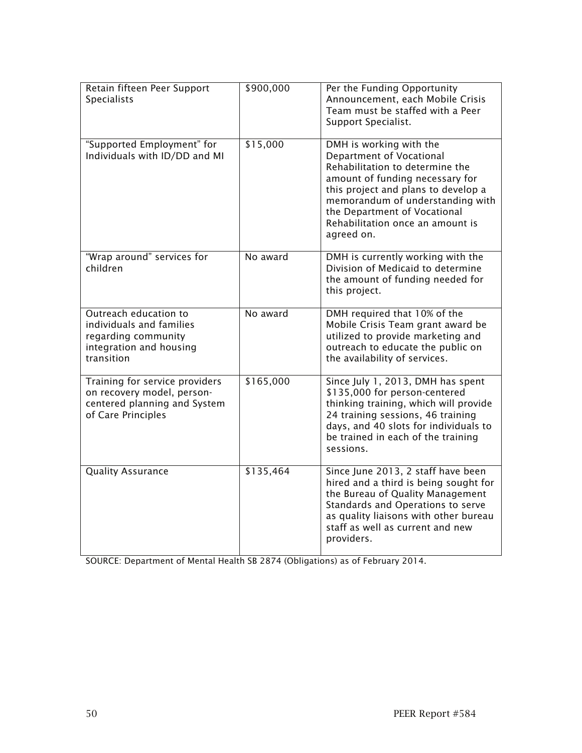| | | |
|---|---|---|
| Retain fifteen Peer Support Specialists | \$900,000 | Per the Funding Opportunity Announcement, each Mobile Crisis Team must be staffed with a Peer Support Specialist. |
| "Supported Employment" for Individuals with ID/DD and MI | \$15,000 | DMH is working with the Department of Vocational Rehabilitation to determine the amount of funding necessary for this project and plans to develop a memorandum of understanding with the Department of Vocational Rehabilitation once an amount is agreed on. |
| "Wrap around" services for children | No award | DMH is currently working with the Division of Medicaid to determine the amount of funding needed for this project. |
| Outreach education to individuals and families regarding community integration and housing transition | No award | DMH required that 10% of the Mobile Crisis Team grant award be utilized to provide marketing and outreach to educate the public on the availability of services. |
| Training for service providers on recovery model, person-centered planning and System of Care Principles | \$165,000 | Since July 1, 2013, DMH has spent \$135,000 for person-centered thinking training, which will provide 24 training sessions, 46 training days, and 40 slots for individuals to be trained in each of the training sessions. |
| Quality Assurance | \$135,464 | Since June 2013, 2 staff have been hired and a third is being sought for the Bureau of Quality Management Standards and Operations to serve as quality liaisons with other bureau staff as well as current and new providers. |

SOURCE: Department of Mental Health SB 2874 (Obligations) as of February 2014.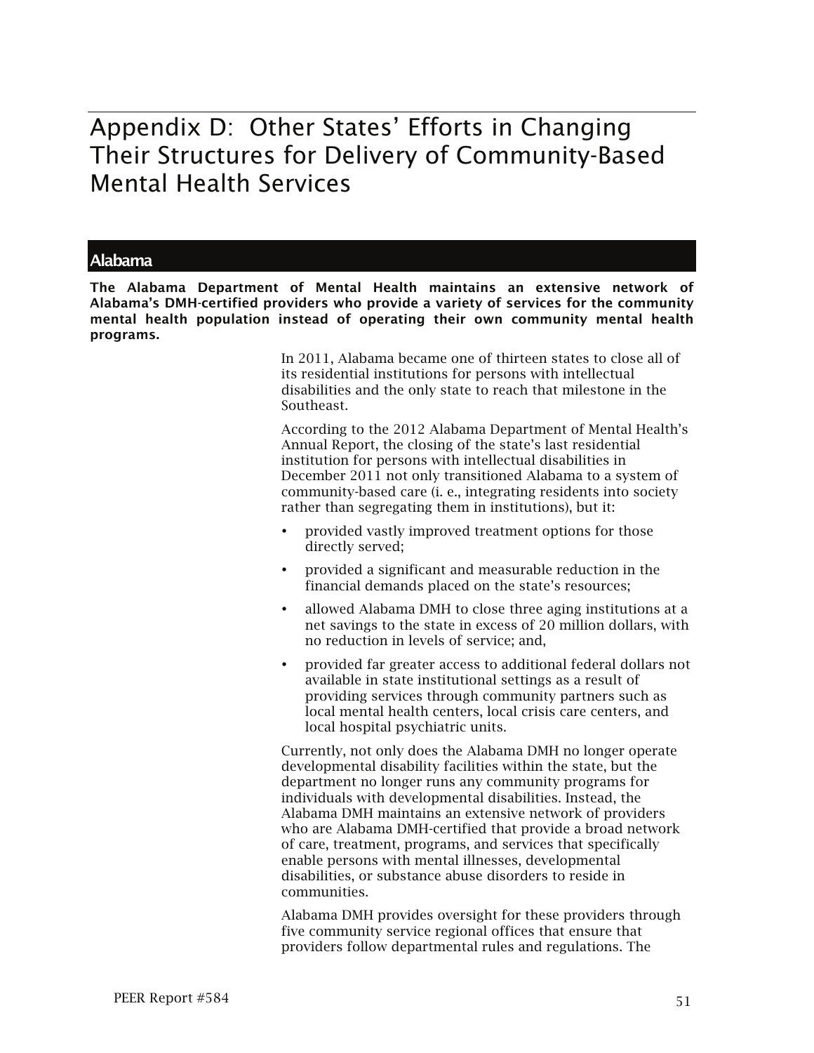# Appendix D: Other States' Efforts in Changing Their Structures for Delivery of Community-Based Mental Health Services

## Alabama

**The Alabama Department of Mental Health maintains an extensive network of Alabama's DMH-certified providers who provide a variety of services for the community mental health population instead of operating their own community mental health programs.**

In 2011, Alabama became one of thirteen states to close all of its residential institutions for persons with intellectual disabilities and the only state to reach that milestone in the Southeast.

According to the 2012 Alabama Department of Mental Health's Annual Report, the closing of the state's last residential institution for persons with intellectual disabilities in December 2011 not only transitioned Alabama to a system of community-based care (i. e., integrating residents into society rather than segregating them in institutions), but it:

- provided vastly improved treatment options for those directly served;
- provided a significant and measurable reduction in the financial demands placed on the state's resources;
- allowed Alabama DMH to close three aging institutions at a net savings to the state in excess of 20 million dollars, with no reduction in levels of service; and,
- provided far greater access to additional federal dollars not available in state institutional settings as a result of providing services through community partners such as local mental health centers, local crisis care centers, and local hospital psychiatric units.

Currently, not only does the Alabama DMH no longer operate developmental disability facilities within the state, but the department no longer runs any community programs for individuals with developmental disabilities. Instead, the Alabama DMH maintains an extensive network of providers who are Alabama DMH-certified that provide a broad network of care, treatment, programs, and services that specifically enable persons with mental illnesses, developmental disabilities, or substance abuse disorders to reside in communities.

Alabama DMH provides oversight for these providers through five community service regional offices that ensure that providers follow departmental rules and regulations. The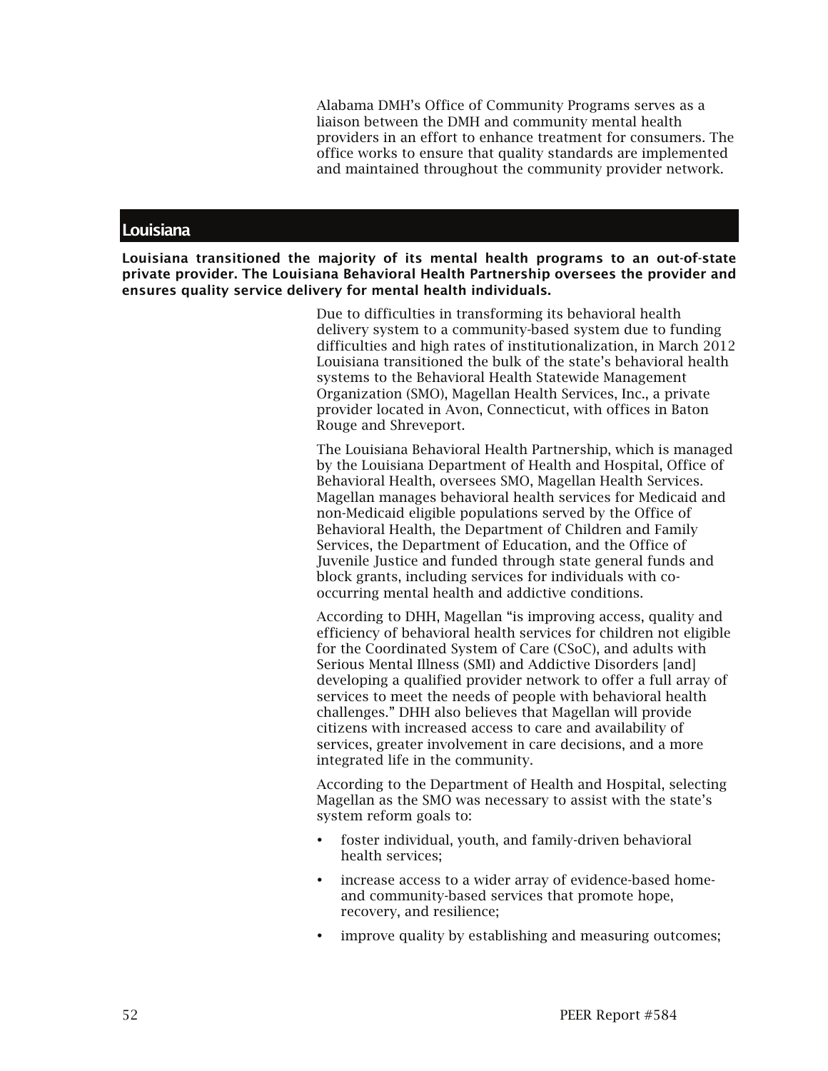Alabama DMH's Office of Community Programs serves as a liaison between the DMH and community mental health providers in an effort to enhance treatment for consumers. The office works to ensure that quality standards are implemented and maintained throughout the community provider network.

## Louisiana

**Louisiana transitioned the majority of its mental health programs to an out-of-state private provider. The Louisiana Behavioral Health Partnership oversees the provider and ensures quality service delivery for mental health individuals.**

Due to difficulties in transforming its behavioral health delivery system to a community-based system due to funding difficulties and high rates of institutionalization, in March 2012 Louisiana transitioned the bulk of the state's behavioral health systems to the Behavioral Health Statewide Management Organization (SMO), Magellan Health Services, Inc., a private provider located in Avon, Connecticut, with offices in Baton Rouge and Shreveport.

The Louisiana Behavioral Health Partnership, which is managed by the Louisiana Department of Health and Hospital, Office of Behavioral Health, oversees SMO, Magellan Health Services. Magellan manages behavioral health services for Medicaid and non-Medicaid eligible populations served by the Office of Behavioral Health, the Department of Children and Family Services, the Department of Education, and the Office of Juvenile Justice and funded through state general funds and block grants, including services for individuals with co-occurring mental health and addictive conditions.

According to DHH, Magellan "is improving access, quality and efficiency of behavioral health services for children not eligible for the Coordinated System of Care (CSoC), and adults with Serious Mental Illness (SMI) and Addictive Disorders [and] developing a qualified provider network to offer a full array of services to meet the needs of people with behavioral health challenges." DHH also believes that Magellan will provide citizens with increased access to care and availability of services, greater involvement in care decisions, and a more integrated life in the community.

According to the Department of Health and Hospital, selecting Magellan as the SMO was necessary to assist with the state's system reform goals to:

- foster individual, youth, and family-driven behavioral health services;
- increase access to a wider array of evidence-based home- and community-based services that promote hope, recovery, and resilience;
- improve quality by establishing and measuring outcomes;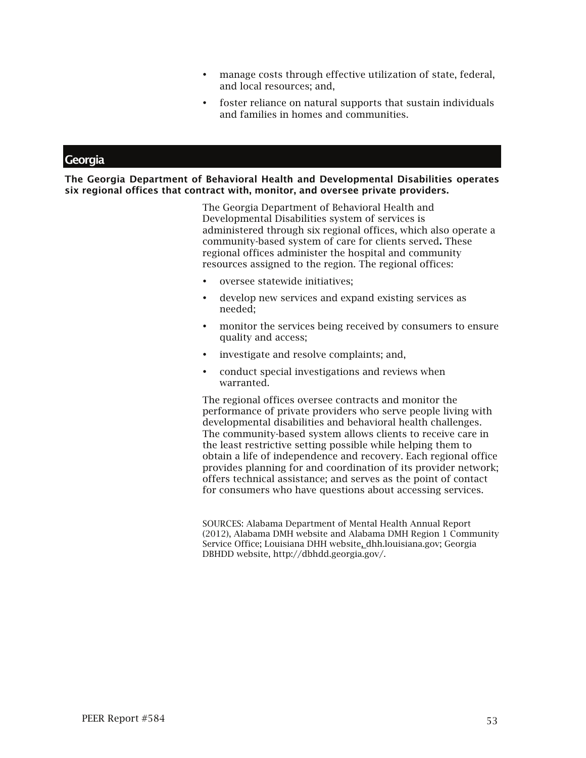- manage costs through effective utilization of state, federal, and local resources; and,
- foster reliance on natural supports that sustain individuals and families in homes and communities.

## Georgia

**The Georgia Department of Behavioral Health and Developmental Disabilities operates six regional offices that contract with, monitor, and oversee private providers.**

The Georgia Department of Behavioral Health and Developmental Disabilities system of services is administered through six regional offices, which also operate a community-based system of care for clients served**.** These regional offices administer the hospital and community resources assigned to the region. The regional offices:

- oversee statewide initiatives;
- develop new services and expand existing services as needed;
- monitor the services being received by consumers to ensure quality and access;
- investigate and resolve complaints; and,
- conduct special investigations and reviews when warranted.

The regional offices oversee contracts and monitor the performance of private providers who serve people living with developmental disabilities and behavioral health challenges. The community-based system allows clients to receive care in the least restrictive setting possible while helping them to obtain a life of independence and recovery. Each regional office provides planning for and coordination of its provider network; offers technical assistance; and serves as the point of contact for consumers who have questions about accessing services.

SOURCES: Alabama Department of Mental Health Annual Report (2012), Alabama DMH website and Alabama DMH Region 1 Community Service Office; Louisiana DHH website, dhh.louisiana.gov; Georgia DBHDD website, http://dbhdd.georgia.gov/.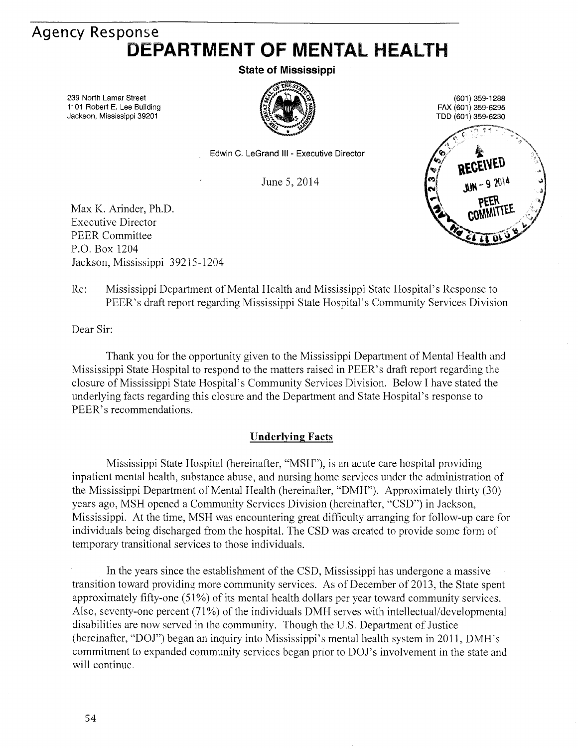## Agency Response

# DEPARTMENT OF MENTAL HEALTH

**State of Mississippi**

239 North Lamar Street
1101 Robert E. Lee Building
Jackson, Mississippi 39201

(601) 359-1288
FAX (601) 359-6295
TDD (601) 359-6230

Edwin C. LeGrand III - Executive Director

RECEIVED
JUN - 9 2014
PEER COMMITTEE

June 5, 2014

Max K. Arinder, Ph.D.
Executive Director
PEER Committee
P.O. Box 1204
Jackson, Mississippi 39215-1204

Re: Mississippi Department of Mental Health and Mississippi State Hospital's Response to PEER's draft report regarding Mississippi State Hospital's Community Services Division

Dear Sir:

Thank you for the opportunity given to the Mississippi Department of Mental Health and Mississippi State Hospital to respond to the matters raised in PEER's draft report regarding the closure of Mississippi State Hospital's Community Services Division. Below I have stated the underlying facts regarding this closure and the Department and State Hospital's response to PEER's recommendations.

### Underlying Facts

Mississippi State Hospital (hereinafter, "MSH"), is an acute care hospital providing inpatient mental health, substance abuse, and nursing home services under the administration of the Mississippi Department of Mental Health (hereinafter, "DMH"). Approximately thirty (30) years ago, MSH opened a Community Services Division (hereinafter, "CSD") in Jackson, Mississippi. At the time, MSH was encountering great difficulty arranging for follow-up care for individuals being discharged from the hospital. The CSD was created to provide some form of temporary transitional services to those individuals.

In the years since the establishment of the CSD, Mississippi has undergone a massive transition toward providing more community services. As of December of 2013, the State spent approximately fifty-one (51%) of its mental health dollars per year toward community services. Also, seventy-one percent (71%) of the individuals DMH serves with intellectual/developmental disabilities are now served in the community. Though the U.S. Department of Justice (hereinafter, "DOJ") began an inquiry into Mississippi's mental health system in 2011, DMH's commitment to expanded community services began prior to DOJ's involvement in the state and will continue.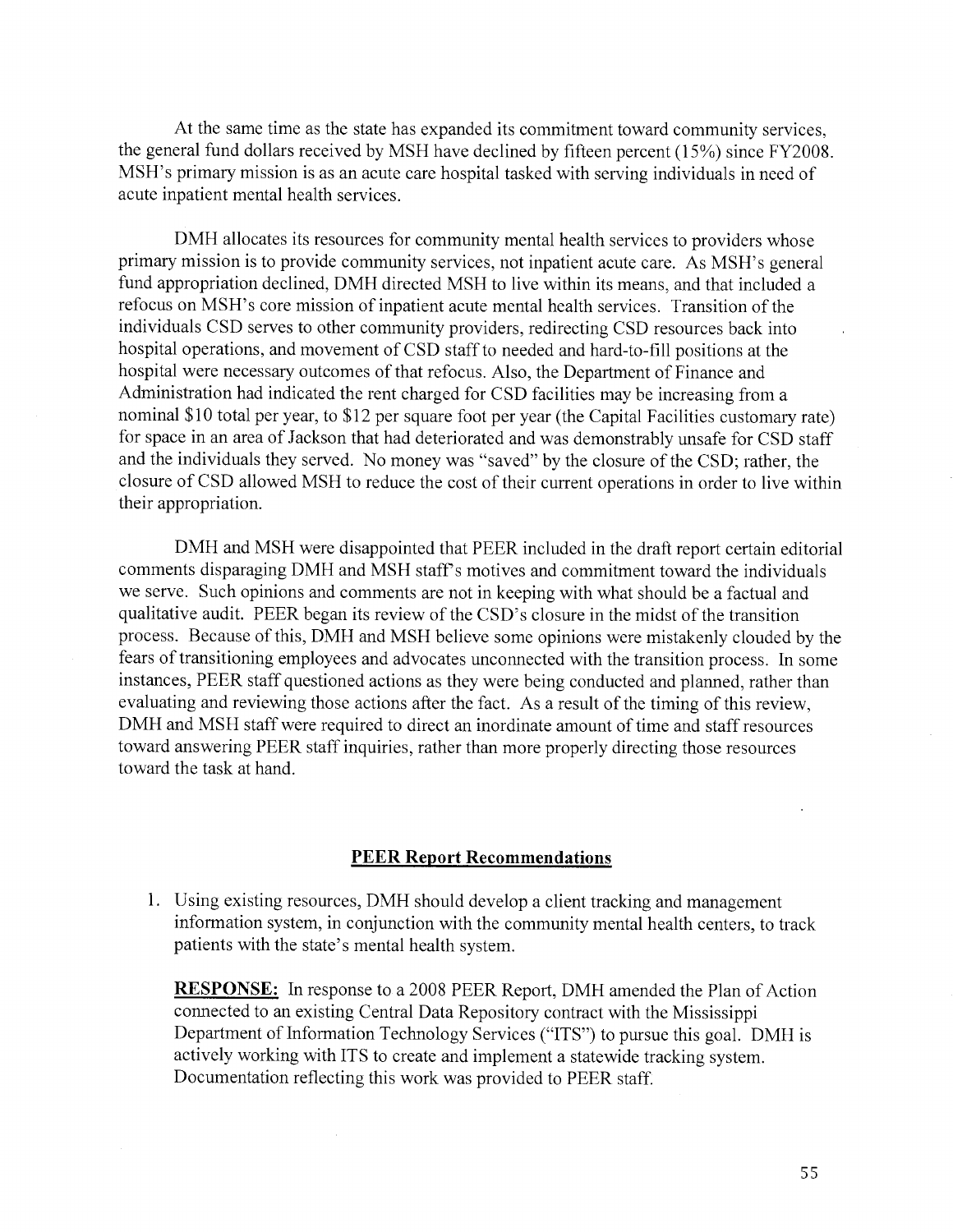At the same time as the state has expanded its commitment toward community services, the general fund dollars received by MSH have declined by fifteen percent (15%) since FY2008. MSH's primary mission is as an acute care hospital tasked with serving individuals in need of acute inpatient mental health services.

DMH allocates its resources for community mental health services to providers whose primary mission is to provide community services, not inpatient acute care. As MSH's general fund appropriation declined, DMH directed MSH to live within its means, and that included a refocus on MSH's core mission of inpatient acute mental health services. Transition of the individuals CSD serves to other community providers, redirecting CSD resources back into hospital operations, and movement of CSD staff to needed and hard-to-fill positions at the hospital were necessary outcomes of that refocus. Also, the Department of Finance and Administration had indicated the rent charged for CSD facilities may be increasing from a nominal $10 total per year, to $12 per square foot per year (the Capital Facilities customary rate) for space in an area of Jackson that had deteriorated and was demonstrably unsafe for CSD staff and the individuals they served. No money was "saved" by the closure of the CSD; rather, the closure of CSD allowed MSH to reduce the cost of their current operations in order to live within their appropriation.

DMH and MSH were disappointed that PEER included in the draft report certain editorial comments disparaging DMH and MSH staff's motives and commitment toward the individuals we serve. Such opinions and comments are not in keeping with what should be a factual and qualitative audit. PEER began its review of the CSD's closure in the midst of the transition process. Because of this, DMH and MSH believe some opinions were mistakenly clouded by the fears of transitioning employees and advocates unconnected with the transition process. In some instances, PEER staff questioned actions as they were being conducted and planned, rather than evaluating and reviewing those actions after the fact. As a result of the timing of this review, DMH and MSH staff were required to direct an inordinate amount of time and staff resources toward answering PEER staff inquiries, rather than more properly directing those resources toward the task at hand.

## PEER Report Recommendations

1. Using existing resources, DMH should develop a client tracking and management information system, in conjunction with the community mental health centers, to track patients with the state's mental health system.

   **RESPONSE:** In response to a 2008 PEER Report, DMH amended the Plan of Action connected to an existing Central Data Repository contract with the Mississippi Department of Information Technology Services ("ITS") to pursue this goal. DMH is actively working with ITS to create and implement a statewide tracking system. Documentation reflecting this work was provided to PEER staff.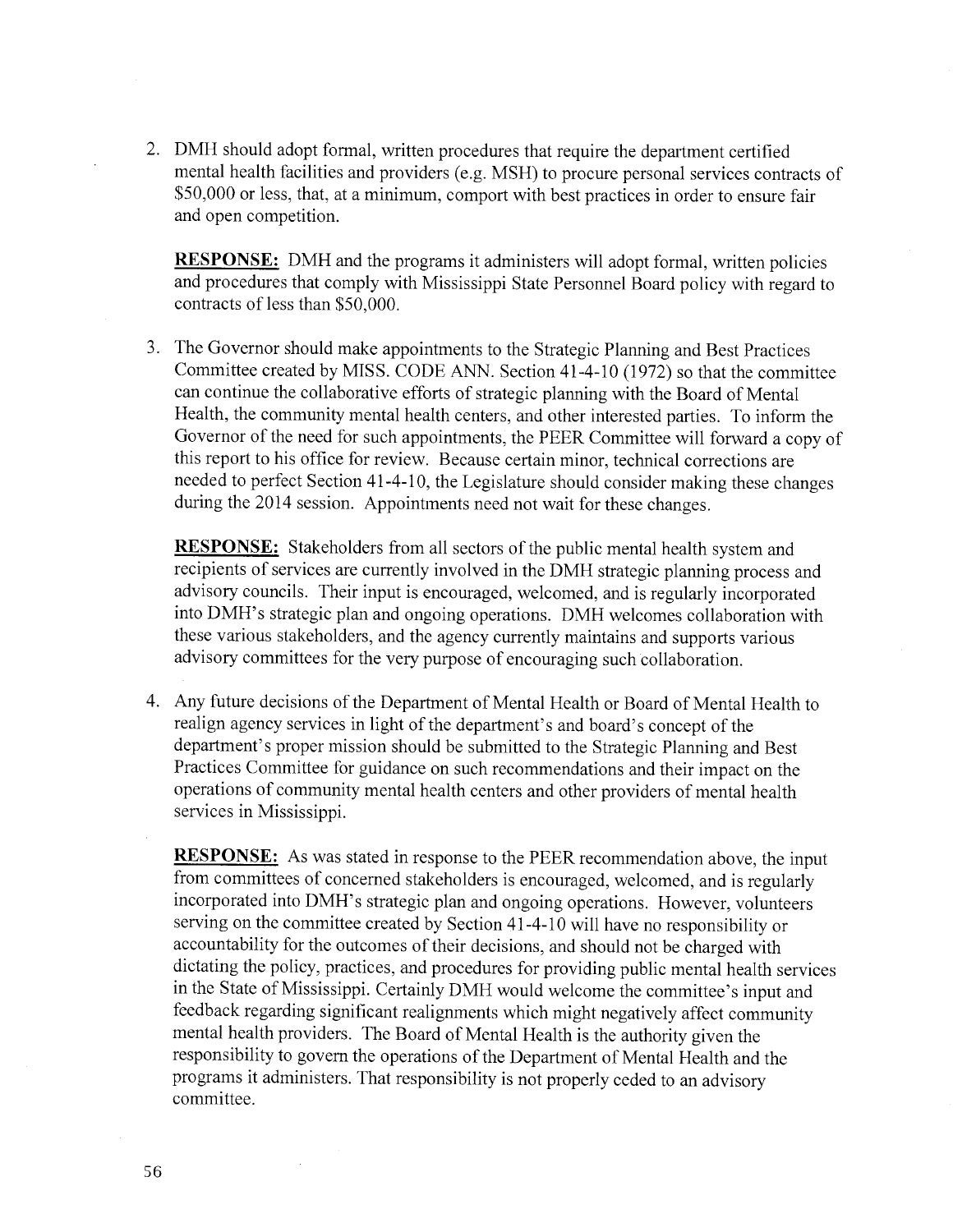2. DMH should adopt formal, written procedures that require the department certified mental health facilities and providers (e.g. MSH) to procure personal services contracts of $50,000 or less, that, at a minimum, comport with best practices in order to ensure fair and open competition.

   **RESPONSE:** DMH and the programs it administers will adopt formal, written policies and procedures that comply with Mississippi State Personnel Board policy with regard to contracts of less than $50,000.

3. The Governor should make appointments to the Strategic Planning and Best Practices Committee created by MISS. CODE ANN. Section 41-4-10 (1972) so that the committee can continue the collaborative efforts of strategic planning with the Board of Mental Health, the community mental health centers, and other interested parties. To inform the Governor of the need for such appointments, the PEER Committee will forward a copy of this report to his office for review. Because certain minor, technical corrections are needed to perfect Section 41-4-10, the Legislature should consider making these changes during the 2014 session. Appointments need not wait for these changes.

   **RESPONSE:** Stakeholders from all sectors of the public mental health system and recipients of services are currently involved in the DMH strategic planning process and advisory councils. Their input is encouraged, welcomed, and is regularly incorporated into DMH's strategic plan and ongoing operations. DMH welcomes collaboration with these various stakeholders, and the agency currently maintains and supports various advisory committees for the very purpose of encouraging such collaboration.

4. Any future decisions of the Department of Mental Health or Board of Mental Health to realign agency services in light of the department's and board's concept of the department's proper mission should be submitted to the Strategic Planning and Best Practices Committee for guidance on such recommendations and their impact on the operations of community mental health centers and other providers of mental health services in Mississippi.

   **RESPONSE:** As was stated in response to the PEER recommendation above, the input from committees of concerned stakeholders is encouraged, welcomed, and is regularly incorporated into DMH's strategic plan and ongoing operations. However, volunteers serving on the committee created by Section 41-4-10 will have no responsibility or accountability for the outcomes of their decisions, and should not be charged with dictating the policy, practices, and procedures for providing public mental health services in the State of Mississippi. Certainly DMH would welcome the committee's input and feedback regarding significant realignments which might negatively affect community mental health providers. The Board of Mental Health is the authority given the responsibility to govern the operations of the Department of Mental Health and the programs it administers. That responsibility is not properly ceded to an advisory committee.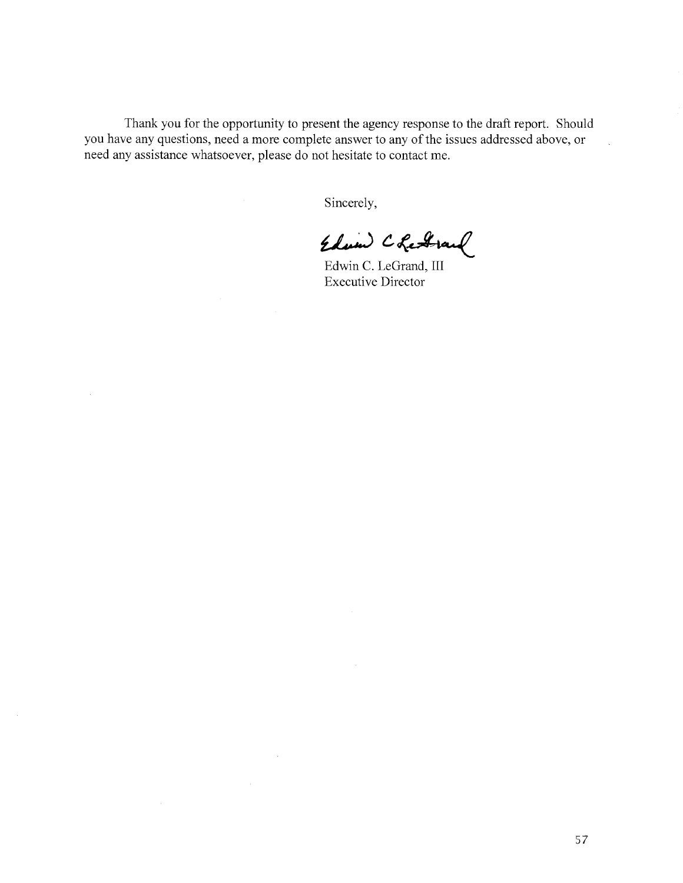Thank you for the opportunity to present the agency response to the draft report. Should you have any questions, need a more complete answer to any of the issues addressed above, or need any assistance whatsoever, please do not hesitate to contact me.

Sincerely,

Edwin C. LeGrand

Edwin C. LeGrand, III
Executive Director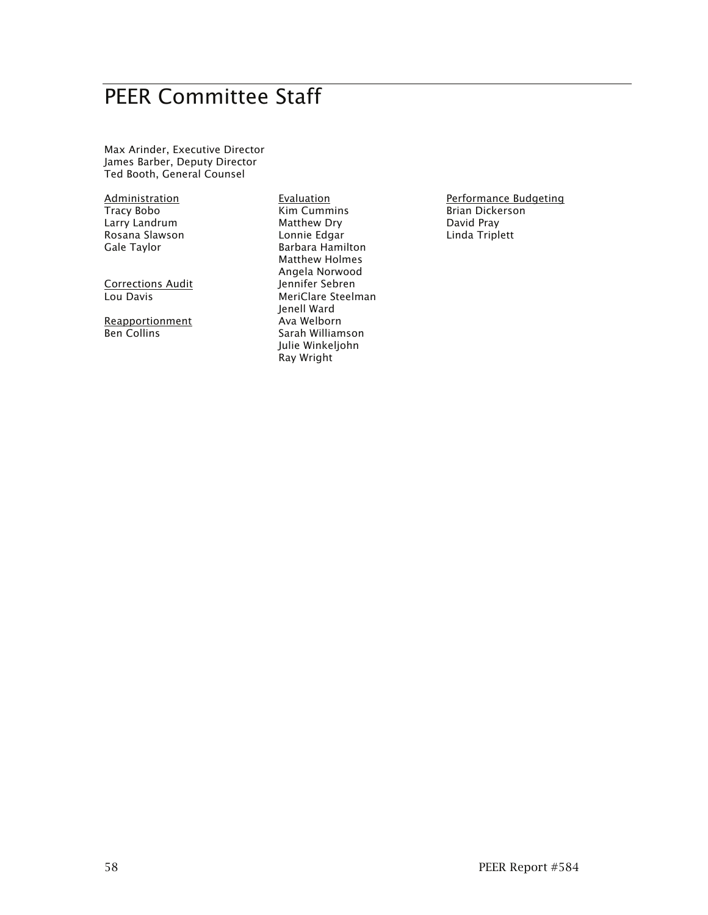# PEER Committee Staff

Max Arinder, Executive Director
James Barber, Deputy Director
Ted Booth, General Counsel

<u>Administration</u>
Tracy Bobo
Larry Landrum
Rosana Slawson
Gale Taylor

<u>Corrections Audit</u>
Lou Davis

<u>Reapportionment</u>
Ben Collins

<u>Evaluation</u>
Kim Cummins
Matthew Dry
Lonnie Edgar
Barbara Hamilton
Matthew Holmes
Angela Norwood
Jennifer Sebren
MeriClare Steelman
Jenell Ward
Ava Welborn
Sarah Williamson
Julie Winkeljohn
Ray Wright

<u>Performance Budgeting</u>
Brian Dickerson
David Pray
Linda Triplett